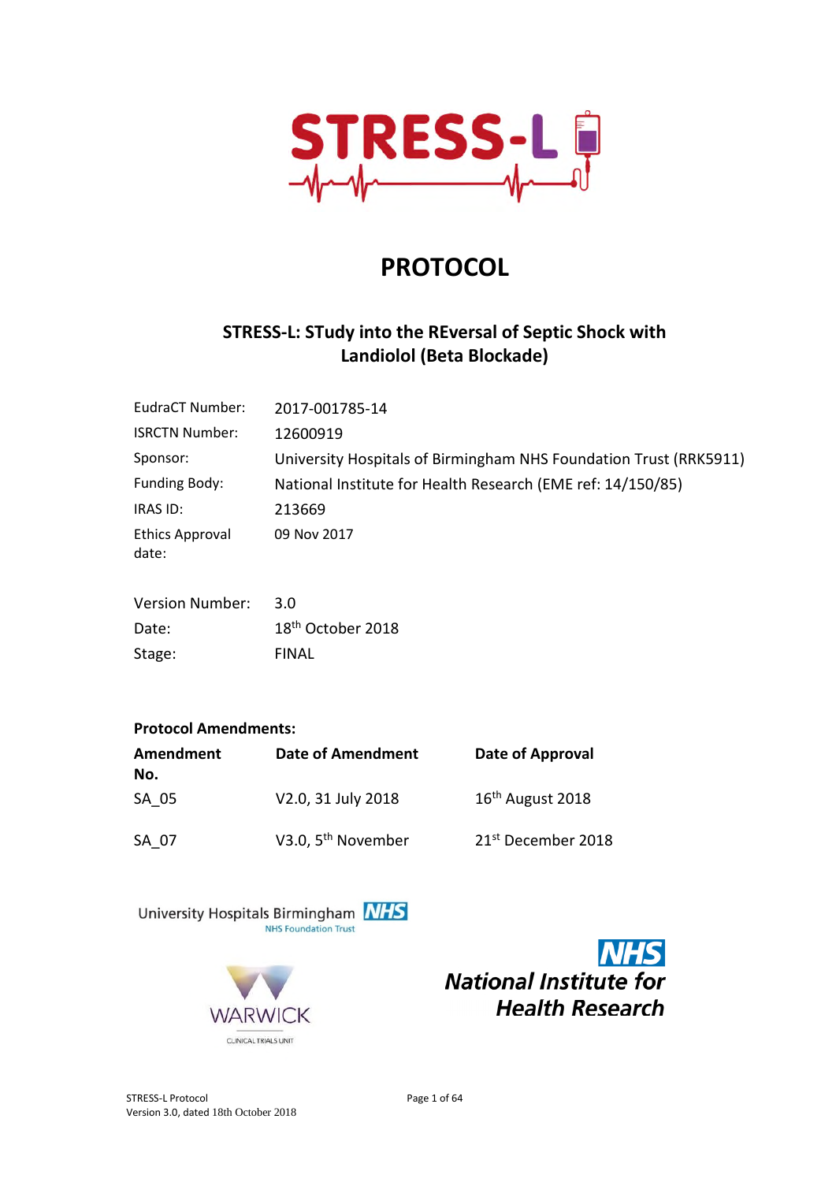STRESS-L

# PROTOCOL

## STRESS-L: STudy into the REversal of Septic Shock with Landiolol (Beta Blockade)

| | |
|---|---|
| EudraCT Number: | 2017-001785-14 |
| ISRCTN Number: | 12600919 |
| Sponsor: | University Hospitals of Birmingham NHS Foundation Trust (RRK5911) |
| Funding Body: | National Institute for Health Research (EME ref: 14/150/85) |
| IRAS ID: | 213669 |
| Ethics Approval date: | 09 Nov 2017 |

| | |
|---|---|
| Version Number: | 3.0 |
| Date: | 18th October 2018 |
| Stage: | FINAL |

**Protocol Amendments:**

| Amendment No. | Date of Amendment | Date of Approval |
|---|---|---|
| SA_05 | V2.0, 31 July 2018 | 16th August 2018 |
| SA_07 | V3.0, 5th November | 21st December 2018 |

University Hospitals Birmingham NHS Foundation Trust

WARWICK CLINICAL TRIALS UNIT

NHS National Institute for Health Research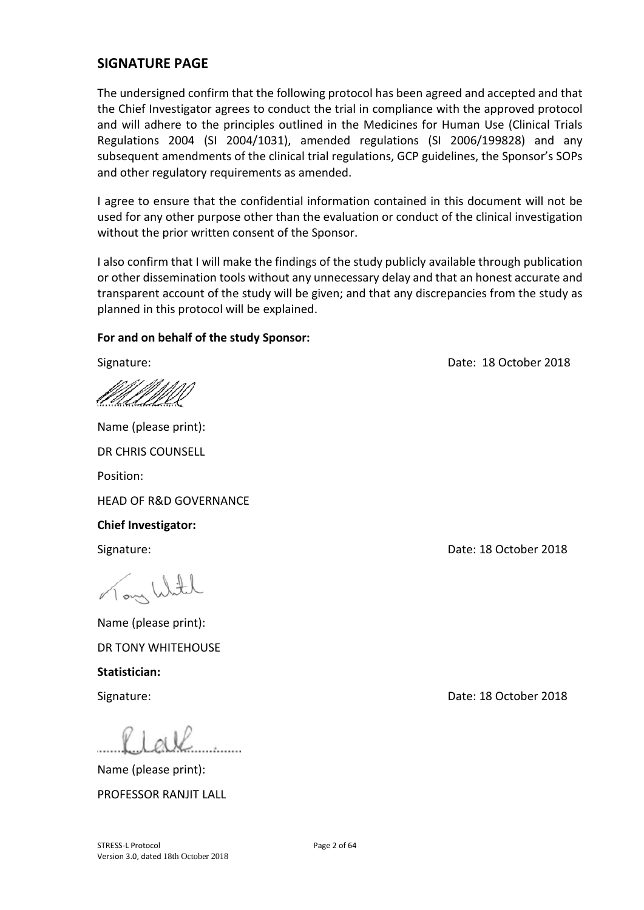## SIGNATURE PAGE

The undersigned confirm that the following protocol has been agreed and accepted and that the Chief Investigator agrees to conduct the trial in compliance with the approved protocol and will adhere to the principles outlined in the Medicines for Human Use (Clinical Trials Regulations 2004 (SI 2004/1031), amended regulations (SI 2006/199828) and any subsequent amendments of the clinical trial regulations, GCP guidelines, the Sponsor's SOPs and other regulatory requirements as amended.

I agree to ensure that the confidential information contained in this document will not be used for any other purpose other than the evaluation or conduct of the clinical investigation without the prior written consent of the Sponsor.

I also confirm that I will make the findings of the study publicly available through publication or other dissemination tools without any unnecessary delay and that an honest accurate and transparent account of the study will be given; and that any discrepancies from the study as planned in this protocol will be explained.

**For and on behalf of the study Sponsor:**

Signature: Date: 18 October 2018

Name (please print):

DR CHRIS COUNSELL

Position:

HEAD OF R&D GOVERNANCE

**Chief Investigator:**

Signature: Date: 18 October 2018

Name (please print):

DR TONY WHITEHOUSE

**Statistician:**

Signature: Date: 18 October 2018

Name (please print):

PROFESSOR RANJIT LALL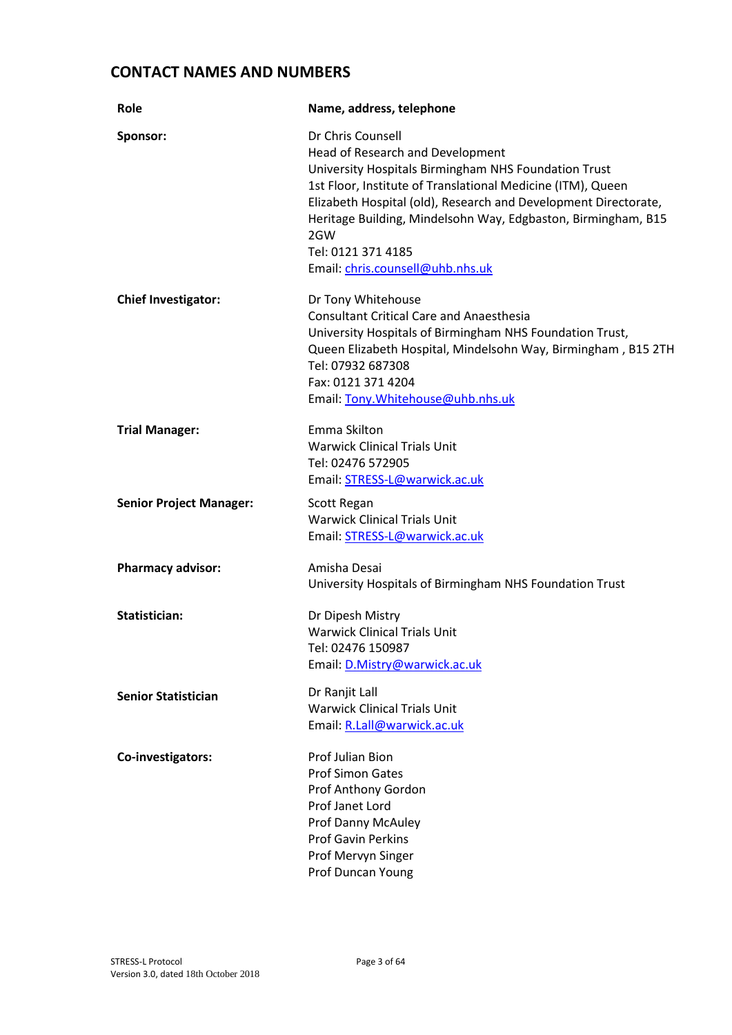## CONTACT NAMES AND NUMBERS

| Role | Name, address, telephone |
|---|---|
| **Sponsor:** | Dr Chris Counsell<br>Head of Research and Development<br>University Hospitals Birmingham NHS Foundation Trust<br>1st Floor, Institute of Translational Medicine (ITM), Queen Elizabeth Hospital (old), Research and Development Directorate, Heritage Building, Mindelsohn Way, Edgbaston, Birmingham, B15 2GW<br>Tel: 0121 371 4185<br>Email: chris.counsell@uhb.nhs.uk |
| **Chief Investigator:** | Dr Tony Whitehouse<br>Consultant Critical Care and Anaesthesia<br>University Hospitals of Birmingham NHS Foundation Trust, Queen Elizabeth Hospital, Mindelsohn Way, Birmingham , B15 2TH<br>Tel: 07932 687308<br>Fax: 0121 371 4204<br>Email: Tony.Whitehouse@uhb.nhs.uk |
| **Trial Manager:** | Emma Skilton<br>Warwick Clinical Trials Unit<br>Tel: 02476 572905<br>Email: STRESS-L@warwick.ac.uk |
| **Senior Project Manager:** | Scott Regan<br>Warwick Clinical Trials Unit<br>Email: STRESS-L@warwick.ac.uk |
| **Pharmacy advisor:** | Amisha Desai<br>University Hospitals of Birmingham NHS Foundation Trust |
| **Statistician:** | Dr Dipesh Mistry<br>Warwick Clinical Trials Unit<br>Tel: 02476 150987<br>Email: D.Mistry@warwick.ac.uk |
| **Senior Statistician** | Dr Ranjit Lall<br>Warwick Clinical Trials Unit<br>Email: R.Lall@warwick.ac.uk |
| **Co-investigators:** | Prof Julian Bion<br>Prof Simon Gates<br>Prof Anthony Gordon<br>Prof Janet Lord<br>Prof Danny McAuley<br>Prof Gavin Perkins<br>Prof Mervyn Singer<br>Prof Duncan Young |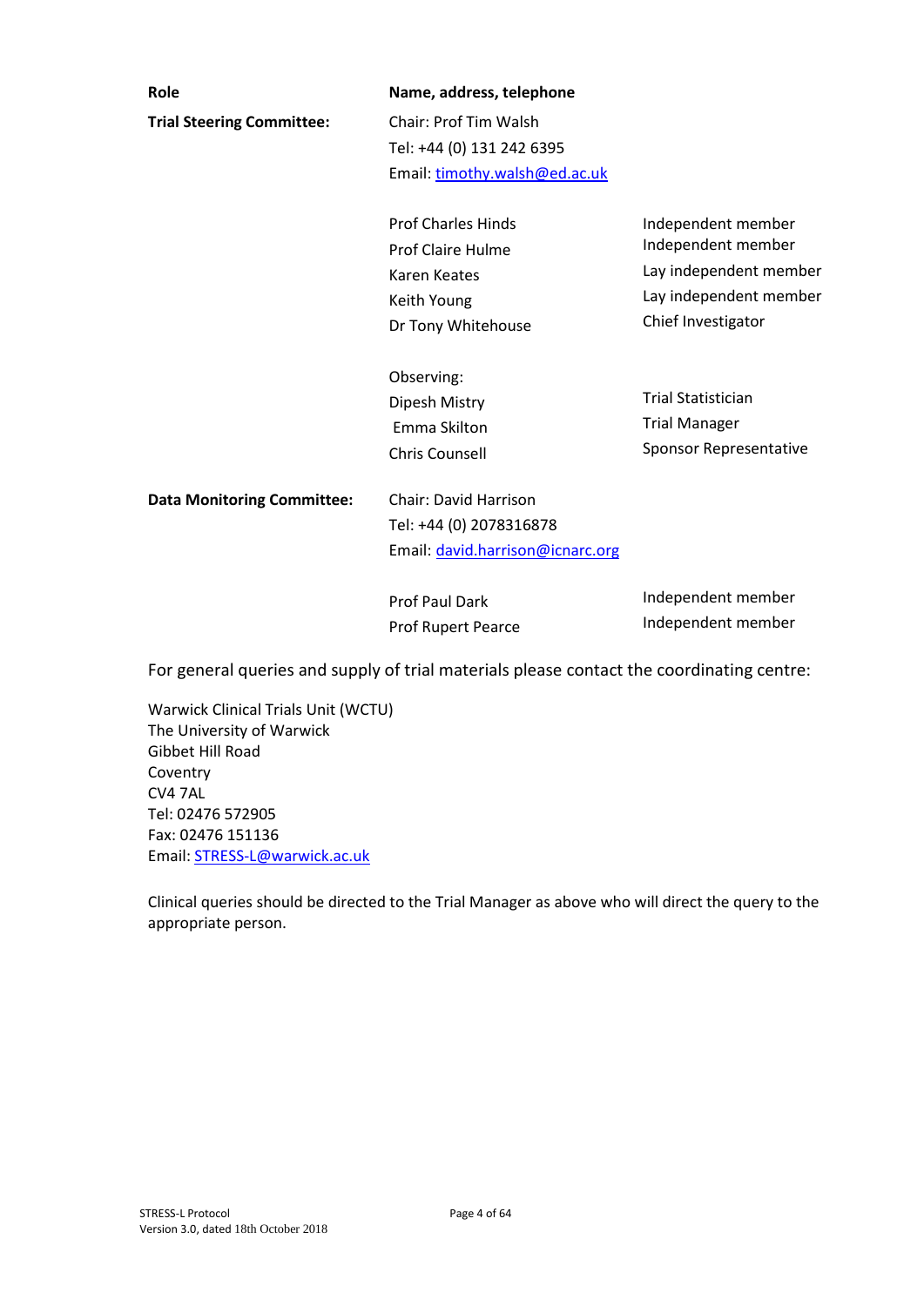| Role | Name, address, telephone | |
|---|---|---|
| **Trial Steering Committee:** | Chair: Prof Tim Walsh<br>Tel: +44 (0) 131 242 6395<br>Email: timothy.walsh@ed.ac.uk | |
| | Prof Charles Hinds | Independent member |
| | Prof Claire Hulme | Independent member |
| | Karen Keates | Lay independent member |
| | Keith Young | Lay independent member |
| | Dr Tony Whitehouse | Chief Investigator |
| | Observing: | |
| | Dipesh Mistry | Trial Statistician |
| | Emma Skilton | Trial Manager |
| | Chris Counsell | Sponsor Representative |
| **Data Monitoring Committee:** | Chair: David Harrison<br>Tel: +44 (0) 2078316878<br>Email: david.harrison@icnarc.org | |
| | Prof Paul Dark | Independent member |
| | Prof Rupert Pearce | Independent member |

For general queries and supply of trial materials please contact the coordinating centre:

Warwick Clinical Trials Unit (WCTU)
The University of Warwick
Gibbet Hill Road
Coventry
CV4 7AL
Tel: 02476 572905
Fax: 02476 151136
Email: STRESS-L@warwick.ac.uk

Clinical queries should be directed to the Trial Manager as above who will direct the query to the appropriate person.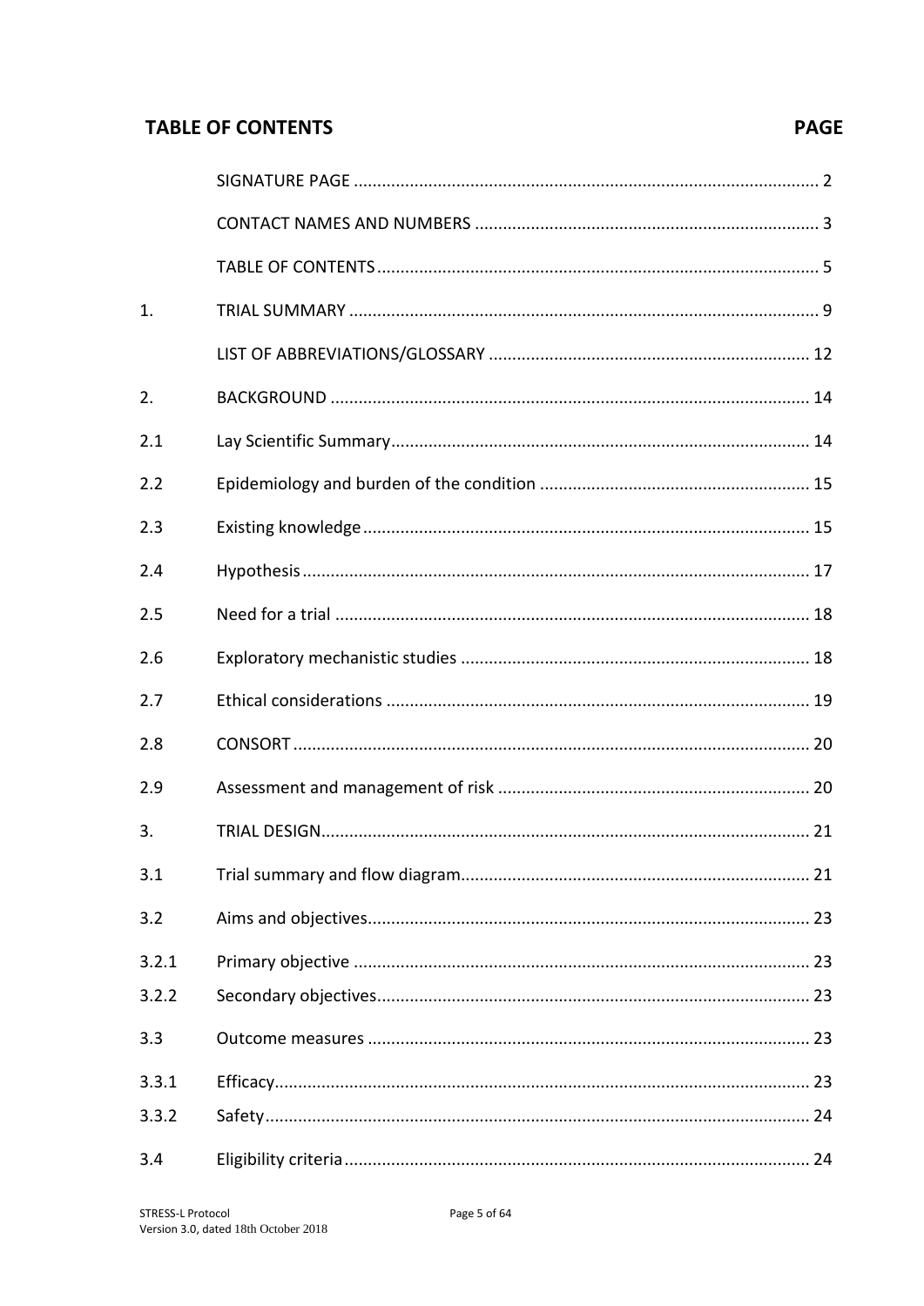## TABLE OF CONTENTS

| | | PAGE |
|---|---|---|
| | SIGNATURE PAGE | 2 |
| | CONTACT NAMES AND NUMBERS | 3 |
| | TABLE OF CONTENTS | 5 |
| 1. | TRIAL SUMMARY | 9 |
| | LIST OF ABBREVIATIONS/GLOSSARY | 12 |
| 2. | BACKGROUND | 14 |
| 2.1 | Lay Scientific Summary | 14 |
| 2.2 | Epidemiology and burden of the condition | 15 |
| 2.3 | Existing knowledge | 15 |
| 2.4 | Hypothesis | 17 |
| 2.5 | Need for a trial | 18 |
| 2.6 | Exploratory mechanistic studies | 18 |
| 2.7 | Ethical considerations | 19 |
| 2.8 | CONSORT | 20 |
| 2.9 | Assessment and management of risk | 20 |
| 3. | TRIAL DESIGN | 21 |
| 3.1 | Trial summary and flow diagram | 21 |
| 3.2 | Aims and objectives | 23 |
| 3.2.1 | Primary objective | 23 |
| 3.2.2 | Secondary objectives | 23 |
| 3.3 | Outcome measures | 23 |
| 3.3.1 | Efficacy | 23 |
| 3.3.2 | Safety | 24 |
| 3.4 | Eligibility criteria | 24 |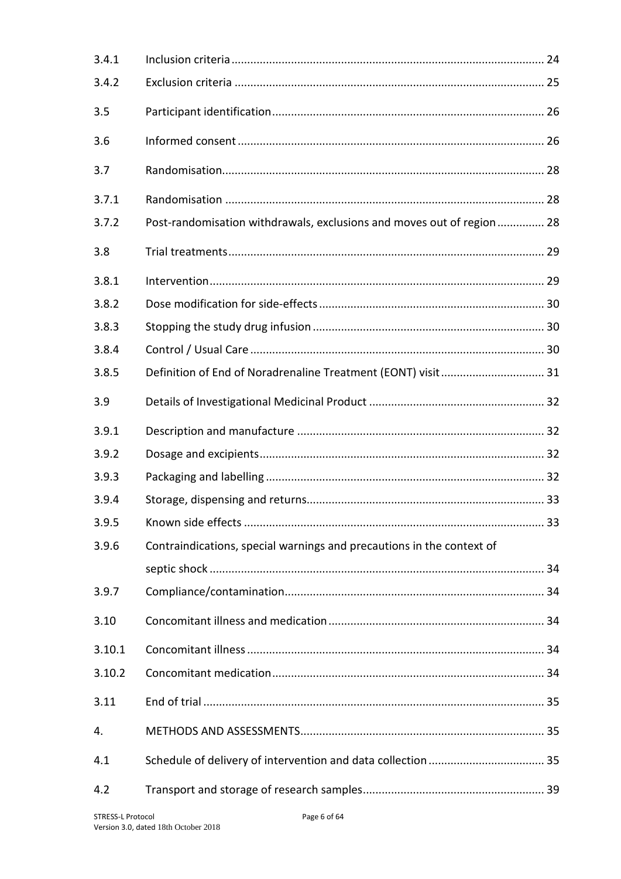| | | |
|---|---|---|
| 3.4.1 | Inclusion criteria | 24 |
| 3.4.2 | Exclusion criteria | 25 |
| 3.5 | Participant identification | 26 |
| 3.6 | Informed consent | 26 |
| 3.7 | Randomisation | 28 |
| 3.7.1 | Randomisation | 28 |
| 3.7.2 | Post-randomisation withdrawals, exclusions and moves out of region | 28 |
| 3.8 | Trial treatments | 29 |
| 3.8.1 | Intervention | 29 |
| 3.8.2 | Dose modification for side-effects | 30 |
| 3.8.3 | Stopping the study drug infusion | 30 |
| 3.8.4 | Control / Usual Care | 30 |
| 3.8.5 | Definition of End of Noradrenaline Treatment (EONT) visit | 31 |
| 3.9 | Details of Investigational Medicinal Product | 32 |
| 3.9.1 | Description and manufacture | 32 |
| 3.9.2 | Dosage and excipients | 32 |
| 3.9.3 | Packaging and labelling | 32 |
| 3.9.4 | Storage, dispensing and returns | 33 |
| 3.9.5 | Known side effects | 33 |
| 3.9.6 | Contraindications, special warnings and precautions in the context of septic shock | 34 |
| 3.9.7 | Compliance/contamination | 34 |
| 3.10 | Concomitant illness and medication | 34 |
| 3.10.1 | Concomitant illness | 34 |
| 3.10.2 | Concomitant medication | 34 |
| 3.11 | End of trial | 35 |
| 4. | METHODS AND ASSESSMENTS | 35 |
| 4.1 | Schedule of delivery of intervention and data collection | 35 |
| 4.2 | Transport and storage of research samples | 39 |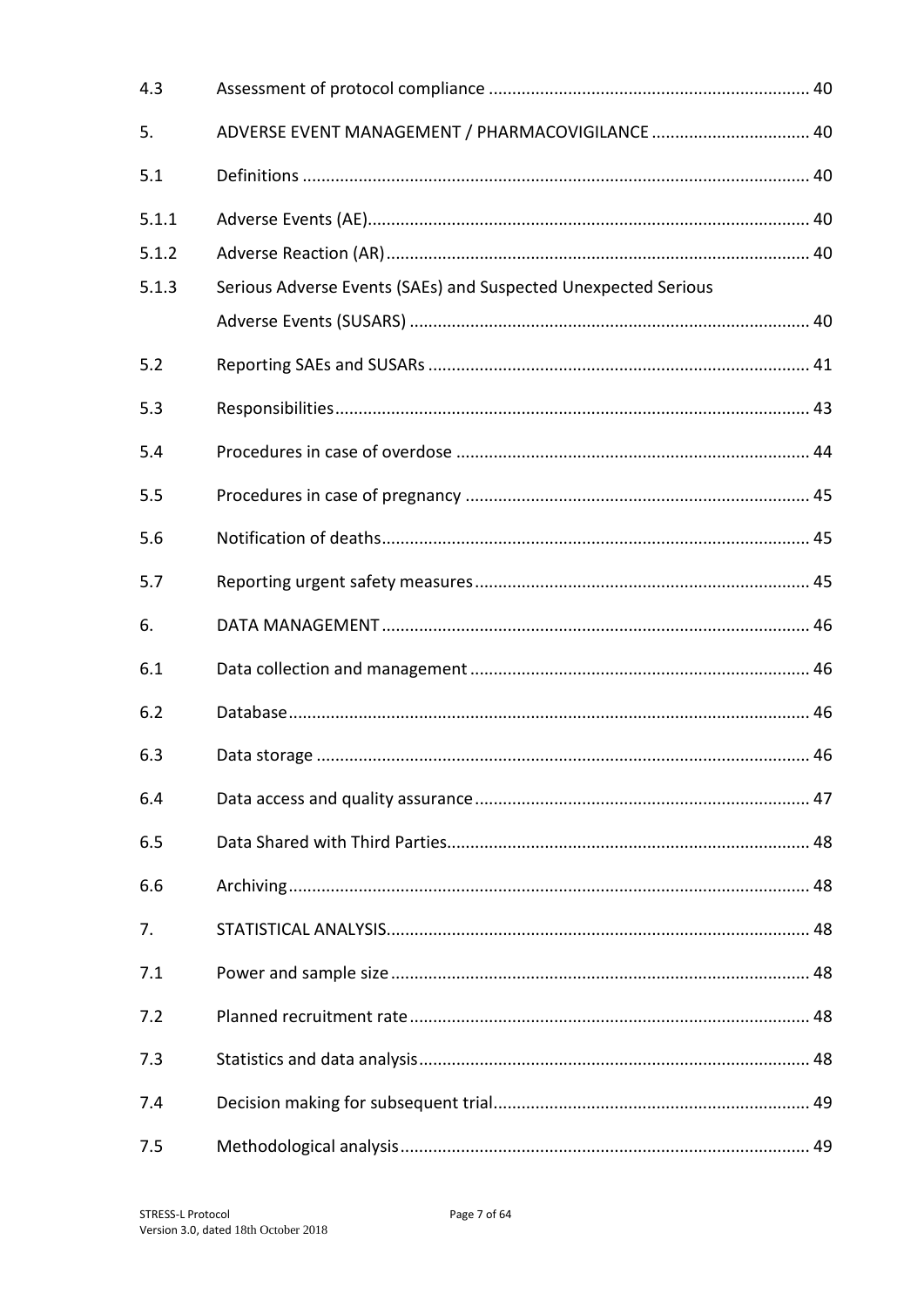| | | |
|---|---|---|
| 4.3 | Assessment of protocol compliance | 40 |
| 5. | ADVERSE EVENT MANAGEMENT / PHARMACOVIGILANCE | 40 |
| 5.1 | Definitions | 40 |
| 5.1.1 | Adverse Events (AE) | 40 |
| 5.1.2 | Adverse Reaction (AR) | 40 |
| 5.1.3 | Serious Adverse Events (SAEs) and Suspected Unexpected Serious Adverse Events (SUSARS) | 40 |
| 5.2 | Reporting SAEs and SUSARs | 41 |
| 5.3 | Responsibilities | 43 |
| 5.4 | Procedures in case of overdose | 44 |
| 5.5 | Procedures in case of pregnancy | 45 |
| 5.6 | Notification of deaths | 45 |
| 5.7 | Reporting urgent safety measures | 45 |
| 6. | DATA MANAGEMENT | 46 |
| 6.1 | Data collection and management | 46 |
| 6.2 | Database | 46 |
| 6.3 | Data storage | 46 |
| 6.4 | Data access and quality assurance | 47 |
| 6.5 | Data Shared with Third Parties | 48 |
| 6.6 | Archiving | 48 |
| 7. | STATISTICAL ANALYSIS | 48 |
| 7.1 | Power and sample size | 48 |
| 7.2 | Planned recruitment rate | 48 |
| 7.3 | Statistics and data analysis | 48 |
| 7.4 | Decision making for subsequent trial | 49 |
| 7.5 | Methodological analysis | 49 |

STRESS-L Protocol
Version 3.0, dated 18th October 2018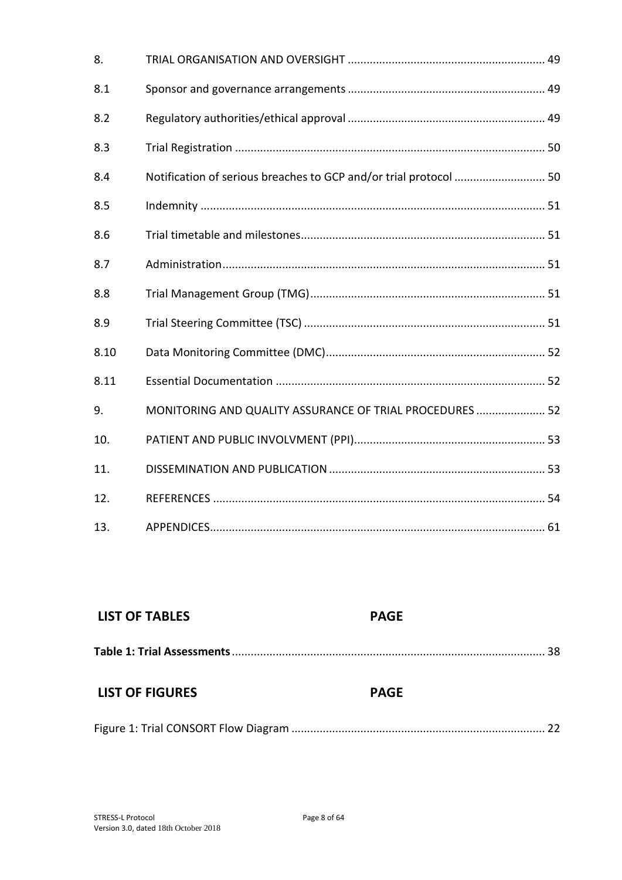| | | |
|---|---|---|
| 8. | TRIAL ORGANISATION AND OVERSIGHT | 49 |
| 8.1 | Sponsor and governance arrangements | 49 |
| 8.2 | Regulatory authorities/ethical approval | 49 |
| 8.3 | Trial Registration | 50 |
| 8.4 | Notification of serious breaches to GCP and/or trial protocol | 50 |
| 8.5 | Indemnity | 51 |
| 8.6 | Trial timetable and milestones | 51 |
| 8.7 | Administration | 51 |
| 8.8 | Trial Management Group (TMG) | 51 |
| 8.9 | Trial Steering Committee (TSC) | 51 |
| 8.10 | Data Monitoring Committee (DMC) | 52 |
| 8.11 | Essential Documentation | 52 |
| 9. | MONITORING AND QUALITY ASSURANCE OF TRIAL PROCEDURES | 52 |
| 10. | PATIENT AND PUBLIC INVOLVMENT (PPI) | 53 |
| 11. | DISSEMINATION AND PUBLICATION | 53 |
| 12. | REFERENCES | 54 |
| 13. | APPENDICES | 61 |

**LIST OF TABLES** **PAGE**

**Table 1: Trial Assessments** .......... 38

**LIST OF FIGURES** **PAGE**

Figure 1: Trial CONSORT Flow Diagram .......... 22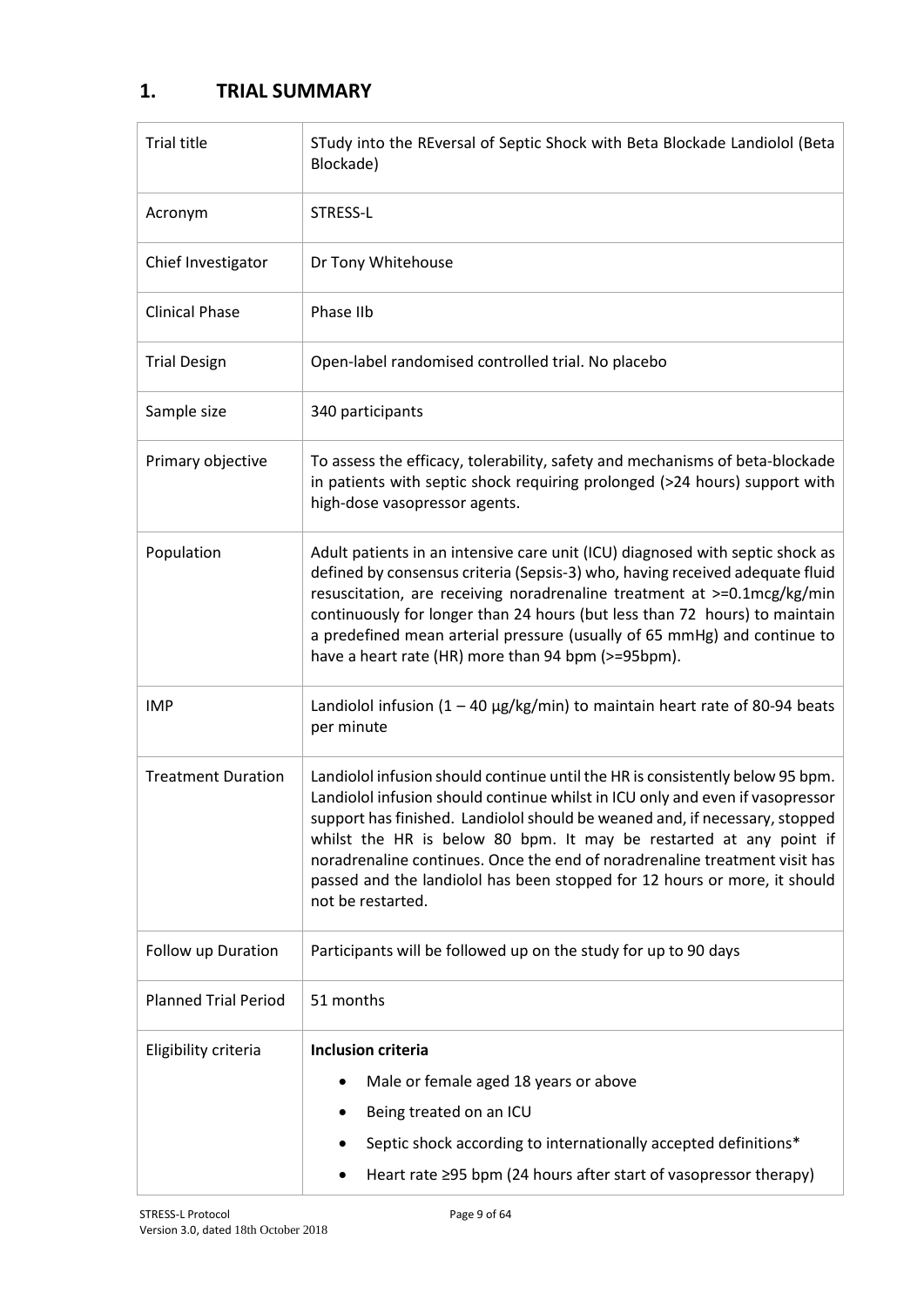## 1. TRIAL SUMMARY

| | |
|---|---|
| Trial title | STudy into the REversal of Septic Shock with Beta Blockade Landiolol (Beta Blockade) |
| Acronym | STRESS-L |
| Chief Investigator | Dr Tony Whitehouse |
| Clinical Phase | Phase IIb |
| Trial Design | Open-label randomised controlled trial. No placebo |
| Sample size | 340 participants |
| Primary objective | To assess the efficacy, tolerability, safety and mechanisms of beta-blockade in patients with septic shock requiring prolonged (>24 hours) support with high-dose vasopressor agents. |
| Population | Adult patients in an intensive care unit (ICU) diagnosed with septic shock as defined by consensus criteria (Sepsis-3) who, having received adequate fluid resuscitation, are receiving noradrenaline treatment at >=0.1mcg/kg/min continuously for longer than 24 hours (but less than 72 hours) to maintain a predefined mean arterial pressure (usually of 65 mmHg) and continue to have a heart rate (HR) more than 94 bpm (>=95bpm). |
| IMP | Landiolol infusion (1 – 40 µg/kg/min) to maintain heart rate of 80-94 beats per minute |
| Treatment Duration | Landiolol infusion should continue until the HR is consistently below 95 bpm. Landiolol infusion should continue whilst in ICU only and even if vasopressor support has finished. Landiolol should be weaned and, if necessary, stopped whilst the HR is below 80 bpm. It may be restarted at any point if noradrenaline continues. Once the end of noradrenaline treatment visit has passed and the landiolol has been stopped for 12 hours or more, it should not be restarted. |
| Follow up Duration | Participants will be followed up on the study for up to 90 days |
| Planned Trial Period | 51 months |
| Eligibility criteria | **Inclusion criteria**<br>• Male or female aged 18 years or above<br>• Being treated on an ICU<br>• Septic shock according to internationally accepted definitions*<br>• Heart rate ≥95 bpm (24 hours after start of vasopressor therapy) |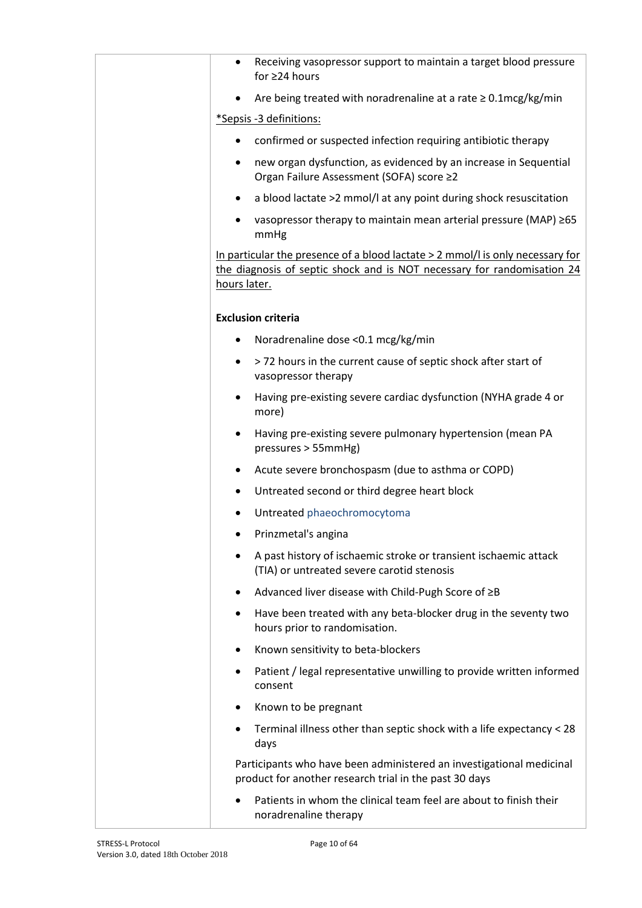| | • Receiving vasopressor support to maintain a target blood pressure for ≥24 hours<br>• Are being treated with noradrenaline at a rate ≥ 0.1mcg/kg/min<br><br><u>*Sepsis -3 definitions:</u><br>• confirmed or suspected infection requiring antibiotic therapy<br>• new organ dysfunction, as evidenced by an increase in Sequential Organ Failure Assessment (SOFA) score ≥2<br>• a blood lactate >2 mmol/l at any point during shock resuscitation<br>• vasopressor therapy to maintain mean arterial pressure (MAP) ≥65 mmHg<br><br><u>In particular the presence of a blood lactate > 2 mmol/l is only necessary for the diagnosis of septic shock and is NOT necessary for randomisation 24 hours later.</u><br><br>**Exclusion criteria**<br>• Noradrenaline dose <0.1 mcg/kg/min<br>• > 72 hours in the current cause of septic shock after start of vasopressor therapy<br>• Having pre-existing severe cardiac dysfunction (NYHA grade 4 or more)<br>• Having pre-existing severe pulmonary hypertension (mean PA pressures > 55mmHg)<br>• Acute severe bronchospasm (due to asthma or COPD)<br>• Untreated second or third degree heart block<br>• Untreated phaeochromocytoma<br>• Prinzmetal's angina<br>• A past history of ischaemic stroke or transient ischaemic attack (TIA) or untreated severe carotid stenosis<br>• Advanced liver disease with Child-Pugh Score of ≥B<br>• Have been treated with any beta-blocker drug in the seventy two hours prior to randomisation.<br>• Known sensitivity to beta-blockers<br>• Patient / legal representative unwilling to provide written informed consent<br>• Known to be pregnant<br>• Terminal illness other than septic shock with a life expectancy < 28 days<br><br>Participants who have been administered an investigational medicinal product for another research trial in the past 30 days<br><br>• Patients in whom the clinical team feel are about to finish their noradrenaline therapy |
|---|---|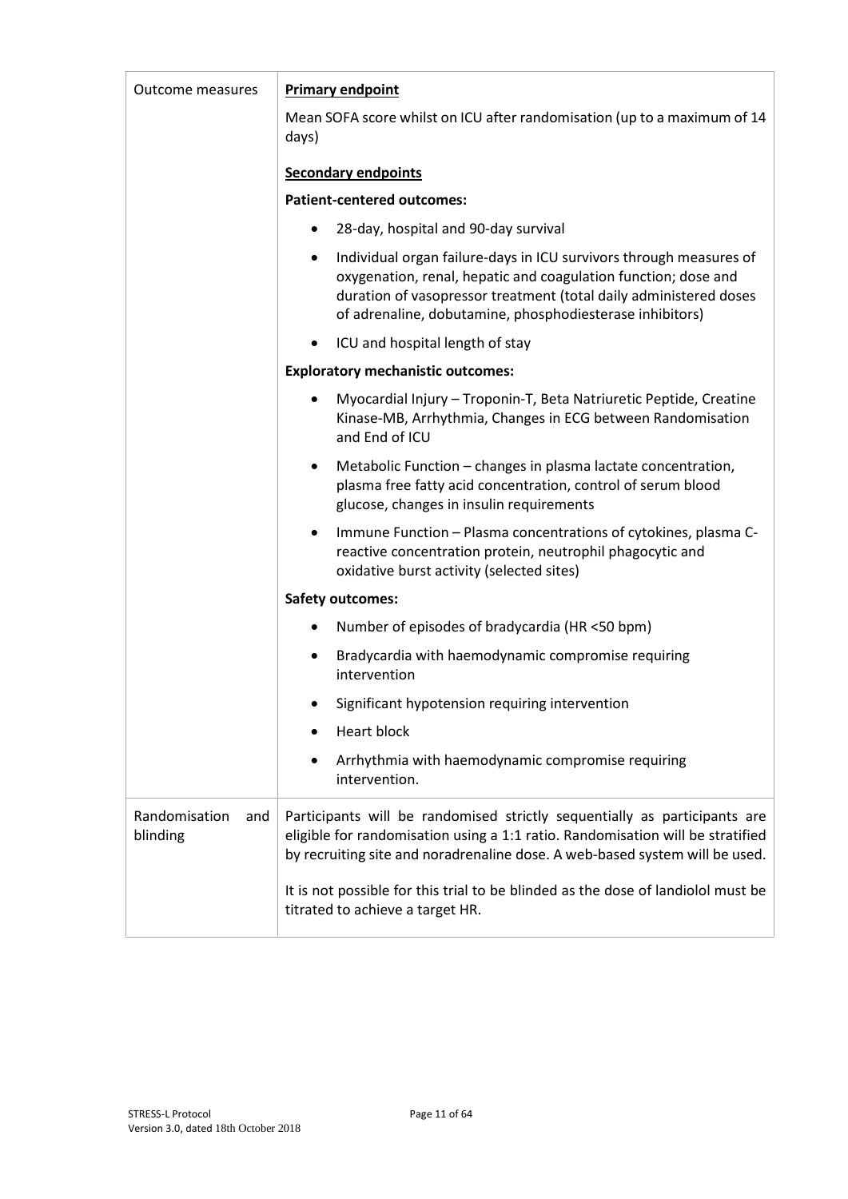| | |
|---|---|
| Outcome measures | **<u>Primary endpoint</u>**<br><br>Mean SOFA score whilst on ICU after randomisation (up to a maximum of 14 days)<br><br>**<u>Secondary endpoints</u>**<br><br>**Patient-centered outcomes:**<br><br>• 28-day, hospital and 90-day survival<br>• Individual organ failure-days in ICU survivors through measures of oxygenation, renal, hepatic and coagulation function; dose and duration of vasopressor treatment (total daily administered doses of adrenaline, dobutamine, phosphodiesterase inhibitors)<br>• ICU and hospital length of stay<br><br>**Exploratory mechanistic outcomes:**<br><br>• Myocardial Injury – Troponin-T, Beta Natriuretic Peptide, Creatine Kinase-MB, Arrhythmia, Changes in ECG between Randomisation and End of ICU<br>• Metabolic Function – changes in plasma lactate concentration, plasma free fatty acid concentration, control of serum blood glucose, changes in insulin requirements<br>• Immune Function – Plasma concentrations of cytokines, plasma C-reactive concentration protein, neutrophil phagocytic and oxidative burst activity (selected sites)<br><br>**Safety outcomes:**<br><br>• Number of episodes of bradycardia (HR <50 bpm)<br>• Bradycardia with haemodynamic compromise requiring intervention<br>• Significant hypotension requiring intervention<br>• Heart block<br>• Arrhythmia with haemodynamic compromise requiring intervention. |
| Randomisation and blinding | Participants will be randomised strictly sequentially as participants are eligible for randomisation using a 1:1 ratio. Randomisation will be stratified by recruiting site and noradrenaline dose. A web-based system will be used.<br><br>It is not possible for this trial to be blinded as the dose of landiolol must be titrated to achieve a target HR. |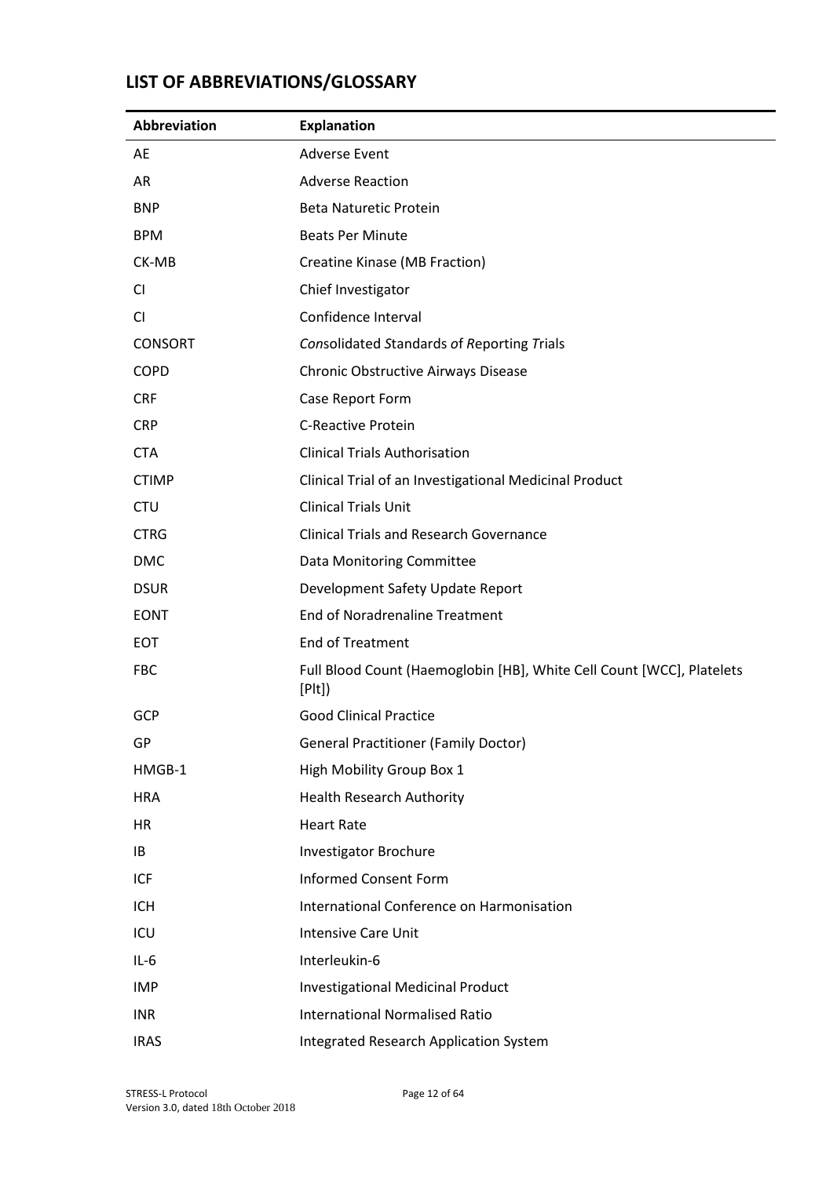## LIST OF ABBREVIATIONS/GLOSSARY

| Abbreviation | Explanation |
|---|---|
| AE | Adverse Event |
| AR | Adverse Reaction |
| BNP | Beta Naturetic Protein |
| BPM | Beats Per Minute |
| CK-MB | Creatine Kinase (MB Fraction) |
| CI | Chief Investigator |
| CI | Confidence Interval |
| CONSORT | *Con*solidated *S*tandards *o*f *R*eporting *T*rials |
| COPD | Chronic Obstructive Airways Disease |
| CRF | Case Report Form |
| CRP | C-Reactive Protein |
| CTA | Clinical Trials Authorisation |
| CTIMP | Clinical Trial of an Investigational Medicinal Product |
| CTU | Clinical Trials Unit |
| CTRG | Clinical Trials and Research Governance |
| DMC | Data Monitoring Committee |
| DSUR | Development Safety Update Report |
| EONT | End of Noradrenaline Treatment |
| EOT | End of Treatment |
| FBC | Full Blood Count (Haemoglobin [HB], White Cell Count [WCC], Platelets [Plt]) |
| GCP | Good Clinical Practice |
| GP | General Practitioner (Family Doctor) |
| HMGB-1 | High Mobility Group Box 1 |
| HRA | Health Research Authority |
| HR | Heart Rate |
| IB | Investigator Brochure |
| ICF | Informed Consent Form |
| ICH | International Conference on Harmonisation |
| ICU | Intensive Care Unit |
| IL-6 | Interleukin-6 |
| IMP | Investigational Medicinal Product |
| INR | International Normalised Ratio |
| IRAS | Integrated Research Application System |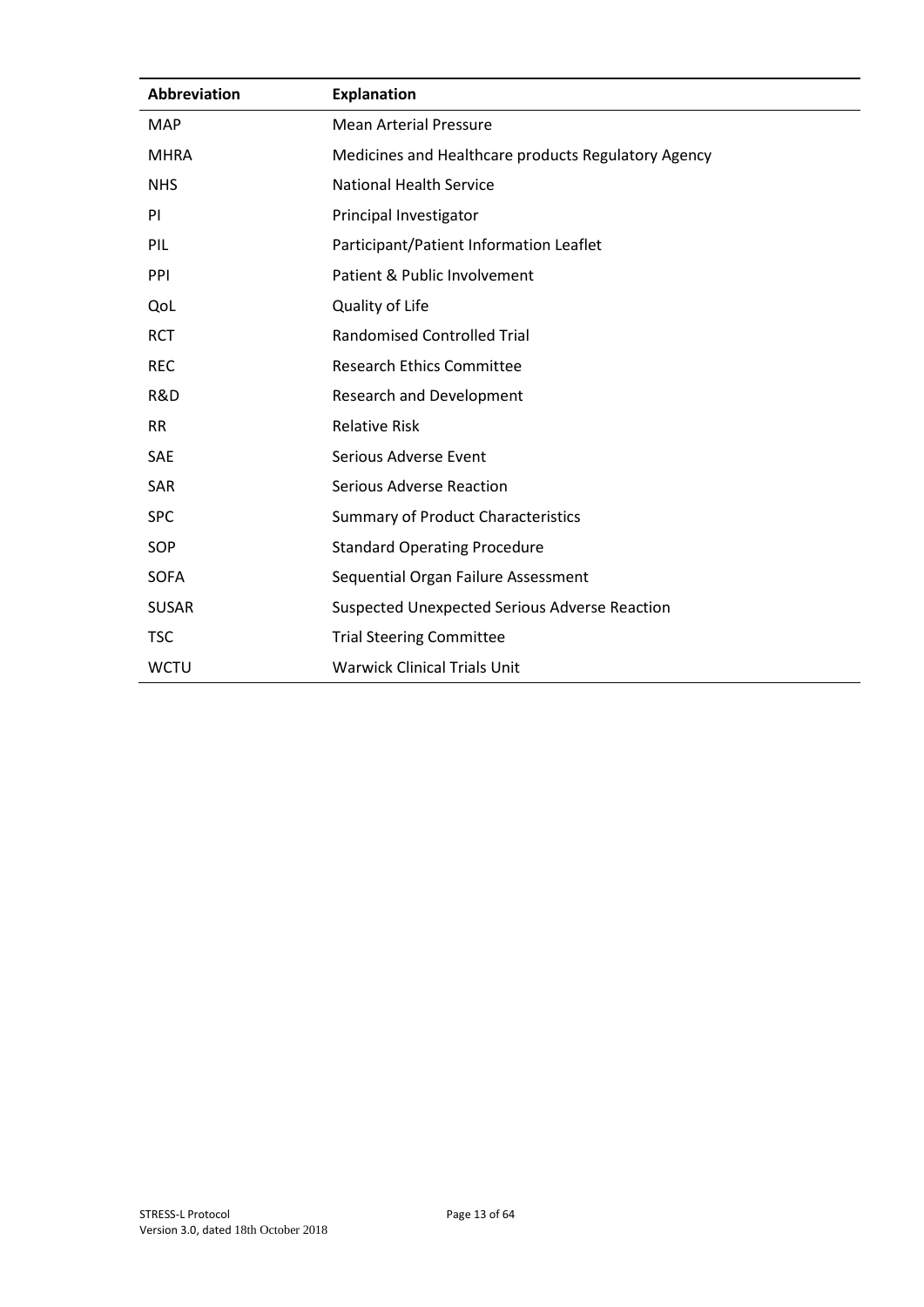| Abbreviation | Explanation |
|---|---|
| MAP | Mean Arterial Pressure |
| MHRA | Medicines and Healthcare products Regulatory Agency |
| NHS | National Health Service |
| PI | Principal Investigator |
| PIL | Participant/Patient Information Leaflet |
| PPI | Patient & Public Involvement |
| QoL | Quality of Life |
| RCT | Randomised Controlled Trial |
| REC | Research Ethics Committee |
| R&D | Research and Development |
| RR | Relative Risk |
| SAE | Serious Adverse Event |
| SAR | Serious Adverse Reaction |
| SPC | Summary of Product Characteristics |
| SOP | Standard Operating Procedure |
| SOFA | Sequential Organ Failure Assessment |
| SUSAR | Suspected Unexpected Serious Adverse Reaction |
| TSC | Trial Steering Committee |
| WCTU | Warwick Clinical Trials Unit |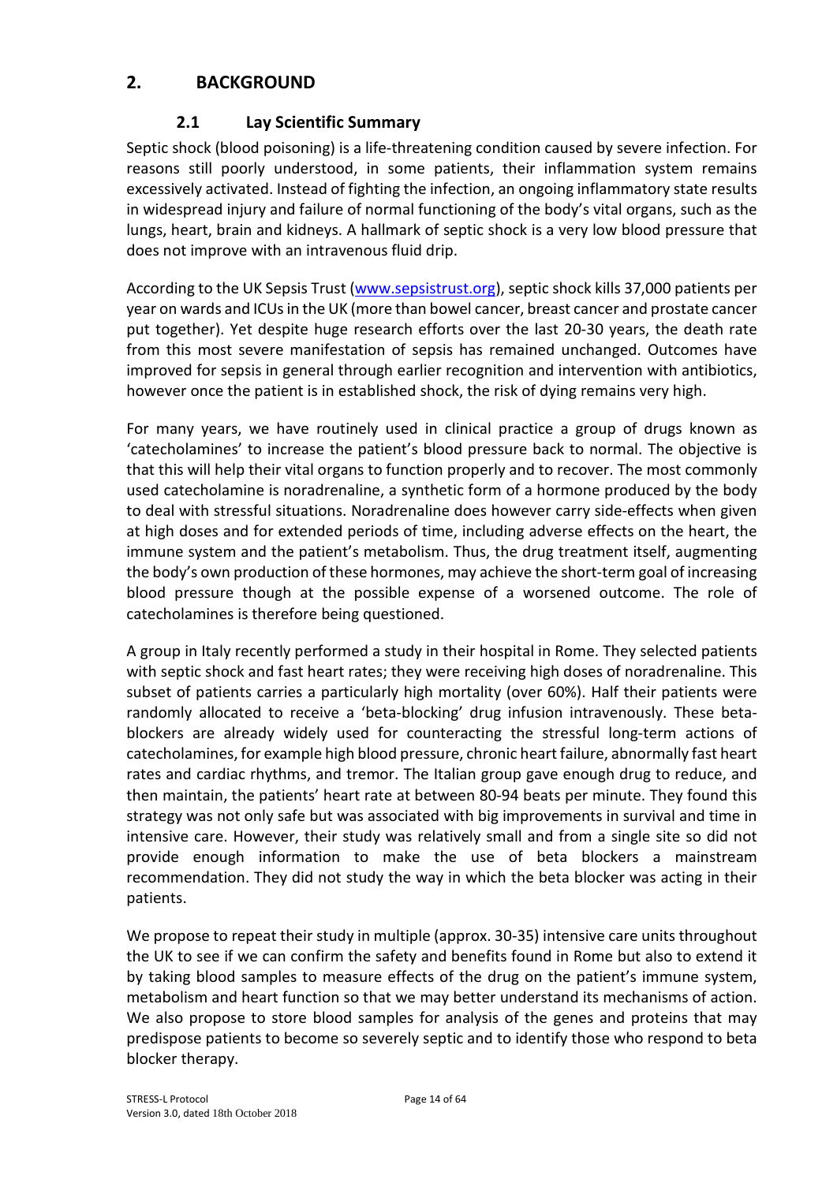## 2. BACKGROUND

### 2.1 Lay Scientific Summary

Septic shock (blood poisoning) is a life-threatening condition caused by severe infection. For reasons still poorly understood, in some patients, their inflammation system remains excessively activated. Instead of fighting the infection, an ongoing inflammatory state results in widespread injury and failure of normal functioning of the body's vital organs, such as the lungs, heart, brain and kidneys. A hallmark of septic shock is a very low blood pressure that does not improve with an intravenous fluid drip.

According to the UK Sepsis Trust (www.sepsistrust.org), septic shock kills 37,000 patients per year on wards and ICUs in the UK (more than bowel cancer, breast cancer and prostate cancer put together). Yet despite huge research efforts over the last 20-30 years, the death rate from this most severe manifestation of sepsis has remained unchanged. Outcomes have improved for sepsis in general through earlier recognition and intervention with antibiotics, however once the patient is in established shock, the risk of dying remains very high.

For many years, we have routinely used in clinical practice a group of drugs known as 'catecholamines' to increase the patient's blood pressure back to normal. The objective is that this will help their vital organs to function properly and to recover. The most commonly used catecholamine is noradrenaline, a synthetic form of a hormone produced by the body to deal with stressful situations. Noradrenaline does however carry side-effects when given at high doses and for extended periods of time, including adverse effects on the heart, the immune system and the patient's metabolism. Thus, the drug treatment itself, augmenting the body's own production of these hormones, may achieve the short-term goal of increasing blood pressure though at the possible expense of a worsened outcome. The role of catecholamines is therefore being questioned.

A group in Italy recently performed a study in their hospital in Rome. They selected patients with septic shock and fast heart rates; they were receiving high doses of noradrenaline. This subset of patients carries a particularly high mortality (over 60%). Half their patients were randomly allocated to receive a 'beta-blocking' drug infusion intravenously. These beta-blockers are already widely used for counteracting the stressful long-term actions of catecholamines, for example high blood pressure, chronic heart failure, abnormally fast heart rates and cardiac rhythms, and tremor. The Italian group gave enough drug to reduce, and then maintain, the patients' heart rate at between 80-94 beats per minute. They found this strategy was not only safe but was associated with big improvements in survival and time in intensive care. However, their study was relatively small and from a single site so did not provide enough information to make the use of beta blockers a mainstream recommendation. They did not study the way in which the beta blocker was acting in their patients.

We propose to repeat their study in multiple (approx. 30-35) intensive care units throughout the UK to see if we can confirm the safety and benefits found in Rome but also to extend it by taking blood samples to measure effects of the drug on the patient's immune system, metabolism and heart function so that we may better understand its mechanisms of action. We also propose to store blood samples for analysis of the genes and proteins that may predispose patients to become so severely septic and to identify those who respond to beta blocker therapy.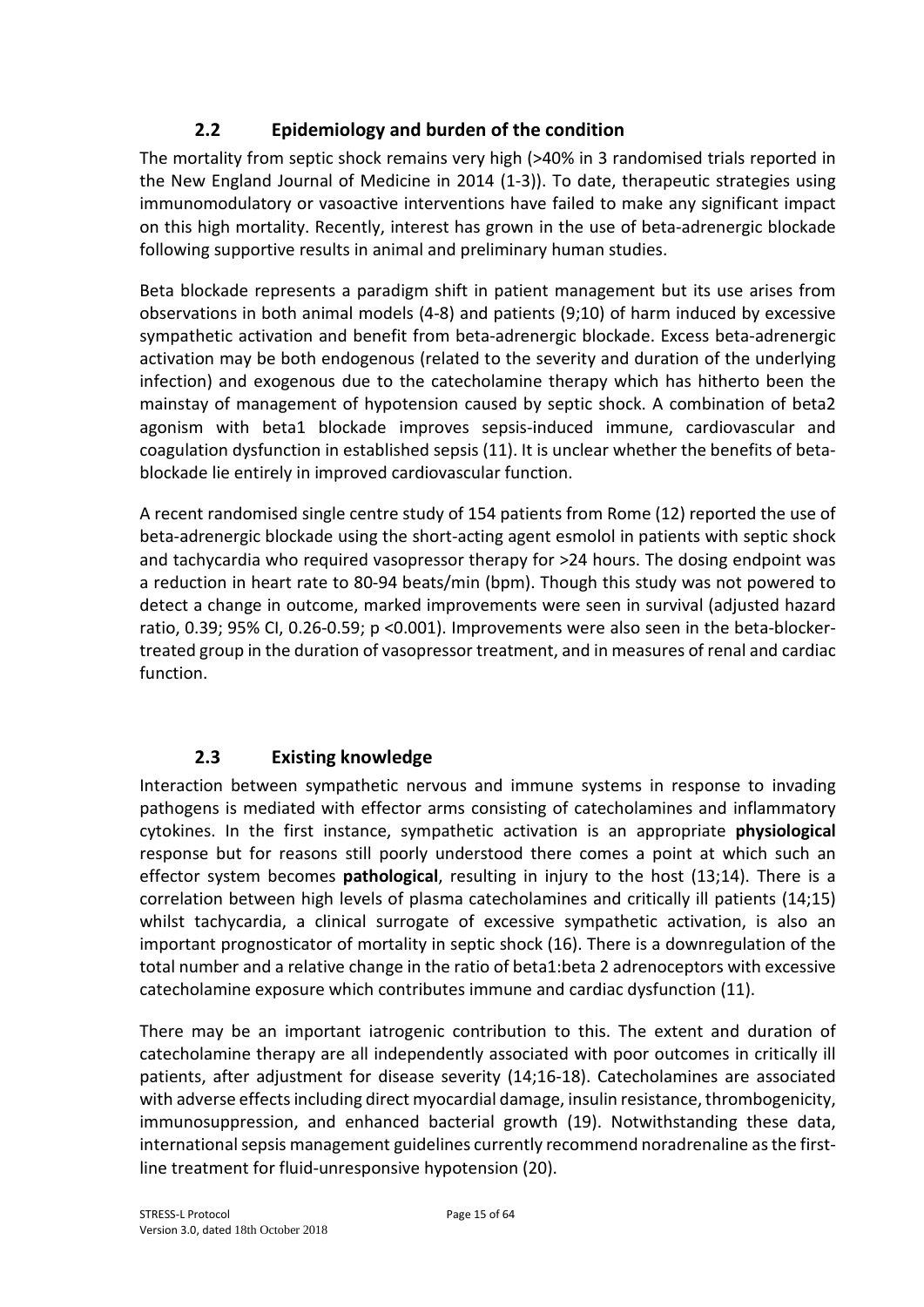## 2.2 Epidemiology and burden of the condition

The mortality from septic shock remains very high (>40% in 3 randomised trials reported in the New England Journal of Medicine in 2014 (1-3)). To date, therapeutic strategies using immunomodulatory or vasoactive interventions have failed to make any significant impact on this high mortality. Recently, interest has grown in the use of beta-adrenergic blockade following supportive results in animal and preliminary human studies.

Beta blockade represents a paradigm shift in patient management but its use arises from observations in both animal models (4-8) and patients (9;10) of harm induced by excessive sympathetic activation and benefit from beta-adrenergic blockade. Excess beta-adrenergic activation may be both endogenous (related to the severity and duration of the underlying infection) and exogenous due to the catecholamine therapy which has hitherto been the mainstay of management of hypotension caused by septic shock. A combination of beta2 agonism with beta1 blockade improves sepsis-induced immune, cardiovascular and coagulation dysfunction in established sepsis (11). It is unclear whether the benefits of beta-blockade lie entirely in improved cardiovascular function.

A recent randomised single centre study of 154 patients from Rome (12) reported the use of beta-adrenergic blockade using the short-acting agent esmolol in patients with septic shock and tachycardia who required vasopressor therapy for >24 hours. The dosing endpoint was a reduction in heart rate to 80-94 beats/min (bpm). Though this study was not powered to detect a change in outcome, marked improvements were seen in survival (adjusted hazard ratio, 0.39; 95% CI, 0.26-0.59; p <0.001). Improvements were also seen in the beta-blocker-treated group in the duration of vasopressor treatment, and in measures of renal and cardiac function.

## 2.3 Existing knowledge

Interaction between sympathetic nervous and immune systems in response to invading pathogens is mediated with effector arms consisting of catecholamines and inflammatory cytokines. In the first instance, sympathetic activation is an appropriate **physiological** response but for reasons still poorly understood there comes a point at which such an effector system becomes **pathological**, resulting in injury to the host (13;14). There is a correlation between high levels of plasma catecholamines and critically ill patients (14;15) whilst tachycardia, a clinical surrogate of excessive sympathetic activation, is also an important prognosticator of mortality in septic shock (16). There is a downregulation of the total number and a relative change in the ratio of beta1:beta 2 adrenoceptors with excessive catecholamine exposure which contributes immune and cardiac dysfunction (11).

There may be an important iatrogenic contribution to this. The extent and duration of catecholamine therapy are all independently associated with poor outcomes in critically ill patients, after adjustment for disease severity (14;16-18). Catecholamines are associated with adverse effects including direct myocardial damage, insulin resistance, thrombogenicity, immunosuppression, and enhanced bacterial growth (19). Notwithstanding these data, international sepsis management guidelines currently recommend noradrenaline as the first-line treatment for fluid-unresponsive hypotension (20).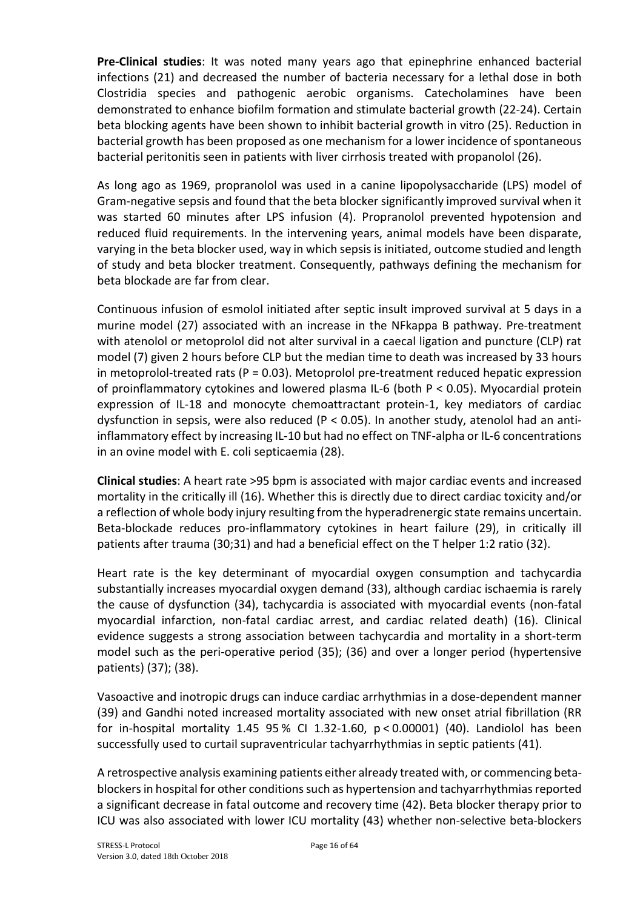**Pre-Clinical studies**: It was noted many years ago that epinephrine enhanced bacterial infections (21) and decreased the number of bacteria necessary for a lethal dose in both Clostridia species and pathogenic aerobic organisms. Catecholamines have been demonstrated to enhance biofilm formation and stimulate bacterial growth (22-24). Certain beta blocking agents have been shown to inhibit bacterial growth in vitro (25). Reduction in bacterial growth has been proposed as one mechanism for a lower incidence of spontaneous bacterial peritonitis seen in patients with liver cirrhosis treated with propanolol (26).

As long ago as 1969, propranolol was used in a canine lipopolysaccharide (LPS) model of Gram-negative sepsis and found that the beta blocker significantly improved survival when it was started 60 minutes after LPS infusion (4). Propranolol prevented hypotension and reduced fluid requirements. In the intervening years, animal models have been disparate, varying in the beta blocker used, way in which sepsis is initiated, outcome studied and length of study and beta blocker treatment. Consequently, pathways defining the mechanism for beta blockade are far from clear.

Continuous infusion of esmolol initiated after septic insult improved survival at 5 days in a murine model (27) associated with an increase in the NFkappa B pathway. Pre-treatment with atenolol or metoprolol did not alter survival in a caecal ligation and puncture (CLP) rat model (7) given 2 hours before CLP but the median time to death was increased by 33 hours in metoprolol-treated rats ($P = 0.03$). Metoprolol pre-treatment reduced hepatic expression of proinflammatory cytokines and lowered plasma IL-6 (both $P < 0.05$). Myocardial protein expression of IL-18 and monocyte chemoattractant protein-1, key mediators of cardiac dysfunction in sepsis, were also reduced ($P < 0.05$). In another study, atenolol had an anti-inflammatory effect by increasing IL-10 but had no effect on TNF-alpha or IL-6 concentrations in an ovine model with E. coli septicaemia (28).

**Clinical studies**: A heart rate >95 bpm is associated with major cardiac events and increased mortality in the critically ill (16). Whether this is directly due to direct cardiac toxicity and/or a reflection of whole body injury resulting from the hyperadrenergic state remains uncertain. Beta-blockade reduces pro-inflammatory cytokines in heart failure (29), in critically ill patients after trauma (30;31) and had a beneficial effect on the T helper 1:2 ratio (32).

Heart rate is the key determinant of myocardial oxygen consumption and tachycardia substantially increases myocardial oxygen demand (33), although cardiac ischaemia is rarely the cause of dysfunction (34), tachycardia is associated with myocardial events (non-fatal myocardial infarction, non-fatal cardiac arrest, and cardiac related death) (16). Clinical evidence suggests a strong association between tachycardia and mortality in a short-term model such as the peri-operative period (35); (36) and over a longer period (hypertensive patients) (37); (38).

Vasoactive and inotropic drugs can induce cardiac arrhythmias in a dose-dependent manner (39) and Gandhi noted increased mortality associated with new onset atrial fibrillation (RR for in-hospital mortality 1.45 95 % CI 1.32-1.60, $p < 0.00001$) (40). Landiolol has been successfully used to curtail supraventricular tachyarrhythmias in septic patients (41).

A retrospective analysis examining patients either already treated with, or commencing beta-blockers in hospital for other conditions such as hypertension and tachyarrhythmias reported a significant decrease in fatal outcome and recovery time (42). Beta blocker therapy prior to ICU was also associated with lower ICU mortality (43) whether non-selective beta-blockers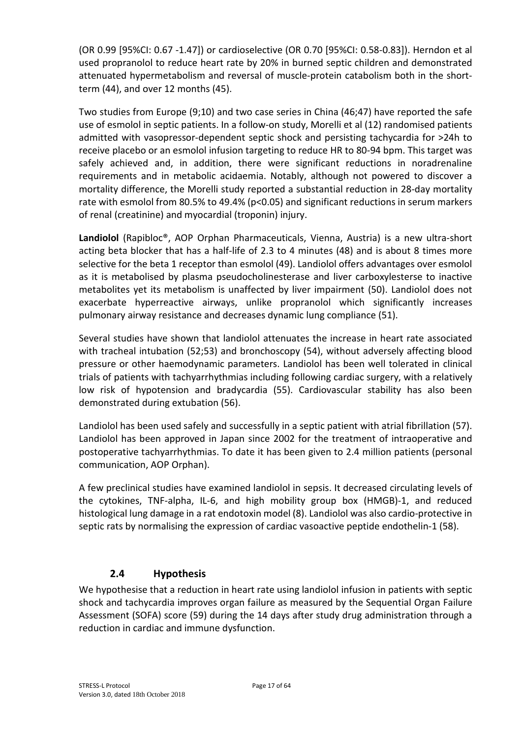(OR 0.99 [95%CI: 0.67 -1.47]) or cardioselective (OR 0.70 [95%CI: 0.58-0.83]). Herndon et al used propranolol to reduce heart rate by 20% in burned septic children and demonstrated attenuated hypermetabolism and reversal of muscle-protein catabolism both in the short-term (44), and over 12 months (45).

Two studies from Europe (9;10) and two case series in China (46;47) have reported the safe use of esmolol in septic patients. In a follow-on study, Morelli et al (12) randomised patients admitted with vasopressor-dependent septic shock and persisting tachycardia for >24h to receive placebo or an esmolol infusion targeting to reduce HR to 80-94 bpm. This target was safely achieved and, in addition, there were significant reductions in noradrenaline requirements and in metabolic acidaemia. Notably, although not powered to discover a mortality difference, the Morelli study reported a substantial reduction in 28-day mortality rate with esmolol from 80.5% to 49.4% ($p<0.05$) and significant reductions in serum markers of renal (creatinine) and myocardial (troponin) injury.

**Landiolol** (Rapibloc®, AOP Orphan Pharmaceuticals, Vienna, Austria) is a new ultra-short acting beta blocker that has a half-life of 2.3 to 4 minutes (48) and is about 8 times more selective for the beta 1 receptor than esmolol (49). Landiolol offers advantages over esmolol as it is metabolised by plasma pseudocholinesterase and liver carboxylesterse to inactive metabolites yet its metabolism is unaffected by liver impairment (50). Landiolol does not exacerbate hyperreactive airways, unlike propranolol which significantly increases pulmonary airway resistance and decreases dynamic lung compliance (51).

Several studies have shown that landiolol attenuates the increase in heart rate associated with tracheal intubation (52;53) and bronchoscopy (54), without adversely affecting blood pressure or other haemodynamic parameters. Landiolol has been well tolerated in clinical trials of patients with tachyarrhythmias including following cardiac surgery, with a relatively low risk of hypotension and bradycardia (55). Cardiovascular stability has also been demonstrated during extubation (56).

Landiolol has been used safely and successfully in a septic patient with atrial fibrillation (57). Landiolol has been approved in Japan since 2002 for the treatment of intraoperative and postoperative tachyarrhythmias. To date it has been given to 2.4 million patients (personal communication, AOP Orphan).

A few preclinical studies have examined landiolol in sepsis. It decreased circulating levels of the cytokines, TNF-alpha, IL-6, and high mobility group box (HMGB)-1, and reduced histological lung damage in a rat endotoxin model (8). Landiolol was also cardio-protective in septic rats by normalising the expression of cardiac vasoactive peptide endothelin-1 (58).

## 2.4 Hypothesis

We hypothesise that a reduction in heart rate using landiolol infusion in patients with septic shock and tachycardia improves organ failure as measured by the Sequential Organ Failure Assessment (SOFA) score (59) during the 14 days after study drug administration through a reduction in cardiac and immune dysfunction.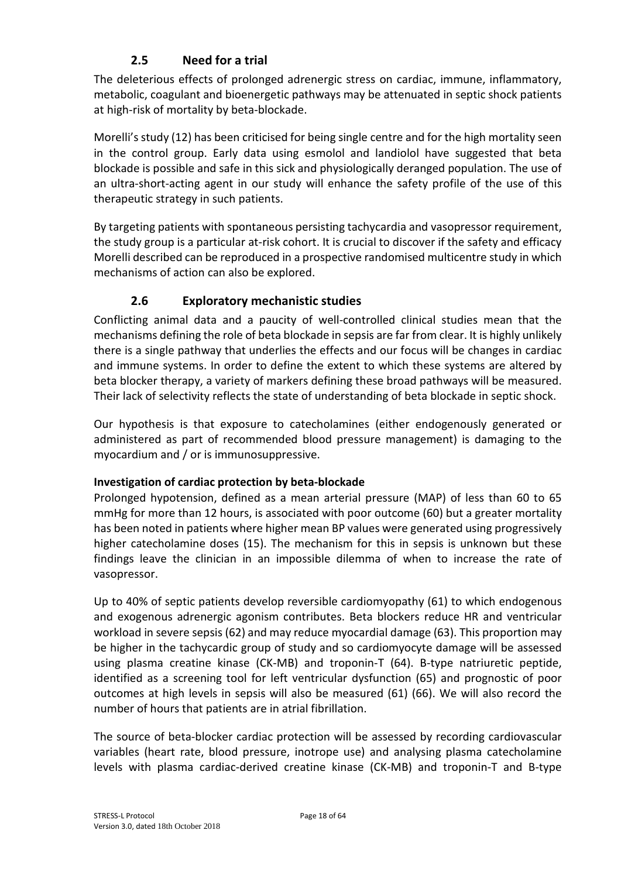## 2.5 Need for a trial

The deleterious effects of prolonged adrenergic stress on cardiac, immune, inflammatory, metabolic, coagulant and bioenergetic pathways may be attenuated in septic shock patients at high-risk of mortality by beta-blockade.

Morelli's study (12) has been criticised for being single centre and for the high mortality seen in the control group. Early data using esmolol and landiolol have suggested that beta blockade is possible and safe in this sick and physiologically deranged population. The use of an ultra-short-acting agent in our study will enhance the safety profile of the use of this therapeutic strategy in such patients.

By targeting patients with spontaneous persisting tachycardia and vasopressor requirement, the study group is a particular at-risk cohort. It is crucial to discover if the safety and efficacy Morelli described can be reproduced in a prospective randomised multicentre study in which mechanisms of action can also be explored.

## 2.6 Exploratory mechanistic studies

Conflicting animal data and a paucity of well-controlled clinical studies mean that the mechanisms defining the role of beta blockade in sepsis are far from clear. It is highly unlikely there is a single pathway that underlies the effects and our focus will be changes in cardiac and immune systems. In order to define the extent to which these systems are altered by beta blocker therapy, a variety of markers defining these broad pathways will be measured. Their lack of selectivity reflects the state of understanding of beta blockade in septic shock.

Our hypothesis is that exposure to catecholamines (either endogenously generated or administered as part of recommended blood pressure management) is damaging to the myocardium and / or is immunosuppressive.

**Investigation of cardiac protection by beta-blockade**

Prolonged hypotension, defined as a mean arterial pressure (MAP) of less than 60 to 65 mmHg for more than 12 hours, is associated with poor outcome (60) but a greater mortality has been noted in patients where higher mean BP values were generated using progressively higher catecholamine doses (15). The mechanism for this in sepsis is unknown but these findings leave the clinician in an impossible dilemma of when to increase the rate of vasopressor.

Up to 40% of septic patients develop reversible cardiomyopathy (61) to which endogenous and exogenous adrenergic agonism contributes. Beta blockers reduce HR and ventricular workload in severe sepsis (62) and may reduce myocardial damage (63). This proportion may be higher in the tachycardic group of study and so cardiomyocyte damage will be assessed using plasma creatine kinase (CK-MB) and troponin-T (64). B-type natriuretic peptide, identified as a screening tool for left ventricular dysfunction (65) and prognostic of poor outcomes at high levels in sepsis will also be measured (61) (66). We will also record the number of hours that patients are in atrial fibrillation.

The source of beta-blocker cardiac protection will be assessed by recording cardiovascular variables (heart rate, blood pressure, inotrope use) and analysing plasma catecholamine levels with plasma cardiac-derived creatine kinase (CK-MB) and troponin-T and B-type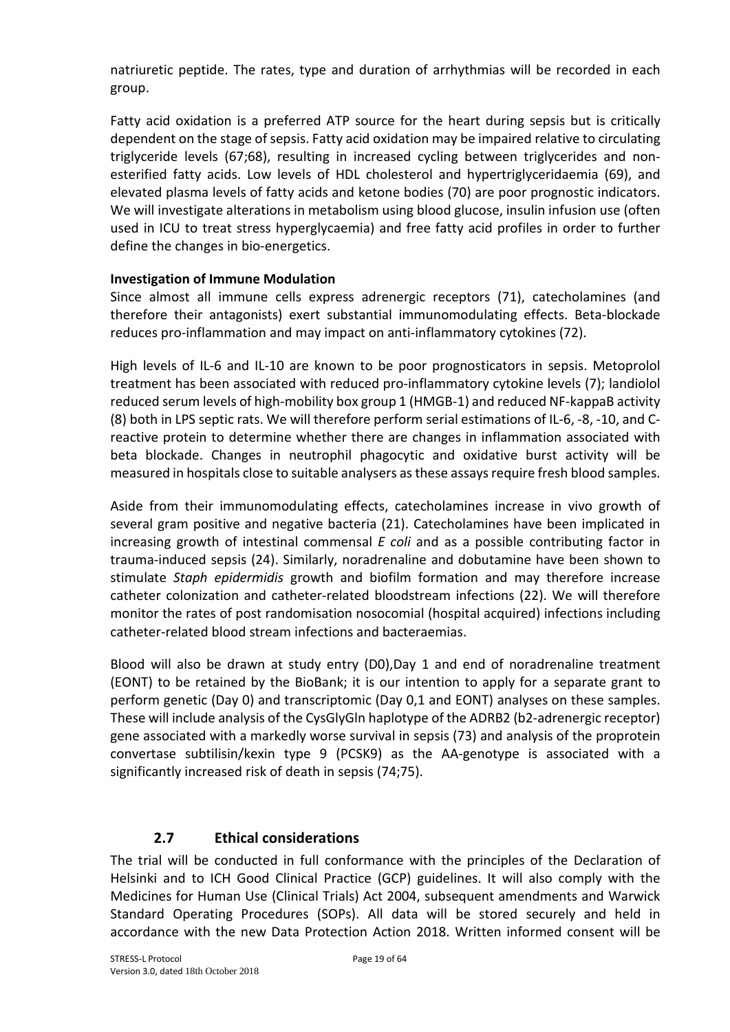natriuretic peptide. The rates, type and duration of arrhythmias will be recorded in each group.

Fatty acid oxidation is a preferred ATP source for the heart during sepsis but is critically dependent on the stage of sepsis. Fatty acid oxidation may be impaired relative to circulating triglyceride levels (67;68), resulting in increased cycling between triglycerides and non-esterified fatty acids. Low levels of HDL cholesterol and hypertriglyceridaemia (69), and elevated plasma levels of fatty acids and ketone bodies (70) are poor prognostic indicators. We will investigate alterations in metabolism using blood glucose, insulin infusion use (often used in ICU to treat stress hyperglycaemia) and free fatty acid profiles in order to further define the changes in bio-energetics.

**Investigation of Immune Modulation**

Since almost all immune cells express adrenergic receptors (71), catecholamines (and therefore their antagonists) exert substantial immunomodulating effects. Beta-blockade reduces pro-inflammation and may impact on anti-inflammatory cytokines (72).

High levels of IL-6 and IL-10 are known to be poor prognosticators in sepsis. Metoprolol treatment has been associated with reduced pro-inflammatory cytokine levels (7); landiolol reduced serum levels of high-mobility box group 1 (HMGB-1) and reduced NF-kappaB activity (8) both in LPS septic rats. We will therefore perform serial estimations of IL-6, -8, -10, and C-reactive protein to determine whether there are changes in inflammation associated with beta blockade. Changes in neutrophil phagocytic and oxidative burst activity will be measured in hospitals close to suitable analysers as these assays require fresh blood samples.

Aside from their immunomodulating effects, catecholamines increase in vivo growth of several gram positive and negative bacteria (21). Catecholamines have been implicated in increasing growth of intestinal commensal *E coli* and as a possible contributing factor in trauma-induced sepsis (24). Similarly, noradrenaline and dobutamine have been shown to stimulate *Staph epidermidis* growth and biofilm formation and may therefore increase catheter colonization and catheter-related bloodstream infections (22). We will therefore monitor the rates of post randomisation nosocomial (hospital acquired) infections including catheter-related blood stream infections and bacteraemias.

Blood will also be drawn at study entry (D0),Day 1 and end of noradrenaline treatment (EONT) to be retained by the BioBank; it is our intention to apply for a separate grant to perform genetic (Day 0) and transcriptomic (Day 0,1 and EONT) analyses on these samples. These will include analysis of the CysGlyGln haplotype of the ADRB2 (b2-adrenergic receptor) gene associated with a markedly worse survival in sepsis (73) and analysis of the proprotein convertase subtilisin/kexin type 9 (PCSK9) as the AA-genotype is associated with a significantly increased risk of death in sepsis (74;75).

## 2.7 Ethical considerations

The trial will be conducted in full conformance with the principles of the Declaration of Helsinki and to ICH Good Clinical Practice (GCP) guidelines. It will also comply with the Medicines for Human Use (Clinical Trials) Act 2004, subsequent amendments and Warwick Standard Operating Procedures (SOPs). All data will be stored securely and held in accordance with the new Data Protection Action 2018. Written informed consent will be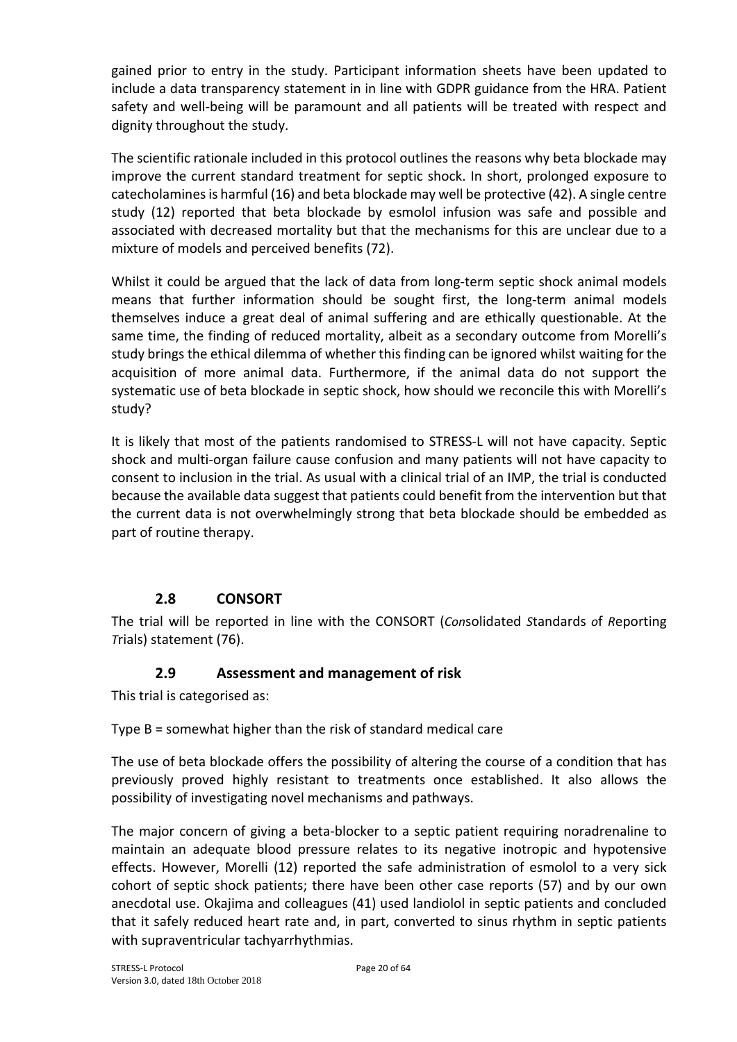gained prior to entry in the study. Participant information sheets have been updated to include a data transparency statement in in line with GDPR guidance from the HRA. Patient safety and well-being will be paramount and all patients will be treated with respect and dignity throughout the study.

The scientific rationale included in this protocol outlines the reasons why beta blockade may improve the current standard treatment for septic shock. In short, prolonged exposure to catecholamines is harmful (16) and beta blockade may well be protective (42). A single centre study (12) reported that beta blockade by esmolol infusion was safe and possible and associated with decreased mortality but that the mechanisms for this are unclear due to a mixture of models and perceived benefits (72).

Whilst it could be argued that the lack of data from long-term septic shock animal models means that further information should be sought first, the long-term animal models themselves induce a great deal of animal suffering and are ethically questionable. At the same time, the finding of reduced mortality, albeit as a secondary outcome from Morelli's study brings the ethical dilemma of whether this finding can be ignored whilst waiting for the acquisition of more animal data. Furthermore, if the animal data do not support the systematic use of beta blockade in septic shock, how should we reconcile this with Morelli's study?

It is likely that most of the patients randomised to STRESS-L will not have capacity. Septic shock and multi-organ failure cause confusion and many patients will not have capacity to consent to inclusion in the trial. As usual with a clinical trial of an IMP, the trial is conducted because the available data suggest that patients could benefit from the intervention but that the current data is not overwhelmingly strong that beta blockade should be embedded as part of routine therapy.

## 2.8 CONSORT

The trial will be reported in line with the CONSORT (*Con*solidated *S*tandards *o*f *R*eporting *T*rials) statement (76).

## 2.9 Assessment and management of risk

This trial is categorised as:

Type B = somewhat higher than the risk of standard medical care

The use of beta blockade offers the possibility of altering the course of a condition that has previously proved highly resistant to treatments once established. It also allows the possibility of investigating novel mechanisms and pathways.

The major concern of giving a beta-blocker to a septic patient requiring noradrenaline to maintain an adequate blood pressure relates to its negative inotropic and hypotensive effects. However, Morelli (12) reported the safe administration of esmolol to a very sick cohort of septic shock patients; there have been other case reports (57) and by our own anecdotal use. Okajima and colleagues (41) used landiolol in septic patients and concluded that it safely reduced heart rate and, in part, converted to sinus rhythm in septic patients with supraventricular tachyarrhythmias.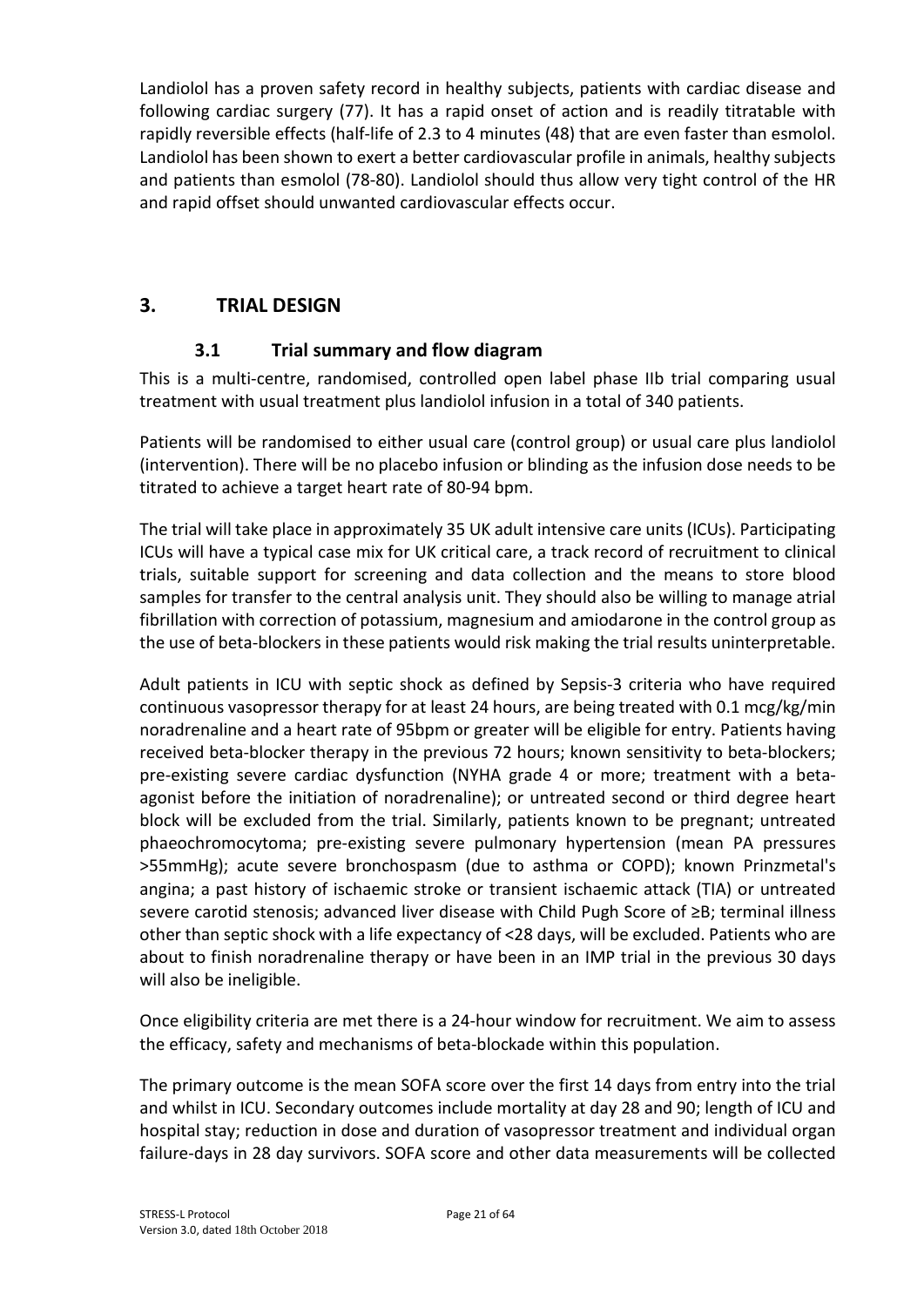Landiolol has a proven safety record in healthy subjects, patients with cardiac disease and following cardiac surgery (77). It has a rapid onset of action and is readily titratable with rapidly reversible effects (half-life of 2.3 to 4 minutes (48) that are even faster than esmolol. Landiolol has been shown to exert a better cardiovascular profile in animals, healthy subjects and patients than esmolol (78-80). Landiolol should thus allow very tight control of the HR and rapid offset should unwanted cardiovascular effects occur.

# 3. TRIAL DESIGN

## 3.1 Trial summary and flow diagram

This is a multi-centre, randomised, controlled open label phase IIb trial comparing usual treatment with usual treatment plus landiolol infusion in a total of 340 patients.

Patients will be randomised to either usual care (control group) or usual care plus landiolol (intervention). There will be no placebo infusion or blinding as the infusion dose needs to be titrated to achieve a target heart rate of 80-94 bpm.

The trial will take place in approximately 35 UK adult intensive care units (ICUs). Participating ICUs will have a typical case mix for UK critical care, a track record of recruitment to clinical trials, suitable support for screening and data collection and the means to store blood samples for transfer to the central analysis unit. They should also be willing to manage atrial fibrillation with correction of potassium, magnesium and amiodarone in the control group as the use of beta-blockers in these patients would risk making the trial results uninterpretable.

Adult patients in ICU with septic shock as defined by Sepsis-3 criteria who have required continuous vasopressor therapy for at least 24 hours, are being treated with 0.1 mcg/kg/min noradrenaline and a heart rate of 95bpm or greater will be eligible for entry. Patients having received beta-blocker therapy in the previous 72 hours; known sensitivity to beta-blockers; pre-existing severe cardiac dysfunction (NYHA grade 4 or more; treatment with a beta-agonist before the initiation of noradrenaline); or untreated second or third degree heart block will be excluded from the trial. Similarly, patients known to be pregnant; untreated phaeochromocytoma; pre-existing severe pulmonary hypertension (mean PA pressures >55mmHg); acute severe bronchospasm (due to asthma or COPD); known Prinzmetal's angina; a past history of ischaemic stroke or transient ischaemic attack (TIA) or untreated severe carotid stenosis; advanced liver disease with Child Pugh Score of ≥B; terminal illness other than septic shock with a life expectancy of <28 days, will be excluded. Patients who are about to finish noradrenaline therapy or have been in an IMP trial in the previous 30 days will also be ineligible.

Once eligibility criteria are met there is a 24-hour window for recruitment. We aim to assess the efficacy, safety and mechanisms of beta-blockade within this population.

The primary outcome is the mean SOFA score over the first 14 days from entry into the trial and whilst in ICU. Secondary outcomes include mortality at day 28 and 90; length of ICU and hospital stay; reduction in dose and duration of vasopressor treatment and individual organ failure-days in 28 day survivors. SOFA score and other data measurements will be collected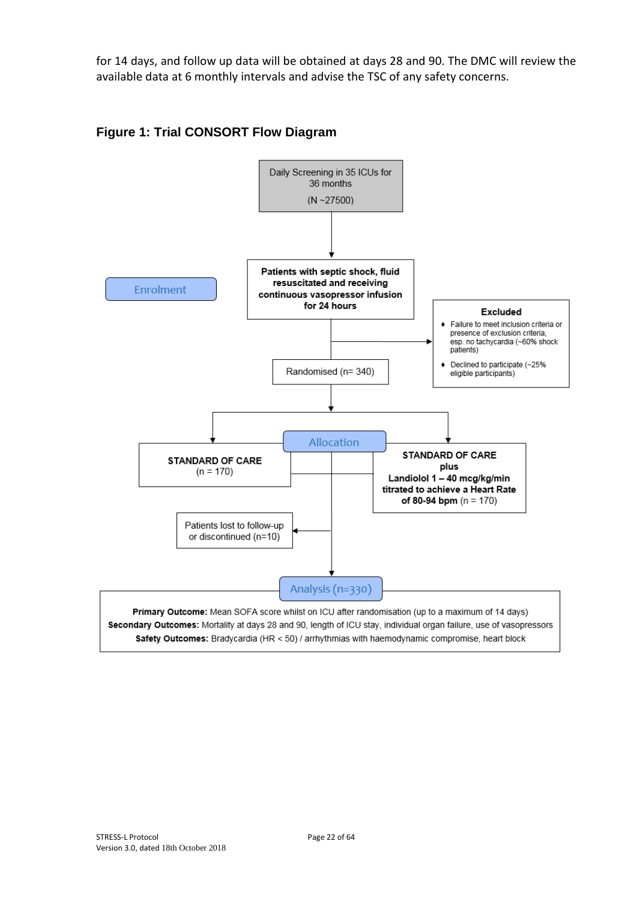for 14 days, and follow up data will be obtained at days 28 and 90. The DMC will review the available data at 6 monthly intervals and advise the TSC of any safety concerns.

## Figure 1: Trial CONSORT Flow Diagram

Daily Screening in 35 ICUs for 36 months

(N ~27500)

**Enrolment**

**Patients with septic shock, fluid resuscitated and receiving continuous vasopressor infusion for 24 hours**

**Excluded**

- Failure to meet inclusion criteria or presence of exclusion criteria, esp. no tachycardia (~60% shock patients)
- Declined to participate (~25% eligible participants)

Randomised (n= 340)

**Allocation**

**STANDARD OF CARE** (n = 170)

**STANDARD OF CARE plus Landiolol 1 – 40 mcg/kg/min titrated to achieve a Heart Rate of 80-94 bpm** (n = 170)

Patients lost to follow-up or discontinued (n=10)

**Analysis (n=330)**

**Primary Outcome:** Mean SOFA score whilst on ICU after randomisation (up to a maximum of 14 days)

**Secondary Outcomes:** Mortality at days 28 and 90, length of ICU stay, individual organ failure, use of vasopressors

**Safety Outcomes:** Bradycardia (HR < 50) / arrhythmias with haemodynamic compromise, heart block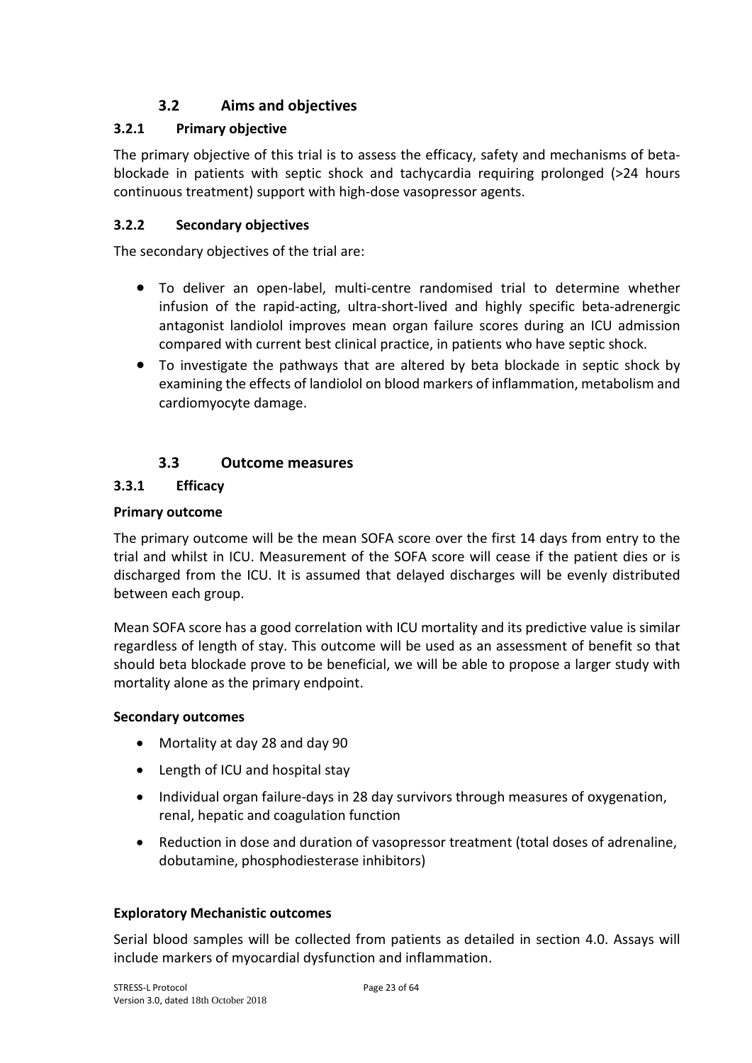## 3.2 Aims and objectives

### 3.2.1 Primary objective

The primary objective of this trial is to assess the efficacy, safety and mechanisms of beta-blockade in patients with septic shock and tachycardia requiring prolonged (>24 hours continuous treatment) support with high-dose vasopressor agents.

### 3.2.2 Secondary objectives

The secondary objectives of the trial are:

- To deliver an open-label, multi-centre randomised trial to determine whether infusion of the rapid-acting, ultra-short-lived and highly specific beta-adrenergic antagonist landiolol improves mean organ failure scores during an ICU admission compared with current best clinical practice, in patients who have septic shock.
- To investigate the pathways that are altered by beta blockade in septic shock by examining the effects of landiolol on blood markers of inflammation, metabolism and cardiomyocyte damage.

## 3.3 Outcome measures

### 3.3.1 Efficacy

**Primary outcome**

The primary outcome will be the mean SOFA score over the first 14 days from entry to the trial and whilst in ICU. Measurement of the SOFA score will cease if the patient dies or is discharged from the ICU. It is assumed that delayed discharges will be evenly distributed between each group.

Mean SOFA score has a good correlation with ICU mortality and its predictive value is similar regardless of length of stay. This outcome will be used as an assessment of benefit so that should beta blockade prove to be beneficial, we will be able to propose a larger study with mortality alone as the primary endpoint.

**Secondary outcomes**

- Mortality at day 28 and day 90
- Length of ICU and hospital stay
- Individual organ failure-days in 28 day survivors through measures of oxygenation, renal, hepatic and coagulation function
- Reduction in dose and duration of vasopressor treatment (total doses of adrenaline, dobutamine, phosphodiesterase inhibitors)

**Exploratory Mechanistic outcomes**

Serial blood samples will be collected from patients as detailed in section 4.0. Assays will include markers of myocardial dysfunction and inflammation.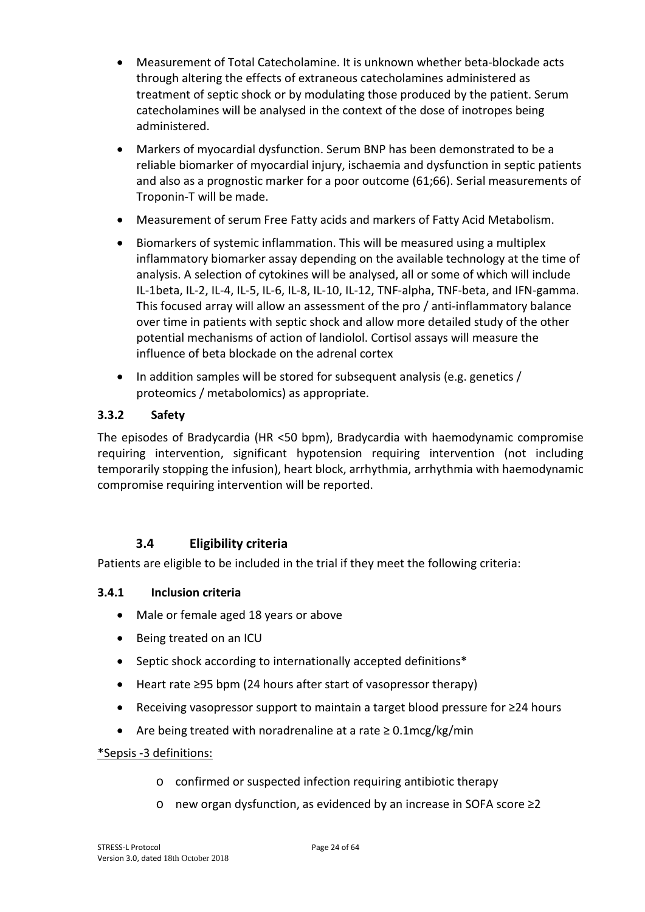- Measurement of Total Catecholamine. It is unknown whether beta-blockade acts through altering the effects of extraneous catecholamines administered as treatment of septic shock or by modulating those produced by the patient. Serum catecholamines will be analysed in the context of the dose of inotropes being administered.
- Markers of myocardial dysfunction. Serum BNP has been demonstrated to be a reliable biomarker of myocardial injury, ischaemia and dysfunction in septic patients and also as a prognostic marker for a poor outcome (61;66). Serial measurements of Troponin-T will be made.
- Measurement of serum Free Fatty acids and markers of Fatty Acid Metabolism.
- Biomarkers of systemic inflammation. This will be measured using a multiplex inflammatory biomarker assay depending on the available technology at the time of analysis. A selection of cytokines will be analysed, all or some of which will include IL-1beta, IL-2, IL-4, IL-5, IL-6, IL-8, IL-10, IL-12, TNF-alpha, TNF-beta, and IFN-gamma. This focused array will allow an assessment of the pro / anti-inflammatory balance over time in patients with septic shock and allow more detailed study of the other potential mechanisms of action of landiolol. Cortisol assays will measure the influence of beta blockade on the adrenal cortex
- In addition samples will be stored for subsequent analysis (e.g. genetics / proteomics / metabolomics) as appropriate.

### 3.3.2 Safety

The episodes of Bradycardia (HR <50 bpm), Bradycardia with haemodynamic compromise requiring intervention, significant hypotension requiring intervention (not including temporarily stopping the infusion), heart block, arrhythmia, arrhythmia with haemodynamic compromise requiring intervention will be reported.

## 3.4 Eligibility criteria

Patients are eligible to be included in the trial if they meet the following criteria:

### 3.4.1 Inclusion criteria

- Male or female aged 18 years or above
- Being treated on an ICU
- Septic shock according to internationally accepted definitions*
- Heart rate ≥95 bpm (24 hours after start of vasopressor therapy)
- Receiving vasopressor support to maintain a target blood pressure for ≥24 hours
- Are being treated with noradrenaline at a rate ≥ 0.1mcg/kg/min

*Sepsis -3 definitions:

- confirmed or suspected infection requiring antibiotic therapy
- new organ dysfunction, as evidenced by an increase in SOFA score ≥2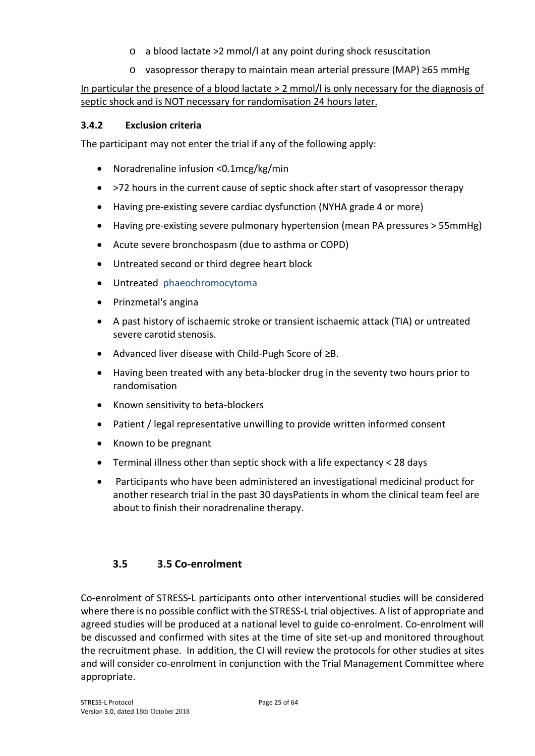- a blood lactate >2 mmol/l at any point during shock resuscitation
- vasopressor therapy to maintain mean arterial pressure (MAP) ≥65 mmHg

<u>In particular the presence of a blood lactate > 2 mmol/l is only necessary for the diagnosis of septic shock and is NOT necessary for randomisation 24 hours later.</u>

### 3.4.2 Exclusion criteria

The participant may not enter the trial if any of the following apply:

- Noradrenaline infusion <0.1mcg/kg/min
- >72 hours in the current cause of septic shock after start of vasopressor therapy
- Having pre-existing severe cardiac dysfunction (NYHA grade 4 or more)
- Having pre-existing severe pulmonary hypertension (mean PA pressures > 55mmHg)
- Acute severe bronchospasm (due to asthma or COPD)
- Untreated second or third degree heart block
- Untreated phaeochromocytoma
- Prinzmetal's angina
- A past history of ischaemic stroke or transient ischaemic attack (TIA) or untreated severe carotid stenosis.
- Advanced liver disease with Child-Pugh Score of ≥B.
- Having been treated with any beta-blocker drug in the seventy two hours prior to randomisation
- Known sensitivity to beta-blockers
- Patient / legal representative unwilling to provide written informed consent
- Known to be pregnant
- Terminal illness other than septic shock with a life expectancy < 28 days
- Participants who have been administered an investigational medicinal product for another research trial in the past 30 daysPatients in whom the clinical team feel are about to finish their noradrenaline therapy.

## 3.5 3.5 Co-enrolment

Co-enrolment of STRESS-L participants onto other interventional studies will be considered where there is no possible conflict with the STRESS-L trial objectives. A list of appropriate and agreed studies will be produced at a national level to guide co-enrolment. Co-enrolment will be discussed and confirmed with sites at the time of site set-up and monitored throughout the recruitment phase. In addition, the CI will review the protocols for other studies at sites and will consider co-enrolment in conjunction with the Trial Management Committee where appropriate.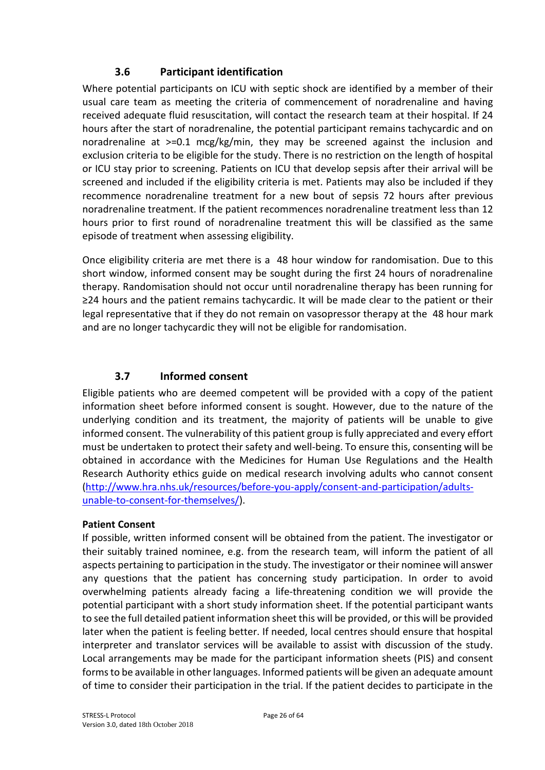### 3.6 Participant identification

Where potential participants on ICU with septic shock are identified by a member of their usual care team as meeting the criteria of commencement of noradrenaline and having received adequate fluid resuscitation, will contact the research team at their hospital. If 24 hours after the start of noradrenaline, the potential participant remains tachycardic and on noradrenaline at >=0.1 mcg/kg/min, they may be screened against the inclusion and exclusion criteria to be eligible for the study. There is no restriction on the length of hospital or ICU stay prior to screening. Patients on ICU that develop sepsis after their arrival will be screened and included if the eligibility criteria is met. Patients may also be included if they recommence noradrenaline treatment for a new bout of sepsis 72 hours after previous noradrenaline treatment. If the patient recommences noradrenaline treatment less than 12 hours prior to first round of noradrenaline treatment this will be classified as the same episode of treatment when assessing eligibility.

Once eligibility criteria are met there is a 48 hour window for randomisation. Due to this short window, informed consent may be sought during the first 24 hours of noradrenaline therapy. Randomisation should not occur until noradrenaline therapy has been running for ≥24 hours and the patient remains tachycardic. It will be made clear to the patient or their legal representative that if they do not remain on vasopressor therapy at the 48 hour mark and are no longer tachycardic they will not be eligible for randomisation.

### 3.7 Informed consent

Eligible patients who are deemed competent will be provided with a copy of the patient information sheet before informed consent is sought. However, due to the nature of the underlying condition and its treatment, the majority of patients will be unable to give informed consent. The vulnerability of this patient group is fully appreciated and every effort must be undertaken to protect their safety and well-being. To ensure this, consenting will be obtained in accordance with the Medicines for Human Use Regulations and the Health Research Authority ethics guide on medical research involving adults who cannot consent (http://www.hra.nhs.uk/resources/before-you-apply/consent-and-participation/adults-unable-to-consent-for-themselves/).

**Patient Consent**

If possible, written informed consent will be obtained from the patient. The investigator or their suitably trained nominee, e.g. from the research team, will inform the patient of all aspects pertaining to participation in the study. The investigator or their nominee will answer any questions that the patient has concerning study participation. In order to avoid overwhelming patients already facing a life-threatening condition we will provide the potential participant with a short study information sheet. If the potential participant wants to see the full detailed patient information sheet this will be provided, or this will be provided later when the patient is feeling better. If needed, local centres should ensure that hospital interpreter and translator services will be available to assist with discussion of the study. Local arrangements may be made for the participant information sheets (PIS) and consent forms to be available in other languages. Informed patients will be given an adequate amount of time to consider their participation in the trial. If the patient decides to participate in the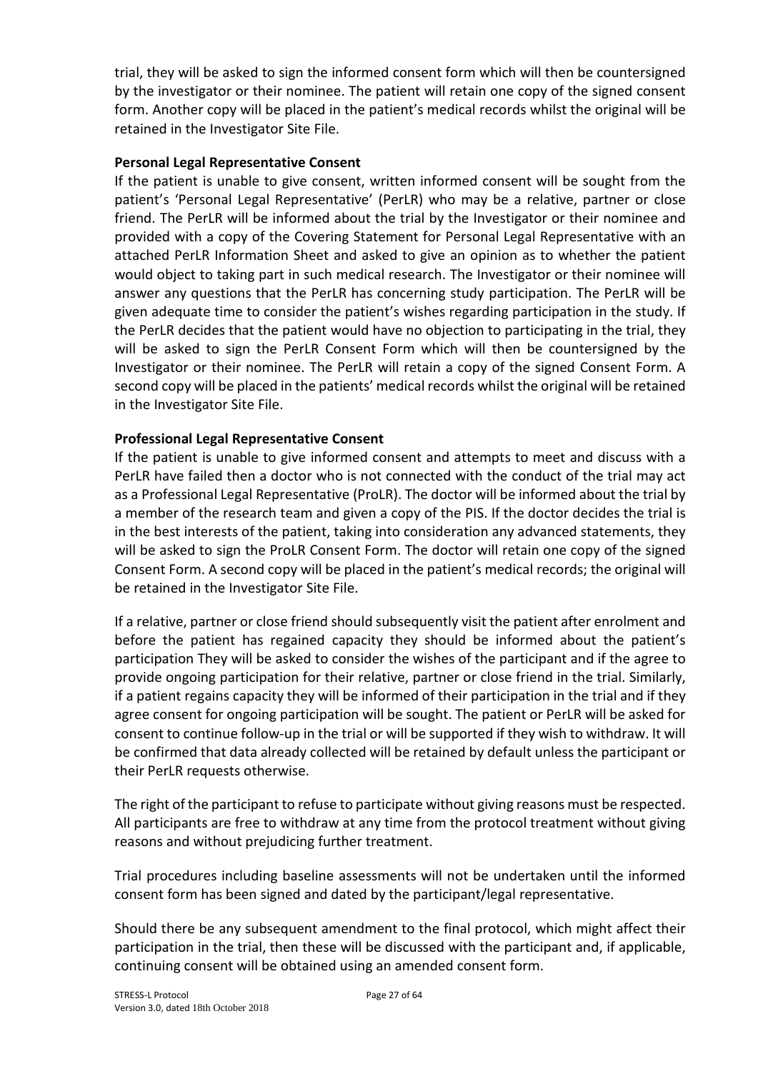trial, they will be asked to sign the informed consent form which will then be countersigned by the investigator or their nominee. The patient will retain one copy of the signed consent form. Another copy will be placed in the patient's medical records whilst the original will be retained in the Investigator Site File.

**Personal Legal Representative Consent**

If the patient is unable to give consent, written informed consent will be sought from the patient's 'Personal Legal Representative' (PerLR) who may be a relative, partner or close friend. The PerLR will be informed about the trial by the Investigator or their nominee and provided with a copy of the Covering Statement for Personal Legal Representative with an attached PerLR Information Sheet and asked to give an opinion as to whether the patient would object to taking part in such medical research. The Investigator or their nominee will answer any questions that the PerLR has concerning study participation. The PerLR will be given adequate time to consider the patient's wishes regarding participation in the study. If the PerLR decides that the patient would have no objection to participating in the trial, they will be asked to sign the PerLR Consent Form which will then be countersigned by the Investigator or their nominee. The PerLR will retain a copy of the signed Consent Form. A second copy will be placed in the patients' medical records whilst the original will be retained in the Investigator Site File.

**Professional Legal Representative Consent**

If the patient is unable to give informed consent and attempts to meet and discuss with a PerLR have failed then a doctor who is not connected with the conduct of the trial may act as a Professional Legal Representative (ProLR). The doctor will be informed about the trial by a member of the research team and given a copy of the PIS. If the doctor decides the trial is in the best interests of the patient, taking into consideration any advanced statements, they will be asked to sign the ProLR Consent Form. The doctor will retain one copy of the signed Consent Form. A second copy will be placed in the patient's medical records; the original will be retained in the Investigator Site File.

If a relative, partner or close friend should subsequently visit the patient after enrolment and before the patient has regained capacity they should be informed about the patient's participation They will be asked to consider the wishes of the participant and if the agree to provide ongoing participation for their relative, partner or close friend in the trial. Similarly, if a patient regains capacity they will be informed of their participation in the trial and if they agree consent for ongoing participation will be sought. The patient or PerLR will be asked for consent to continue follow-up in the trial or will be supported if they wish to withdraw. It will be confirmed that data already collected will be retained by default unless the participant or their PerLR requests otherwise.

The right of the participant to refuse to participate without giving reasons must be respected. All participants are free to withdraw at any time from the protocol treatment without giving reasons and without prejudicing further treatment.

Trial procedures including baseline assessments will not be undertaken until the informed consent form has been signed and dated by the participant/legal representative.

Should there be any subsequent amendment to the final protocol, which might affect their participation in the trial, then these will be discussed with the participant and, if applicable, continuing consent will be obtained using an amended consent form.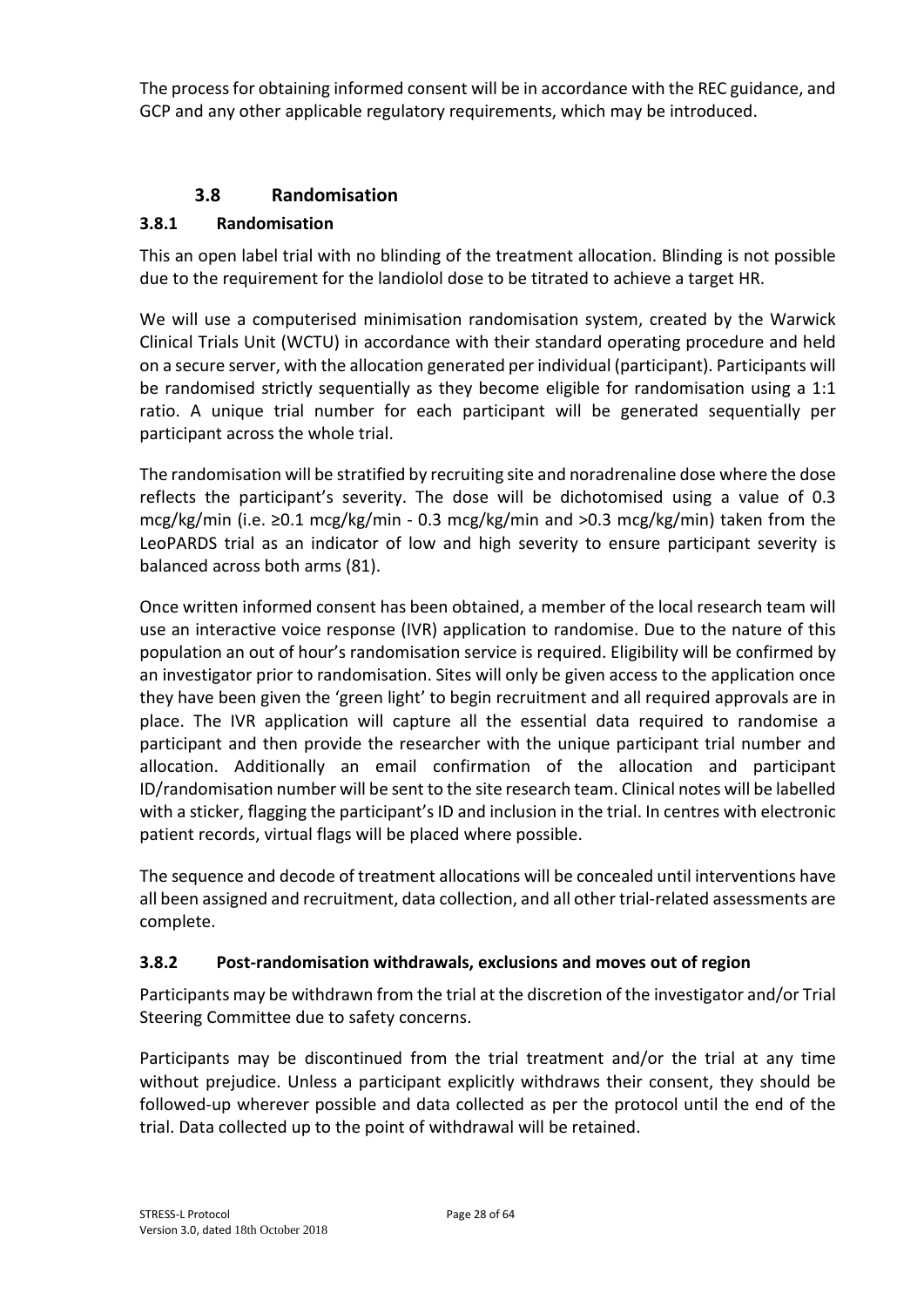The process for obtaining informed consent will be in accordance with the REC guidance, and GCP and any other applicable regulatory requirements, which may be introduced.

## 3.8 Randomisation

### 3.8.1 Randomisation

This an open label trial with no blinding of the treatment allocation. Blinding is not possible due to the requirement for the landiolol dose to be titrated to achieve a target HR.

We will use a computerised minimisation randomisation system, created by the Warwick Clinical Trials Unit (WCTU) in accordance with their standard operating procedure and held on a secure server, with the allocation generated per individual (participant). Participants will be randomised strictly sequentially as they become eligible for randomisation using a 1:1 ratio. A unique trial number for each participant will be generated sequentially per participant across the whole trial.

The randomisation will be stratified by recruiting site and noradrenaline dose where the dose reflects the participant's severity. The dose will be dichotomised using a value of 0.3 mcg/kg/min (i.e. ≥0.1 mcg/kg/min - 0.3 mcg/kg/min and >0.3 mcg/kg/min) taken from the LeoPARDS trial as an indicator of low and high severity to ensure participant severity is balanced across both arms (81).

Once written informed consent has been obtained, a member of the local research team will use an interactive voice response (IVR) application to randomise. Due to the nature of this population an out of hour's randomisation service is required. Eligibility will be confirmed by an investigator prior to randomisation. Sites will only be given access to the application once they have been given the 'green light' to begin recruitment and all required approvals are in place. The IVR application will capture all the essential data required to randomise a participant and then provide the researcher with the unique participant trial number and allocation. Additionally an email confirmation of the allocation and participant ID/randomisation number will be sent to the site research team. Clinical notes will be labelled with a sticker, flagging the participant's ID and inclusion in the trial. In centres with electronic patient records, virtual flags will be placed where possible.

The sequence and decode of treatment allocations will be concealed until interventions have all been assigned and recruitment, data collection, and all other trial-related assessments are complete.

### 3.8.2 Post-randomisation withdrawals, exclusions and moves out of region

Participants may be withdrawn from the trial at the discretion of the investigator and/or Trial Steering Committee due to safety concerns.

Participants may be discontinued from the trial treatment and/or the trial at any time without prejudice. Unless a participant explicitly withdraws their consent, they should be followed-up wherever possible and data collected as per the protocol until the end of the trial. Data collected up to the point of withdrawal will be retained.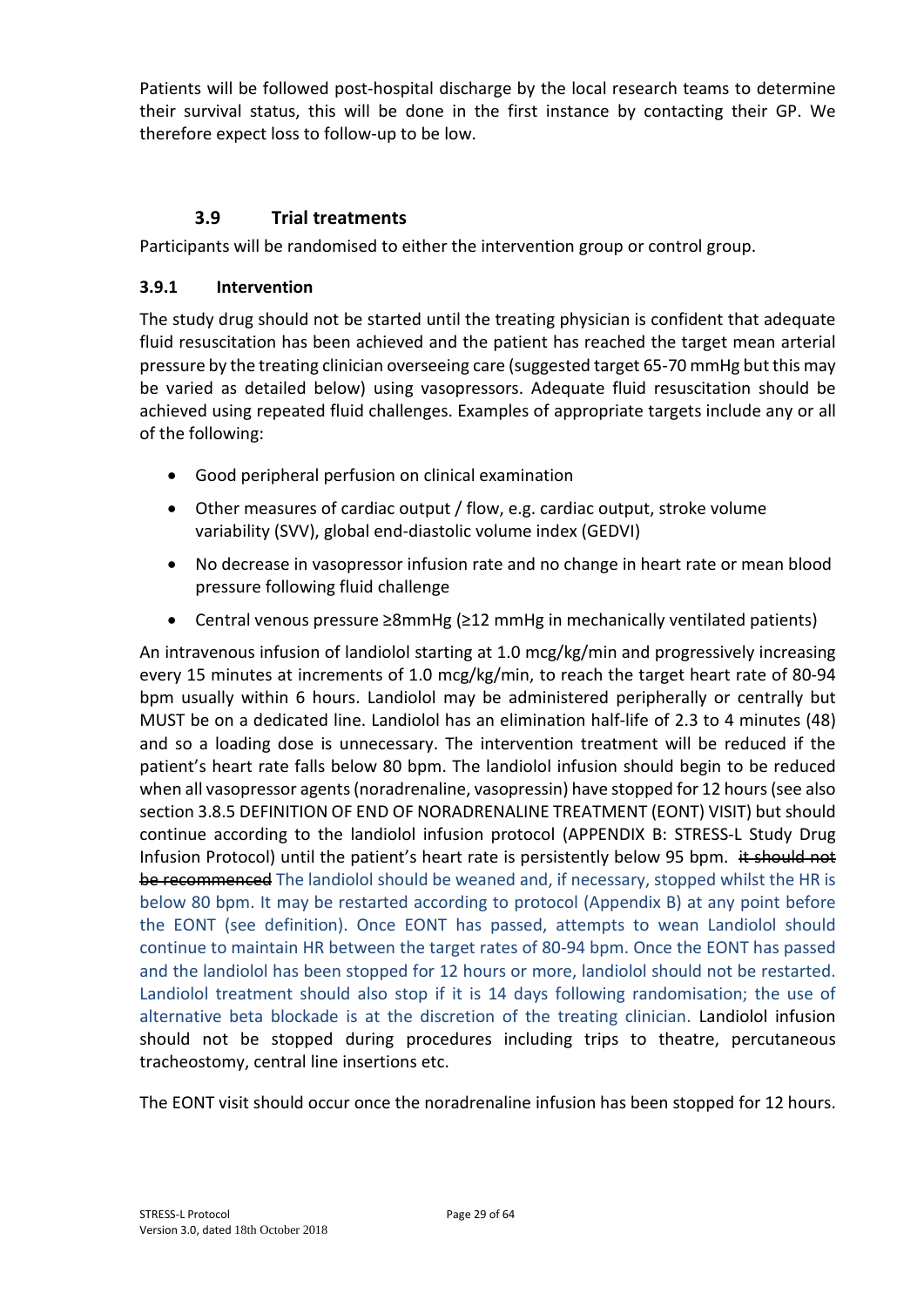Patients will be followed post-hospital discharge by the local research teams to determine their survival status, this will be done in the first instance by contacting their GP. We therefore expect loss to follow-up to be low.

## 3.9 Trial treatments

Participants will be randomised to either the intervention group or control group.

### 3.9.1 Intervention

The study drug should not be started until the treating physician is confident that adequate fluid resuscitation has been achieved and the patient has reached the target mean arterial pressure by the treating clinician overseeing care (suggested target 65-70 mmHg but this may be varied as detailed below) using vasopressors. Adequate fluid resuscitation should be achieved using repeated fluid challenges. Examples of appropriate targets include any or all of the following:

- Good peripheral perfusion on clinical examination
- Other measures of cardiac output / flow, e.g. cardiac output, stroke volume variability (SVV), global end-diastolic volume index (GEDVI)
- No decrease in vasopressor infusion rate and no change in heart rate or mean blood pressure following fluid challenge
- Central venous pressure ≥8mmHg (≥12 mmHg in mechanically ventilated patients)

An intravenous infusion of landiolol starting at 1.0 mcg/kg/min and progressively increasing every 15 minutes at increments of 1.0 mcg/kg/min, to reach the target heart rate of 80-94 bpm usually within 6 hours. Landiolol may be administered peripherally or centrally but MUST be on a dedicated line. Landiolol has an elimination half-life of 2.3 to 4 minutes (48) and so a loading dose is unnecessary. The intervention treatment will be reduced if the patient's heart rate falls below 80 bpm. The landiolol infusion should begin to be reduced when all vasopressor agents (noradrenaline, vasopressin) have stopped for 12 hours (see also section 3.8.5 DEFINITION OF END OF NORADRENALINE TREATMENT (EONT) VISIT) but should continue according to the landiolol infusion protocol (APPENDIX B: STRESS-L Study Drug Infusion Protocol) until the patient's heart rate is persistently below 95 bpm. ~~it should not be recommenced~~ The landiolol should be weaned and, if necessary, stopped whilst the HR is below 80 bpm. It may be restarted according to protocol (Appendix B) at any point before the EONT (see definition). Once EONT has passed, attempts to wean Landiolol should continue to maintain HR between the target rates of 80-94 bpm. Once the EONT has passed and the landiolol has been stopped for 12 hours or more, landiolol should not be restarted. Landiolol treatment should also stop if it is 14 days following randomisation; the use of alternative beta blockade is at the discretion of the treating clinician. Landiolol infusion should not be stopped during procedures including trips to theatre, percutaneous tracheostomy, central line insertions etc.

The EONT visit should occur once the noradrenaline infusion has been stopped for 12 hours.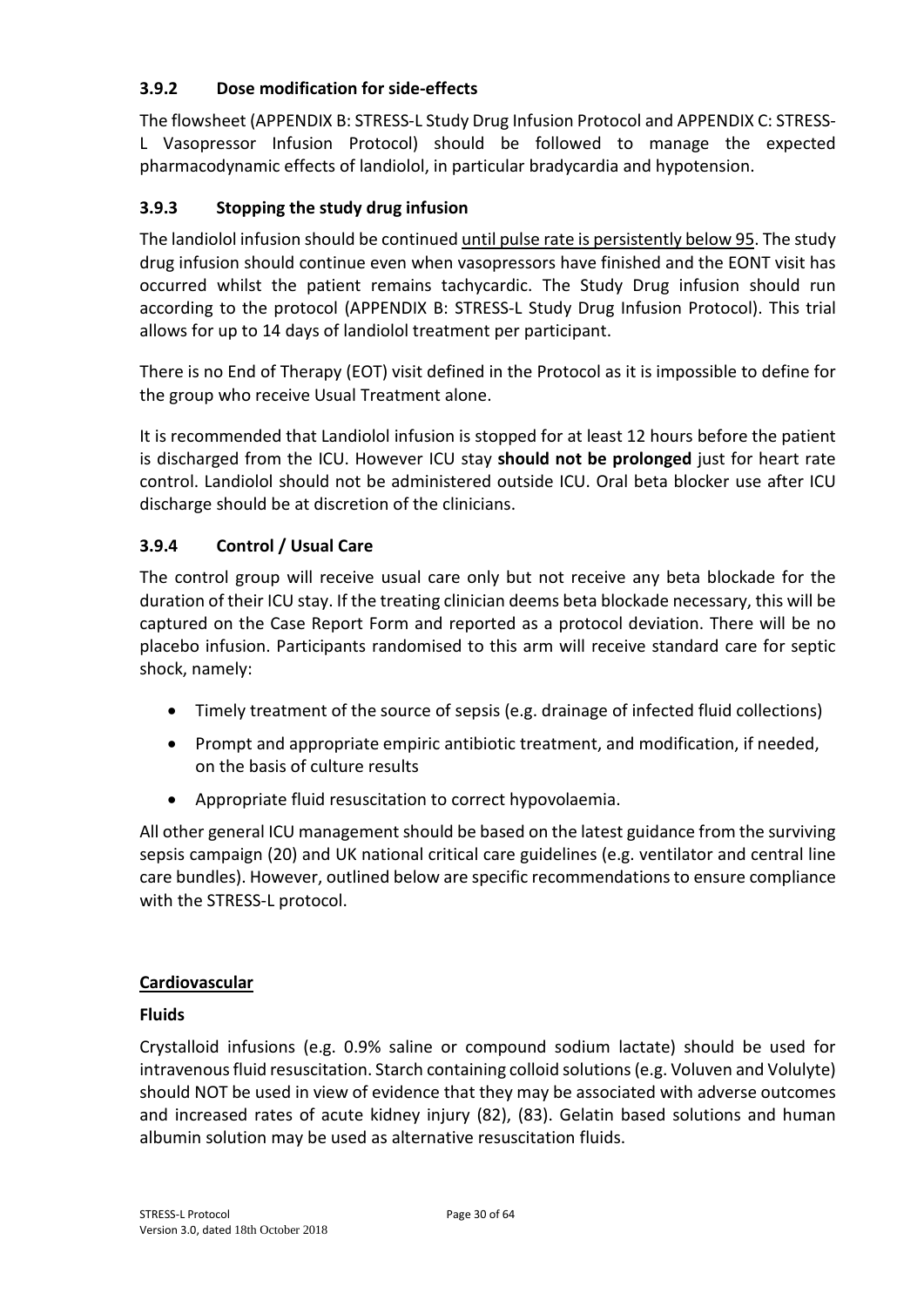### 3.9.2 Dose modification for side-effects

The flowsheet (APPENDIX B: STRESS-L Study Drug Infusion Protocol and APPENDIX C: STRESS-L Vasopressor Infusion Protocol) should be followed to manage the expected pharmacodynamic effects of landiolol, in particular bradycardia and hypotension.

### 3.9.3 Stopping the study drug infusion

The landiolol infusion should be continued until pulse rate is persistently below 95. The study drug infusion should continue even when vasopressors have finished and the EONT visit has occurred whilst the patient remains tachycardic. The Study Drug infusion should run according to the protocol (APPENDIX B: STRESS-L Study Drug Infusion Protocol). This trial allows for up to 14 days of landiolol treatment per participant.

There is no End of Therapy (EOT) visit defined in the Protocol as it is impossible to define for the group who receive Usual Treatment alone.

It is recommended that Landiolol infusion is stopped for at least 12 hours before the patient is discharged from the ICU. However ICU stay **should not be prolonged** just for heart rate control. Landiolol should not be administered outside ICU. Oral beta blocker use after ICU discharge should be at discretion of the clinicians.

### 3.9.4 Control / Usual Care

The control group will receive usual care only but not receive any beta blockade for the duration of their ICU stay. If the treating clinician deems beta blockade necessary, this will be captured on the Case Report Form and reported as a protocol deviation. There will be no placebo infusion. Participants randomised to this arm will receive standard care for septic shock, namely:

- Timely treatment of the source of sepsis (e.g. drainage of infected fluid collections)
- Prompt and appropriate empiric antibiotic treatment, and modification, if needed, on the basis of culture results
- Appropriate fluid resuscitation to correct hypovolaemia.

All other general ICU management should be based on the latest guidance from the surviving sepsis campaign (20) and UK national critical care guidelines (e.g. ventilator and central line care bundles). However, outlined below are specific recommendations to ensure compliance with the STRESS-L protocol.

**Cardiovascular**

**Fluids**

Crystalloid infusions (e.g. 0.9% saline or compound sodium lactate) should be used for intravenous fluid resuscitation. Starch containing colloid solutions (e.g. Voluven and Volulyte) should NOT be used in view of evidence that they may be associated with adverse outcomes and increased rates of acute kidney injury (82), (83). Gelatin based solutions and human albumin solution may be used as alternative resuscitation fluids.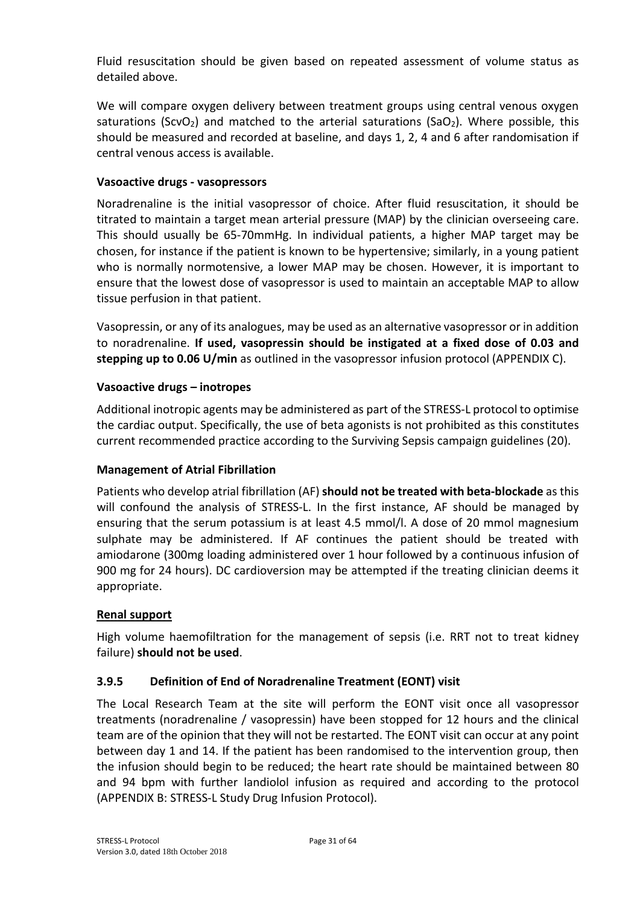Fluid resuscitation should be given based on repeated assessment of volume status as detailed above.

We will compare oxygen delivery between treatment groups using central venous oxygen saturations ($ScvO_2$) and matched to the arterial saturations ($SaO_2$). Where possible, this should be measured and recorded at baseline, and days 1, 2, 4 and 6 after randomisation if central venous access is available.

**Vasoactive drugs - vasopressors**

Noradrenaline is the initial vasopressor of choice. After fluid resuscitation, it should be titrated to maintain a target mean arterial pressure (MAP) by the clinician overseeing care. This should usually be 65-70mmHg. In individual patients, a higher MAP target may be chosen, for instance if the patient is known to be hypertensive; similarly, in a young patient who is normally normotensive, a lower MAP may be chosen. However, it is important to ensure that the lowest dose of vasopressor is used to maintain an acceptable MAP to allow tissue perfusion in that patient.

Vasopressin, or any of its analogues, may be used as an alternative vasopressor or in addition to noradrenaline. **If used, vasopressin should be instigated at a fixed dose of 0.03 and stepping up to 0.06 U/min** as outlined in the vasopressor infusion protocol (APPENDIX C).

**Vasoactive drugs – inotropes**

Additional inotropic agents may be administered as part of the STRESS-L protocol to optimise the cardiac output. Specifically, the use of beta agonists is not prohibited as this constitutes current recommended practice according to the Surviving Sepsis campaign guidelines (20).

**Management of Atrial Fibrillation**

Patients who develop atrial fibrillation (AF) **should not be treated with beta-blockade** as this will confound the analysis of STRESS-L. In the first instance, AF should be managed by ensuring that the serum potassium is at least 4.5 mmol/l. A dose of 20 mmol magnesium sulphate may be administered. If AF continues the patient should be treated with amiodarone (300mg loading administered over 1 hour followed by a continuous infusion of 900 mg for 24 hours). DC cardioversion may be attempted if the treating clinician deems it appropriate.

**Renal support**

High volume haemofiltration for the management of sepsis (i.e. RRT not to treat kidney failure) **should not be used**.

### 3.9.5 Definition of End of Noradrenaline Treatment (EONT) visit

The Local Research Team at the site will perform the EONT visit once all vasopressor treatments (noradrenaline / vasopressin) have been stopped for 12 hours and the clinical team are of the opinion that they will not be restarted. The EONT visit can occur at any point between day 1 and 14. If the patient has been randomised to the intervention group, then the infusion should begin to be reduced; the heart rate should be maintained between 80 and 94 bpm with further landiolol infusion as required and according to the protocol (APPENDIX B: STRESS-L Study Drug Infusion Protocol).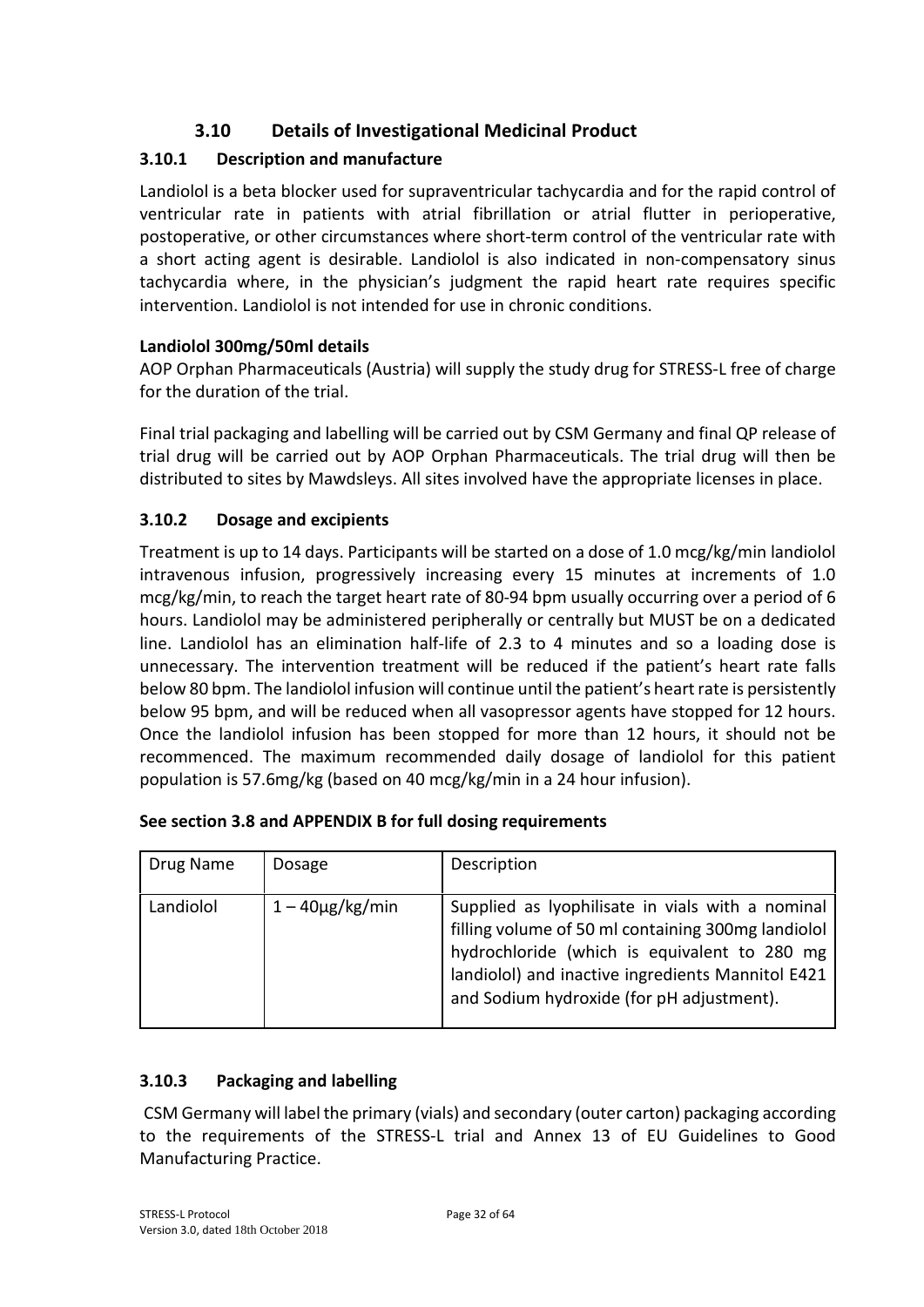## 3.10 Details of Investigational Medicinal Product

### 3.10.1 Description and manufacture

Landiolol is a beta blocker used for supraventricular tachycardia and for the rapid control of ventricular rate in patients with atrial fibrillation or atrial flutter in perioperative, postoperative, or other circumstances where short-term control of the ventricular rate with a short acting agent is desirable. Landiolol is also indicated in non-compensatory sinus tachycardia where, in the physician's judgment the rapid heart rate requires specific intervention. Landiolol is not intended for use in chronic conditions.

**Landiolol 300mg/50ml details**

AOP Orphan Pharmaceuticals (Austria) will supply the study drug for STRESS-L free of charge for the duration of the trial.

Final trial packaging and labelling will be carried out by CSM Germany and final QP release of trial drug will be carried out by AOP Orphan Pharmaceuticals. The trial drug will then be distributed to sites by Mawdsleys. All sites involved have the appropriate licenses in place.

### 3.10.2 Dosage and excipients

Treatment is up to 14 days. Participants will be started on a dose of 1.0 mcg/kg/min landiolol intravenous infusion, progressively increasing every 15 minutes at increments of 1.0 mcg/kg/min, to reach the target heart rate of 80-94 bpm usually occurring over a period of 6 hours. Landiolol may be administered peripherally or centrally but MUST be on a dedicated line. Landiolol has an elimination half-life of 2.3 to 4 minutes and so a loading dose is unnecessary. The intervention treatment will be reduced if the patient's heart rate falls below 80 bpm. The landiolol infusion will continue until the patient's heart rate is persistently below 95 bpm, and will be reduced when all vasopressor agents have stopped for 12 hours. Once the landiolol infusion has been stopped for more than 12 hours, it should not be recommenced. The maximum recommended daily dosage of landiolol for this patient population is 57.6mg/kg (based on 40 mcg/kg/min in a 24 hour infusion).

**See section 3.8 and APPENDIX B for full dosing requirements**

| Drug Name | Dosage | Description |
|---|---|---|
| Landiolol | 1 – 40µg/kg/min | Supplied as lyophilisate in vials with a nominal filling volume of 50 ml containing 300mg landiolol hydrochloride (which is equivalent to 280 mg landiolol) and inactive ingredients Mannitol E421 and Sodium hydroxide (for pH adjustment). |

### 3.10.3 Packaging and labelling

CSM Germany will label the primary (vials) and secondary (outer carton) packaging according to the requirements of the STRESS-L trial and Annex 13 of EU Guidelines to Good Manufacturing Practice.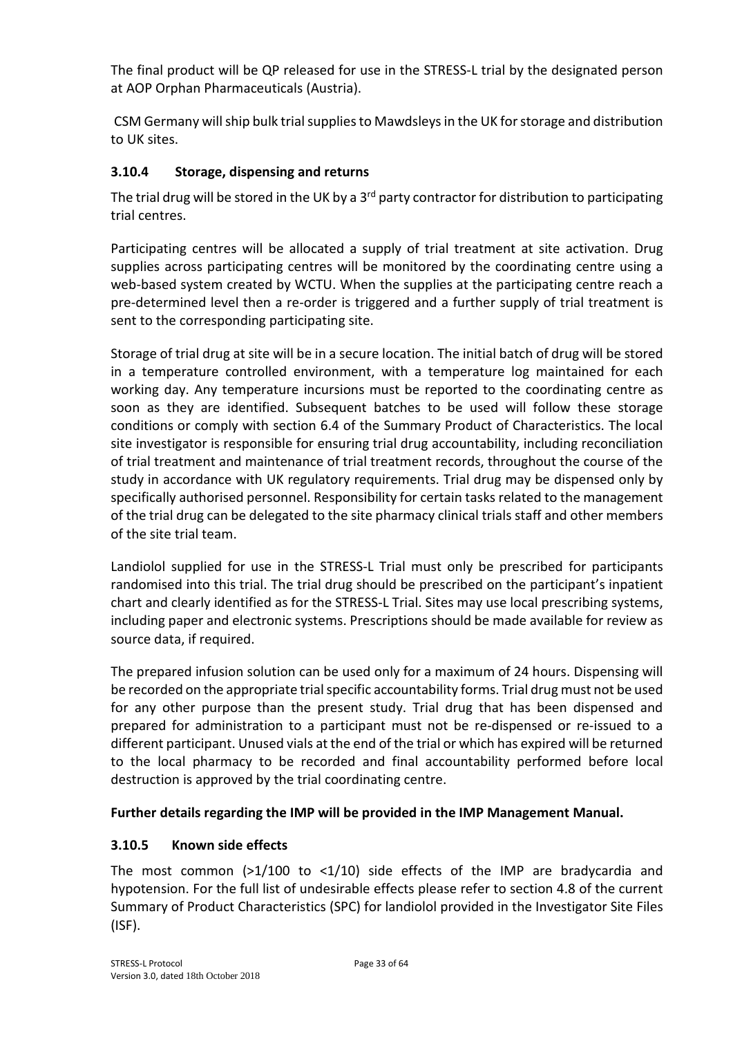The final product will be QP released for use in the STRESS-L trial by the designated person at AOP Orphan Pharmaceuticals (Austria).

CSM Germany will ship bulk trial supplies to Mawdsleys in the UK for storage and distribution to UK sites.

### 3.10.4 Storage, dispensing and returns

The trial drug will be stored in the UK by a 3rd party contractor for distribution to participating trial centres.

Participating centres will be allocated a supply of trial treatment at site activation. Drug supplies across participating centres will be monitored by the coordinating centre using a web-based system created by WCTU. When the supplies at the participating centre reach a pre-determined level then a re-order is triggered and a further supply of trial treatment is sent to the corresponding participating site.

Storage of trial drug at site will be in a secure location. The initial batch of drug will be stored in a temperature controlled environment, with a temperature log maintained for each working day. Any temperature incursions must be reported to the coordinating centre as soon as they are identified. Subsequent batches to be used will follow these storage conditions or comply with section 6.4 of the Summary Product of Characteristics. The local site investigator is responsible for ensuring trial drug accountability, including reconciliation of trial treatment and maintenance of trial treatment records, throughout the course of the study in accordance with UK regulatory requirements. Trial drug may be dispensed only by specifically authorised personnel. Responsibility for certain tasks related to the management of the trial drug can be delegated to the site pharmacy clinical trials staff and other members of the site trial team.

Landiolol supplied for use in the STRESS-L Trial must only be prescribed for participants randomised into this trial. The trial drug should be prescribed on the participant's inpatient chart and clearly identified as for the STRESS-L Trial. Sites may use local prescribing systems, including paper and electronic systems. Prescriptions should be made available for review as source data, if required.

The prepared infusion solution can be used only for a maximum of 24 hours. Dispensing will be recorded on the appropriate trial specific accountability forms. Trial drug must not be used for any other purpose than the present study. Trial drug that has been dispensed and prepared for administration to a participant must not be re-dispensed or re-issued to a different participant. Unused vials at the end of the trial or which has expired will be returned to the local pharmacy to be recorded and final accountability performed before local destruction is approved by the trial coordinating centre.

**Further details regarding the IMP will be provided in the IMP Management Manual.**

### 3.10.5 Known side effects

The most common (>1/100 to <1/10) side effects of the IMP are bradycardia and hypotension. For the full list of undesirable effects please refer to section 4.8 of the current Summary of Product Characteristics (SPC) for landiolol provided in the Investigator Site Files (ISF).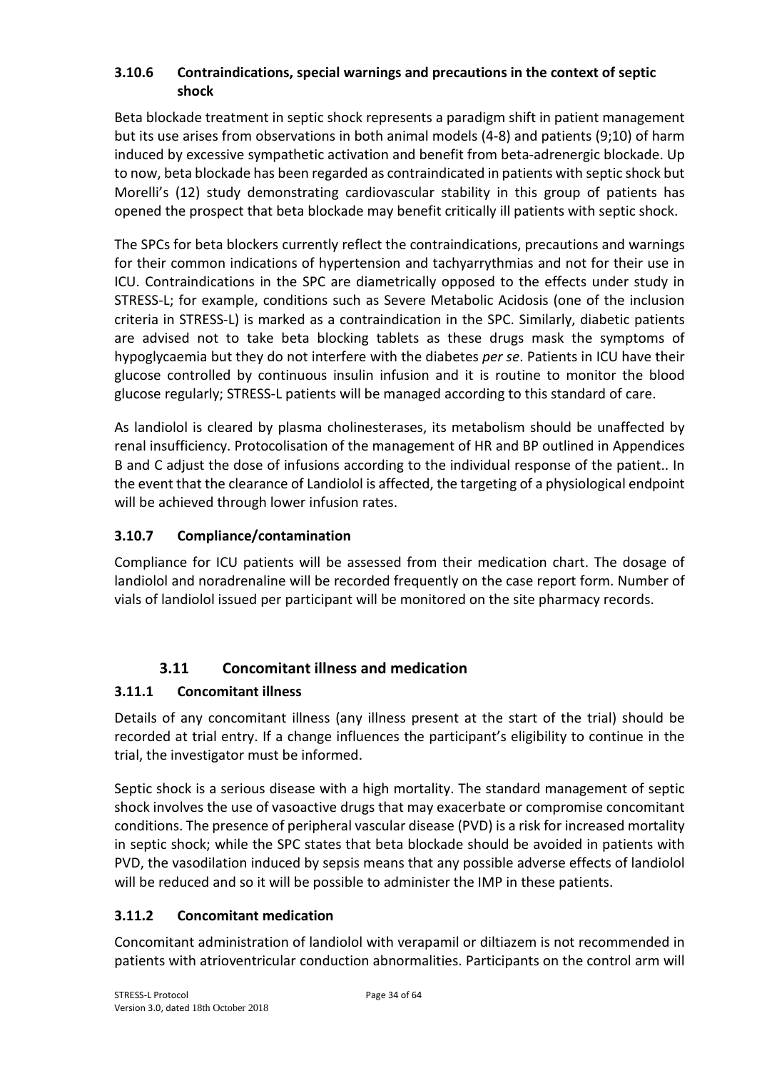### 3.10.6 Contraindications, special warnings and precautions in the context of septic shock

Beta blockade treatment in septic shock represents a paradigm shift in patient management but its use arises from observations in both animal models (4-8) and patients (9;10) of harm induced by excessive sympathetic activation and benefit from beta-adrenergic blockade. Up to now, beta blockade has been regarded as contraindicated in patients with septic shock but Morelli's (12) study demonstrating cardiovascular stability in this group of patients has opened the prospect that beta blockade may benefit critically ill patients with septic shock.

The SPCs for beta blockers currently reflect the contraindications, precautions and warnings for their common indications of hypertension and tachyarrythmias and not for their use in ICU. Contraindications in the SPC are diametrically opposed to the effects under study in STRESS-L; for example, conditions such as Severe Metabolic Acidosis (one of the inclusion criteria in STRESS-L) is marked as a contraindication in the SPC. Similarly, diabetic patients are advised not to take beta blocking tablets as these drugs mask the symptoms of hypoglycaemia but they do not interfere with the diabetes *per se*. Patients in ICU have their glucose controlled by continuous insulin infusion and it is routine to monitor the blood glucose regularly; STRESS-L patients will be managed according to this standard of care.

As landiolol is cleared by plasma cholinesterases, its metabolism should be unaffected by renal insufficiency. Protocolisation of the management of HR and BP outlined in Appendices B and C adjust the dose of infusions according to the individual response of the patient.. In the event that the clearance of Landiolol is affected, the targeting of a physiological endpoint will be achieved through lower infusion rates.

### 3.10.7 Compliance/contamination

Compliance for ICU patients will be assessed from their medication chart. The dosage of landiolol and noradrenaline will be recorded frequently on the case report form. Number of vials of landiolol issued per participant will be monitored on the site pharmacy records.

## 3.11 Concomitant illness and medication

### 3.11.1 Concomitant illness

Details of any concomitant illness (any illness present at the start of the trial) should be recorded at trial entry. If a change influences the participant's eligibility to continue in the trial, the investigator must be informed.

Septic shock is a serious disease with a high mortality. The standard management of septic shock involves the use of vasoactive drugs that may exacerbate or compromise concomitant conditions. The presence of peripheral vascular disease (PVD) is a risk for increased mortality in septic shock; while the SPC states that beta blockade should be avoided in patients with PVD, the vasodilation induced by sepsis means that any possible adverse effects of landiolol will be reduced and so it will be possible to administer the IMP in these patients.

### 3.11.2 Concomitant medication

Concomitant administration of landiolol with verapamil or diltiazem is not recommended in patients with atrioventricular conduction abnormalities. Participants on the control arm will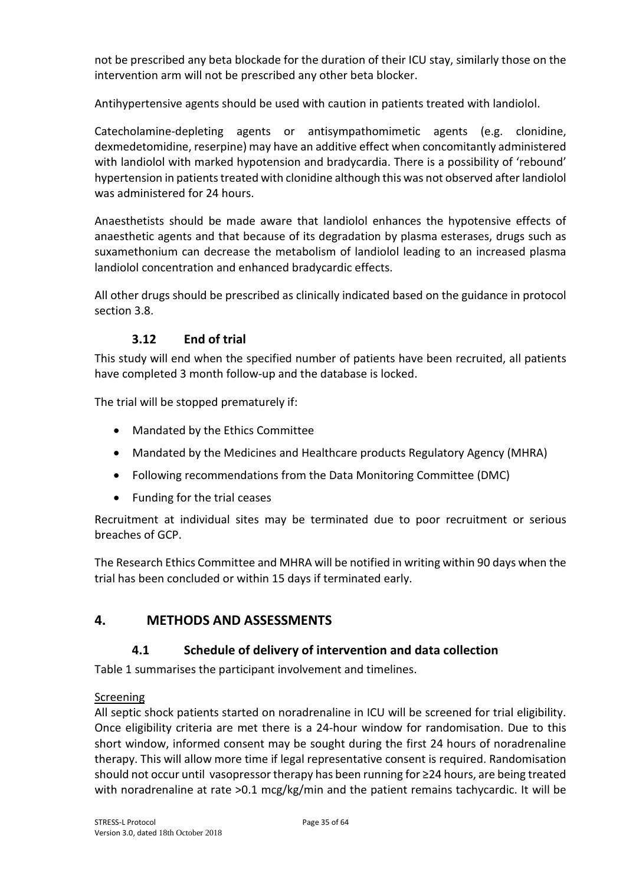not be prescribed any beta blockade for the duration of their ICU stay, similarly those on the intervention arm will not be prescribed any other beta blocker.

Antihypertensive agents should be used with caution in patients treated with landiolol.

Catecholamine-depleting agents or antisympathomimetic agents (e.g. clonidine, dexmedetomidine, reserpine) may have an additive effect when concomitantly administered with landiolol with marked hypotension and bradycardia. There is a possibility of 'rebound' hypertension in patients treated with clonidine although this was not observed after landiolol was administered for 24 hours.

Anaesthetists should be made aware that landiolol enhances the hypotensive effects of anaesthetic agents and that because of its degradation by plasma esterases, drugs such as suxamethonium can decrease the metabolism of landiolol leading to an increased plasma landiolol concentration and enhanced bradycardic effects.

All other drugs should be prescribed as clinically indicated based on the guidance in protocol section 3.8.

### 3.12 End of trial

This study will end when the specified number of patients have been recruited, all patients have completed 3 month follow-up and the database is locked.

The trial will be stopped prematurely if:

- Mandated by the Ethics Committee
- Mandated by the Medicines and Healthcare products Regulatory Agency (MHRA)
- Following recommendations from the Data Monitoring Committee (DMC)
- Funding for the trial ceases

Recruitment at individual sites may be terminated due to poor recruitment or serious breaches of GCP.

The Research Ethics Committee and MHRA will be notified in writing within 90 days when the trial has been concluded or within 15 days if terminated early.

## 4. METHODS AND ASSESSMENTS

### 4.1 Schedule of delivery of intervention and data collection

Table 1 summarises the participant involvement and timelines.

Screening

All septic shock patients started on noradrenaline in ICU will be screened for trial eligibility. Once eligibility criteria are met there is a 24-hour window for randomisation. Due to this short window, informed consent may be sought during the first 24 hours of noradrenaline therapy. This will allow more time if legal representative consent is required. Randomisation should not occur until vasopressor therapy has been running for ≥24 hours, are being treated with noradrenaline at rate >0.1 mcg/kg/min and the patient remains tachycardic. It will be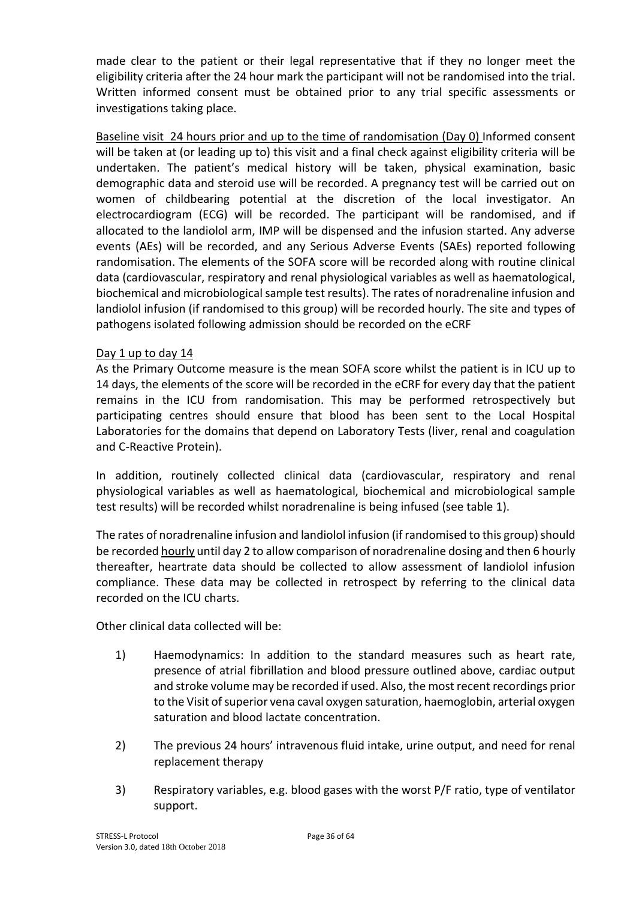made clear to the patient or their legal representative that if they no longer meet the eligibility criteria after the 24 hour mark the participant will not be randomised into the trial. Written informed consent must be obtained prior to any trial specific assessments or investigations taking place.

Baseline visit 24 hours prior and up to the time of randomisation (Day 0) Informed consent will be taken at (or leading up to) this visit and a final check against eligibility criteria will be undertaken. The patient's medical history will be taken, physical examination, basic demographic data and steroid use will be recorded. A pregnancy test will be carried out on women of childbearing potential at the discretion of the local investigator. An electrocardiogram (ECG) will be recorded. The participant will be randomised, and if allocated to the landiolol arm, IMP will be dispensed and the infusion started. Any adverse events (AEs) will be recorded, and any Serious Adverse Events (SAEs) reported following randomisation. The elements of the SOFA score will be recorded along with routine clinical data (cardiovascular, respiratory and renal physiological variables as well as haematological, biochemical and microbiological sample test results). The rates of noradrenaline infusion and landiolol infusion (if randomised to this group) will be recorded hourly. The site and types of pathogens isolated following admission should be recorded on the eCRF

Day 1 up to day 14

As the Primary Outcome measure is the mean SOFA score whilst the patient is in ICU up to 14 days, the elements of the score will be recorded in the eCRF for every day that the patient remains in the ICU from randomisation. This may be performed retrospectively but participating centres should ensure that blood has been sent to the Local Hospital Laboratories for the domains that depend on Laboratory Tests (liver, renal and coagulation and C-Reactive Protein).

In addition, routinely collected clinical data (cardiovascular, respiratory and renal physiological variables as well as haematological, biochemical and microbiological sample test results) will be recorded whilst noradrenaline is being infused (see table 1).

The rates of noradrenaline infusion and landiolol infusion (if randomised to this group) should be recorded hourly until day 2 to allow comparison of noradrenaline dosing and then 6 hourly thereafter, heartrate data should be collected to allow assessment of landiolol infusion compliance. These data may be collected in retrospect by referring to the clinical data recorded on the ICU charts.

Other clinical data collected will be:

1) Haemodynamics: In addition to the standard measures such as heart rate, presence of atrial fibrillation and blood pressure outlined above, cardiac output and stroke volume may be recorded if used. Also, the most recent recordings prior to the Visit of superior vena caval oxygen saturation, haemoglobin, arterial oxygen saturation and blood lactate concentration.

2) The previous 24 hours' intravenous fluid intake, urine output, and need for renal replacement therapy

3) Respiratory variables, e.g. blood gases with the worst P/F ratio, type of ventilator support.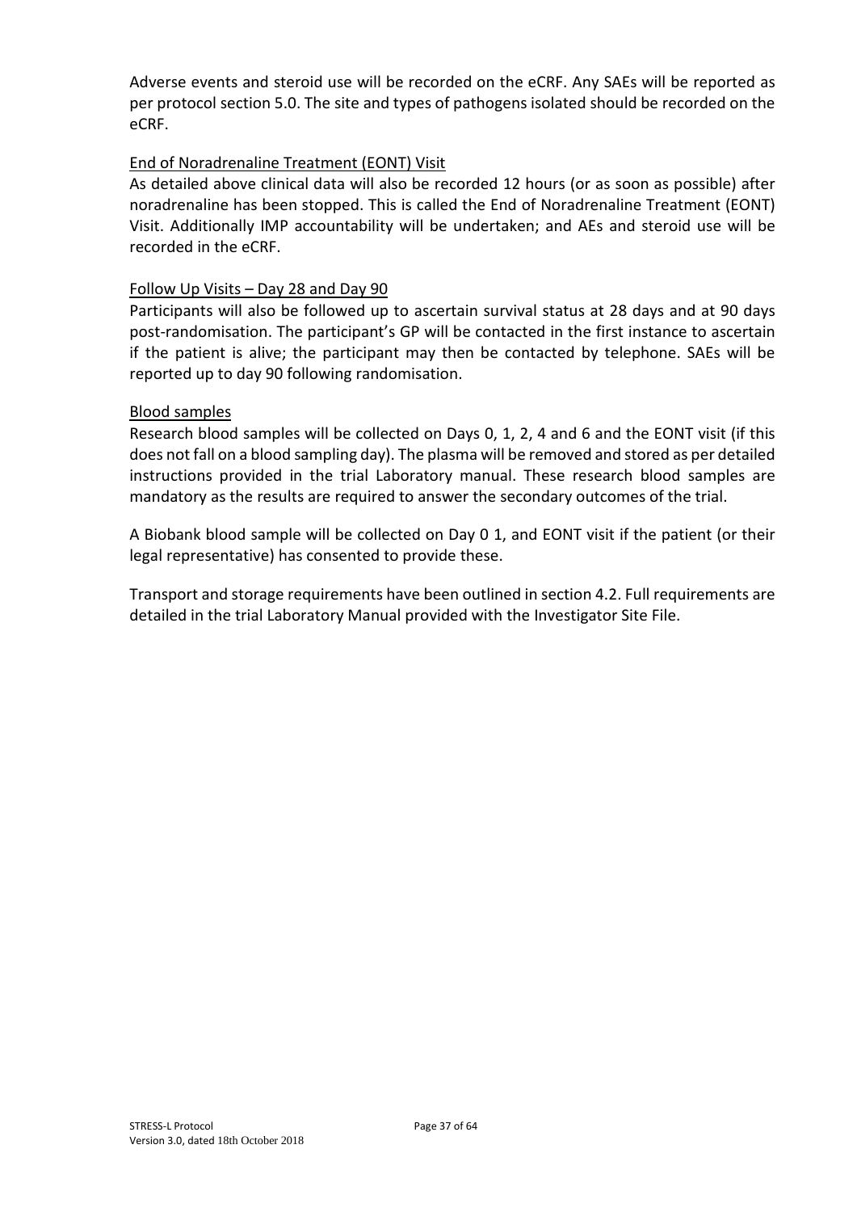Adverse events and steroid use will be recorded on the eCRF. Any SAEs will be reported as per protocol section 5.0. The site and types of pathogens isolated should be recorded on the eCRF.

### End of Noradrenaline Treatment (EONT) Visit

As detailed above clinical data will also be recorded 12 hours (or as soon as possible) after noradrenaline has been stopped. This is called the End of Noradrenaline Treatment (EONT) Visit. Additionally IMP accountability will be undertaken; and AEs and steroid use will be recorded in the eCRF.

### Follow Up Visits – Day 28 and Day 90

Participants will also be followed up to ascertain survival status at 28 days and at 90 days post-randomisation. The participant's GP will be contacted in the first instance to ascertain if the patient is alive; the participant may then be contacted by telephone. SAEs will be reported up to day 90 following randomisation.

### Blood samples

Research blood samples will be collected on Days 0, 1, 2, 4 and 6 and the EONT visit (if this does not fall on a blood sampling day). The plasma will be removed and stored as per detailed instructions provided in the trial Laboratory manual. These research blood samples are mandatory as the results are required to answer the secondary outcomes of the trial.

A Biobank blood sample will be collected on Day 0 1, and EONT visit if the patient (or their legal representative) has consented to provide these.

Transport and storage requirements have been outlined in section 4.2. Full requirements are detailed in the trial Laboratory Manual provided with the Investigator Site File.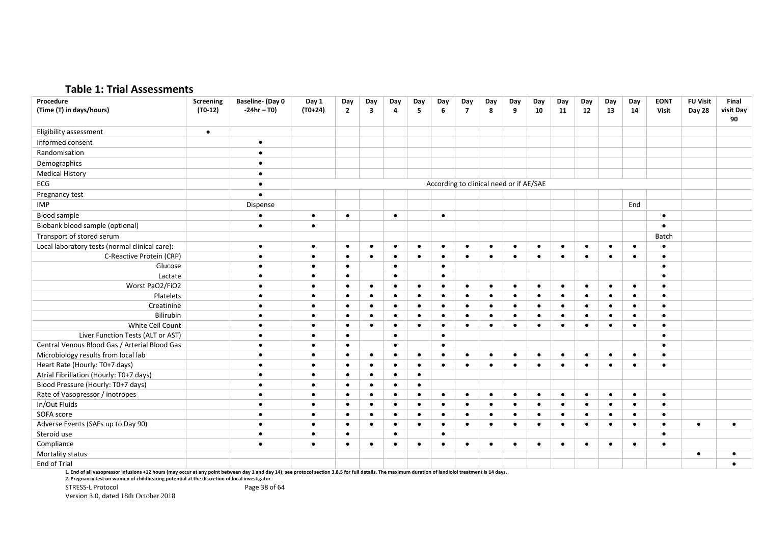## Table 1: Trial Assessments

| Procedure (Time (T) in days/hours) | Screening (T0-12) | Baseline- (Day 0 -24hr – T0) | Day 1 (T0+24) | Day 2 | Day 3 | Day 4 | Day 5 | Day 6 | Day 7 | Day 8 | Day 9 | Day 10 | Day 11 | Day 12 | Day 13 | Day 14 | EONT Visit | FU Visit Day 28 | Final visit Day 90 |
|---|---|---|---|---|---|---|---|---|---|---|---|---|---|---|---|---|---|---|---|
| Eligibility assessment | ● | | | | | | | | | | | | | | | | | | |
| Informed consent | | ● | | | | | | | | | | | | | | | | | |
| Randomisation | | ● | | | | | | | | | | | | | | | | | |
| Demographics | | ● | | | | | | | | | | | | | | | | | |
| Medical History | | ● | | | | | | | | | | | | | | | | | |
| ECG | | ● | According to clinical need or if AE/SAE | | | | | | | | | | | | | | | | |
| Pregnancy test | | ● | | | | | | | | | | | | | | | | | |
| IMP | | Dispense | | | | | | | | | | | | | | End | | | |
| Blood sample | | ● | ● | ● | | ● | | ● | | | | | | | | | ● | | |
| Biobank blood sample (optional) | | ● | ● | | | | | | | | | | | | | | ● | | |
| Transport of stored serum | | | | | | | | | | | | | | | | | Batch | | |
| Local laboratory tests (normal clinical care): | | ● | ● | ● | ● | ● | ● | ● | ● | ● | ● | ● | ● | ● | ● | ● | ● | | |
| C-Reactive Protein (CRP) | | ● | ● | ● | ● | ● | ● | ● | ● | ● | ● | ● | ● | ● | ● | ● | ● | | |
| Glucose | | ● | ● | ● | | ● | | ● | | | | | | | | | ● | | |
| Lactate | | ● | ● | ● | | ● | | ● | | | | | | | | | ● | | |
| Worst PaO2/FiO2 | | ● | ● | ● | ● | ● | ● | ● | ● | ● | ● | ● | ● | ● | ● | ● | ● | | |
| Platelets | | ● | ● | ● | ● | ● | ● | ● | ● | ● | ● | ● | ● | ● | ● | ● | ● | | |
| Creatinine | | ● | ● | ● | ● | ● | ● | ● | ● | ● | ● | ● | ● | ● | ● | ● | ● | | |
| Bilirubin | | ● | ● | ● | ● | ● | ● | ● | ● | ● | ● | ● | ● | ● | ● | ● | ● | | |
| White Cell Count | | ● | ● | ● | ● | ● | ● | ● | ● | ● | ● | ● | ● | ● | ● | ● | ● | | |
| Liver Function Tests (ALT or AST) | | ● | ● | ● | | ● | | ● | | | | | | | | | ● | | |
| Central Venous Blood Gas / Arterial Blood Gas | | ● | ● | ● | | ● | | ● | | | | | | | | | ● | | |
| Microbiology results from local lab | | ● | ● | ● | ● | ● | ● | ● | ● | ● | ● | ● | ● | ● | ● | ● | ● | | |
| Heart Rate (Hourly: T0+7 days) | | ● | ● | ● | ● | ● | ● | ● | ● | ● | ● | ● | ● | ● | ● | ● | ● | | |
| Atrial Fibrillation (Hourly: T0+7 days) | | ● | ● | ● | ● | ● | ● | | | | | | | | | | | | |
| Blood Pressure (Hourly: T0+7 days) | | ● | ● | ● | ● | ● | ● | | | | | | | | | | | | |
| Rate of Vasopressor / inotropes | | ● | ● | ● | ● | ● | ● | ● | ● | ● | ● | ● | ● | ● | ● | ● | ● | | |
| In/Out Fluids | | ● | ● | ● | ● | ● | ● | ● | ● | ● | ● | ● | ● | ● | ● | ● | ● | | |
| SOFA score | | ● | ● | ● | ● | ● | ● | ● | ● | ● | ● | ● | ● | ● | ● | ● | ● | | |
| Adverse Events (SAEs up to Day 90) | | ● | ● | ● | ● | ● | ● | ● | ● | ● | ● | ● | ● | ● | ● | ● | ● | ● | ● |
| Steroid use | | ● | ● | ● | | ● | | ● | | | | | | | | | ● | | |
| Compliance | | ● | ● | ● | ● | ● | ● | ● | ● | ● | ● | ● | ● | ● | ● | ● | ● | | |
| Mortality status | | | | | | | | | | | | | | | | | | ● | ● |
| End of Trial | | | | | | | | | | | | | | | | | | | ● |

**1. End of all vasopressor infusions +12 hours (may occur at any point between day 1 and day 14); see protocol section 3.8.5 for full details. The maximum duration of landiolol treatment is 14 days.**

**2. Pregnancy test on women of childbearing potential at the discretion of local investigator**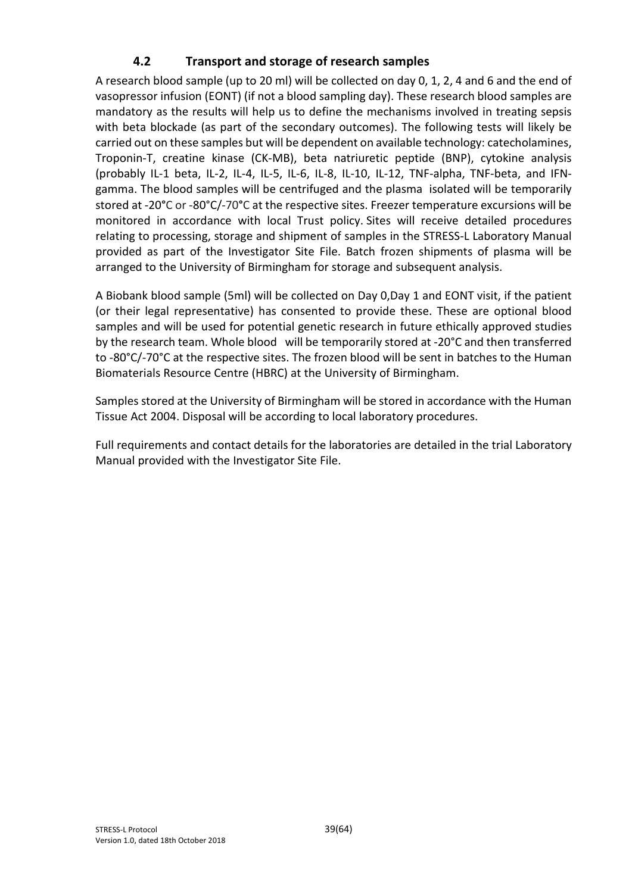## 4.2 Transport and storage of research samples

A research blood sample (up to 20 ml) will be collected on day 0, 1, 2, 4 and 6 and the end of vasopressor infusion (EONT) (if not a blood sampling day). These research blood samples are mandatory as the results will help us to define the mechanisms involved in treating sepsis with beta blockade (as part of the secondary outcomes). The following tests will likely be carried out on these samples but will be dependent on available technology: catecholamines, Troponin-T, creatine kinase (CK-MB), beta natriuretic peptide (BNP), cytokine analysis (probably IL-1 beta, IL-2, IL-4, IL-5, IL-6, IL-8, IL-10, IL-12, TNF-alpha, TNF-beta, and IFN-gamma. The blood samples will be centrifuged and the plasma isolated will be temporarily stored at -20°C or -80°C/-70°C at the respective sites. Freezer temperature excursions will be monitored in accordance with local Trust policy. Sites will receive detailed procedures relating to processing, storage and shipment of samples in the STRESS-L Laboratory Manual provided as part of the Investigator Site File. Batch frozen shipments of plasma will be arranged to the University of Birmingham for storage and subsequent analysis.

A Biobank blood sample (5ml) will be collected on Day 0,Day 1 and EONT visit, if the patient (or their legal representative) has consented to provide these. These are optional blood samples and will be used for potential genetic research in future ethically approved studies by the research team. Whole blood will be temporarily stored at -20°C and then transferred to -80°C/-70°C at the respective sites. The frozen blood will be sent in batches to the Human Biomaterials Resource Centre (HBRC) at the University of Birmingham.

Samples stored at the University of Birmingham will be stored in accordance with the Human Tissue Act 2004. Disposal will be according to local laboratory procedures.

Full requirements and contact details for the laboratories are detailed in the trial Laboratory Manual provided with the Investigator Site File.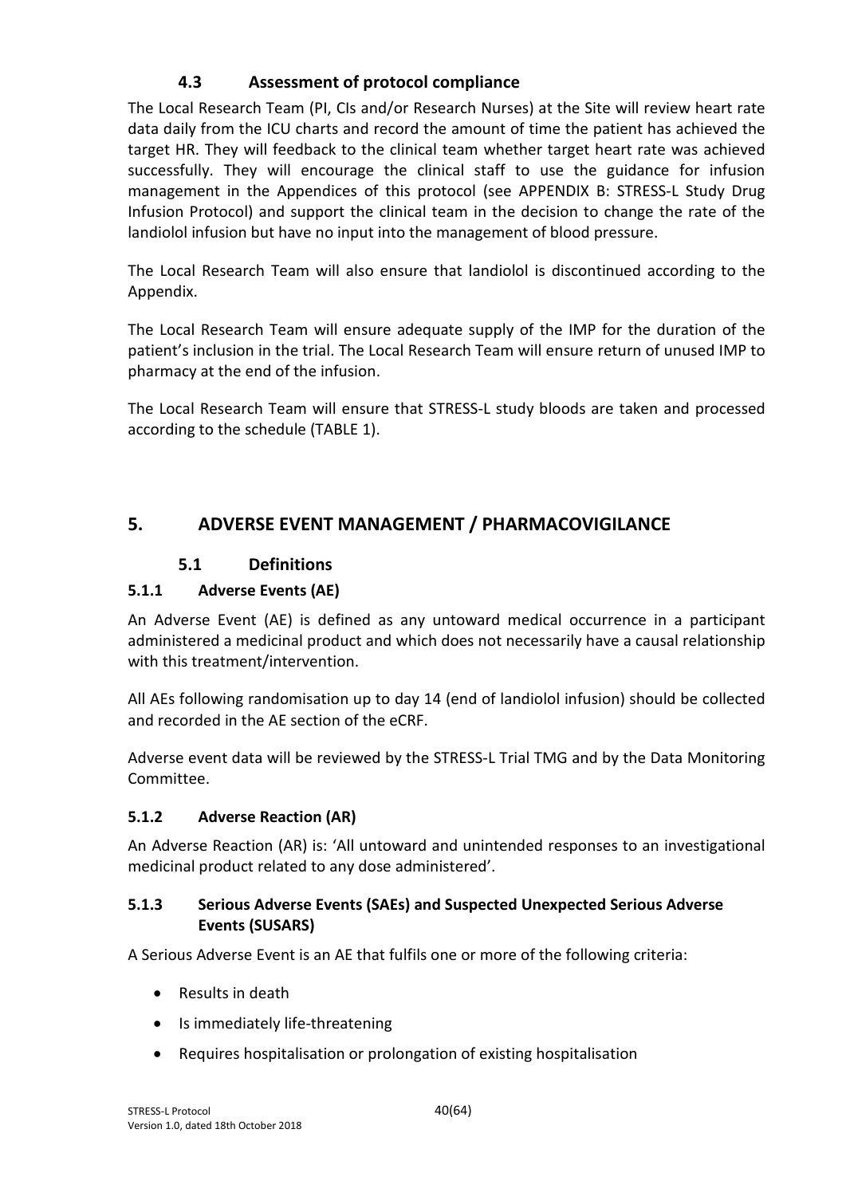### 4.3 Assessment of protocol compliance

The Local Research Team (PI, CIs and/or Research Nurses) at the Site will review heart rate data daily from the ICU charts and record the amount of time the patient has achieved the target HR. They will feedback to the clinical team whether target heart rate was achieved successfully. They will encourage the clinical staff to use the guidance for infusion management in the Appendices of this protocol (see APPENDIX B: STRESS-L Study Drug Infusion Protocol) and support the clinical team in the decision to change the rate of the landiolol infusion but have no input into the management of blood pressure.

The Local Research Team will also ensure that landiolol is discontinued according to the Appendix.

The Local Research Team will ensure adequate supply of the IMP for the duration of the patient's inclusion in the trial. The Local Research Team will ensure return of unused IMP to pharmacy at the end of the infusion.

The Local Research Team will ensure that STRESS-L study bloods are taken and processed according to the schedule (TABLE 1).

## 5. ADVERSE EVENT MANAGEMENT / PHARMACOVIGILANCE

### 5.1 Definitions

#### 5.1.1 Adverse Events (AE)

An Adverse Event (AE) is defined as any untoward medical occurrence in a participant administered a medicinal product and which does not necessarily have a causal relationship with this treatment/intervention.

All AEs following randomisation up to day 14 (end of landiolol infusion) should be collected and recorded in the AE section of the eCRF.

Adverse event data will be reviewed by the STRESS-L Trial TMG and by the Data Monitoring Committee.

#### 5.1.2 Adverse Reaction (AR)

An Adverse Reaction (AR) is: 'All untoward and unintended responses to an investigational medicinal product related to any dose administered'.

#### 5.1.3 Serious Adverse Events (SAEs) and Suspected Unexpected Serious Adverse Events (SUSARS)

A Serious Adverse Event is an AE that fulfils one or more of the following criteria:

- Results in death
- Is immediately life-threatening
- Requires hospitalisation or prolongation of existing hospitalisation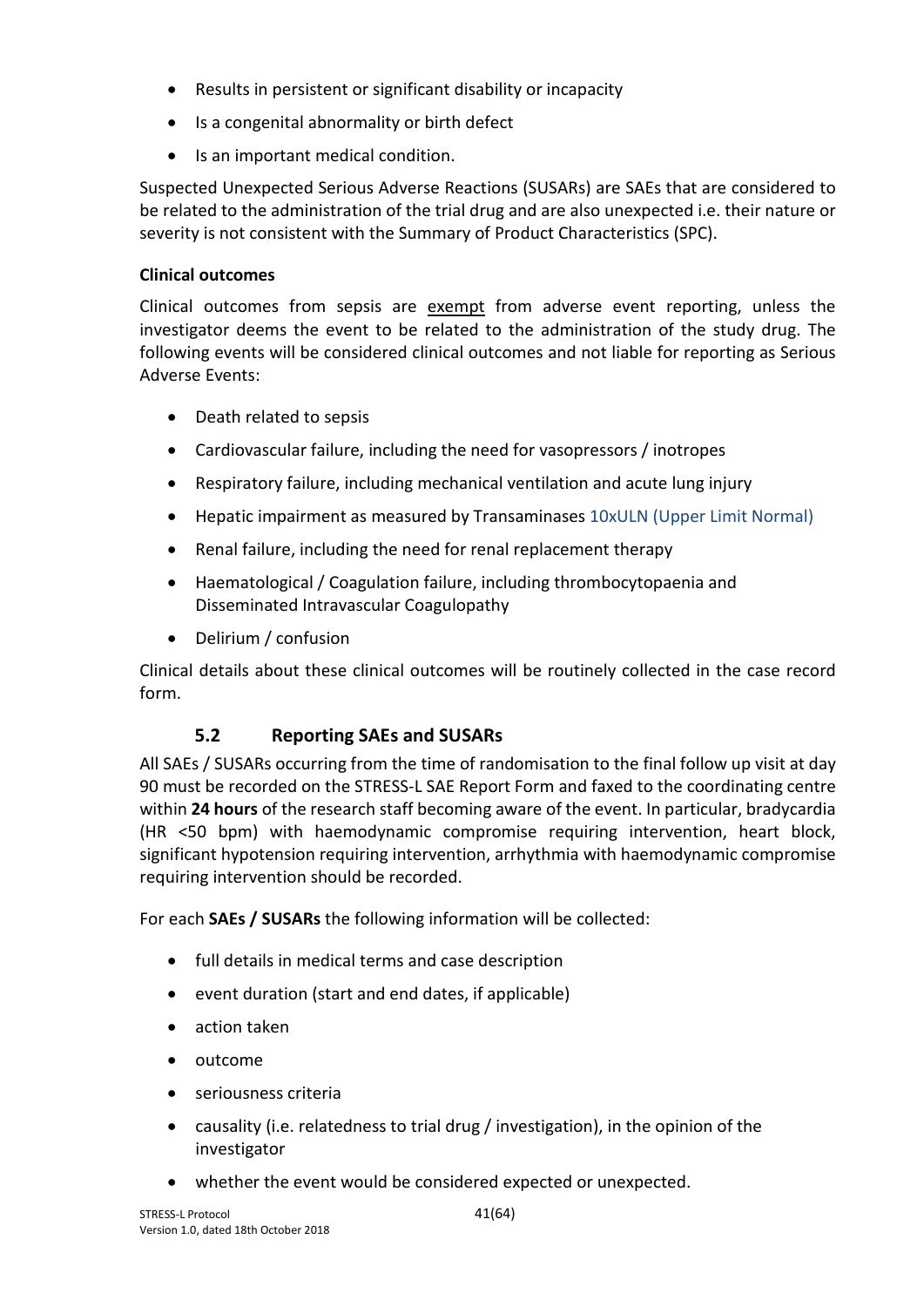- Results in persistent or significant disability or incapacity
- Is a congenital abnormality or birth defect
- Is an important medical condition.

Suspected Unexpected Serious Adverse Reactions (SUSARs) are SAEs that are considered to be related to the administration of the trial drug and are also unexpected i.e. their nature or severity is not consistent with the Summary of Product Characteristics (SPC).

**Clinical outcomes**

Clinical outcomes from sepsis are exempt from adverse event reporting, unless the investigator deems the event to be related to the administration of the study drug. The following events will be considered clinical outcomes and not liable for reporting as Serious Adverse Events:

- Death related to sepsis
- Cardiovascular failure, including the need for vasopressors / inotropes
- Respiratory failure, including mechanical ventilation and acute lung injury
- Hepatic impairment as measured by Transaminases 10xULN (Upper Limit Normal)
- Renal failure, including the need for renal replacement therapy
- Haematological / Coagulation failure, including thrombocytopaenia and Disseminated Intravascular Coagulopathy
- Delirium / confusion

Clinical details about these clinical outcomes will be routinely collected in the case record form.

### 5.2 Reporting SAEs and SUSARs

All SAEs / SUSARs occurring from the time of randomisation to the final follow up visit at day 90 must be recorded on the STRESS-L SAE Report Form and faxed to the coordinating centre within **24 hours** of the research staff becoming aware of the event. In particular, bradycardia (HR <50 bpm) with haemodynamic compromise requiring intervention, heart block, significant hypotension requiring intervention, arrhythmia with haemodynamic compromise requiring intervention should be recorded.

For each **SAEs / SUSARs** the following information will be collected:

- full details in medical terms and case description
- event duration (start and end dates, if applicable)
- action taken
- outcome
- seriousness criteria
- causality (i.e. relatedness to trial drug / investigation), in the opinion of the investigator
- whether the event would be considered expected or unexpected.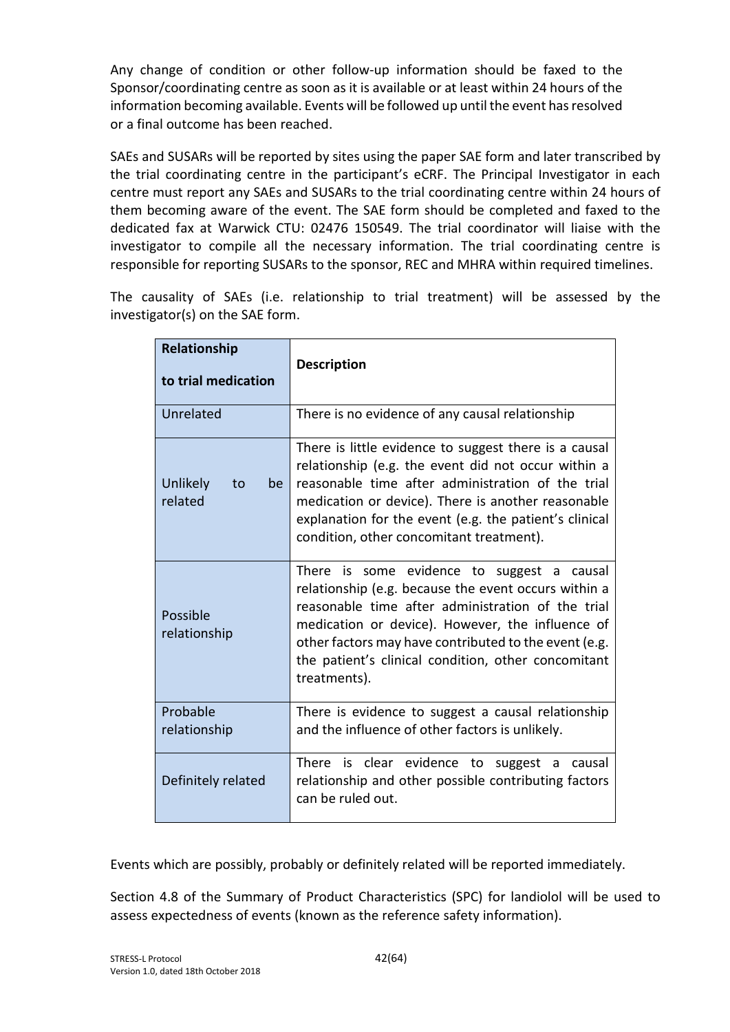Any change of condition or other follow-up information should be faxed to the Sponsor/coordinating centre as soon as it is available or at least within 24 hours of the information becoming available. Events will be followed up until the event has resolved or a final outcome has been reached.

SAEs and SUSARs will be reported by sites using the paper SAE form and later transcribed by the trial coordinating centre in the participant's eCRF. The Principal Investigator in each centre must report any SAEs and SUSARs to the trial coordinating centre within 24 hours of them becoming aware of the event. The SAE form should be completed and faxed to the dedicated fax at Warwick CTU: 02476 150549. The trial coordinator will liaise with the investigator to compile all the necessary information. The trial coordinating centre is responsible for reporting SUSARs to the sponsor, REC and MHRA within required timelines.

The causality of SAEs (i.e. relationship to trial treatment) will be assessed by the investigator(s) on the SAE form.

| **Relationship to trial medication** | **Description** |
|---|---|
| Unrelated | There is no evidence of any causal relationship |
| Unlikely to be related | There is little evidence to suggest there is a causal relationship (e.g. the event did not occur within a reasonable time after administration of the trial medication or device). There is another reasonable explanation for the event (e.g. the patient's clinical condition, other concomitant treatment). |
| Possible relationship | There is some evidence to suggest a causal relationship (e.g. because the event occurs within a reasonable time after administration of the trial medication or device). However, the influence of other factors may have contributed to the event (e.g. the patient's clinical condition, other concomitant treatments). |
| Probable relationship | There is evidence to suggest a causal relationship and the influence of other factors is unlikely. |
| Definitely related | There is clear evidence to suggest a causal relationship and other possible contributing factors can be ruled out. |

Events which are possibly, probably or definitely related will be reported immediately.

Section 4.8 of the Summary of Product Characteristics (SPC) for landiolol will be used to assess expectedness of events (known as the reference safety information).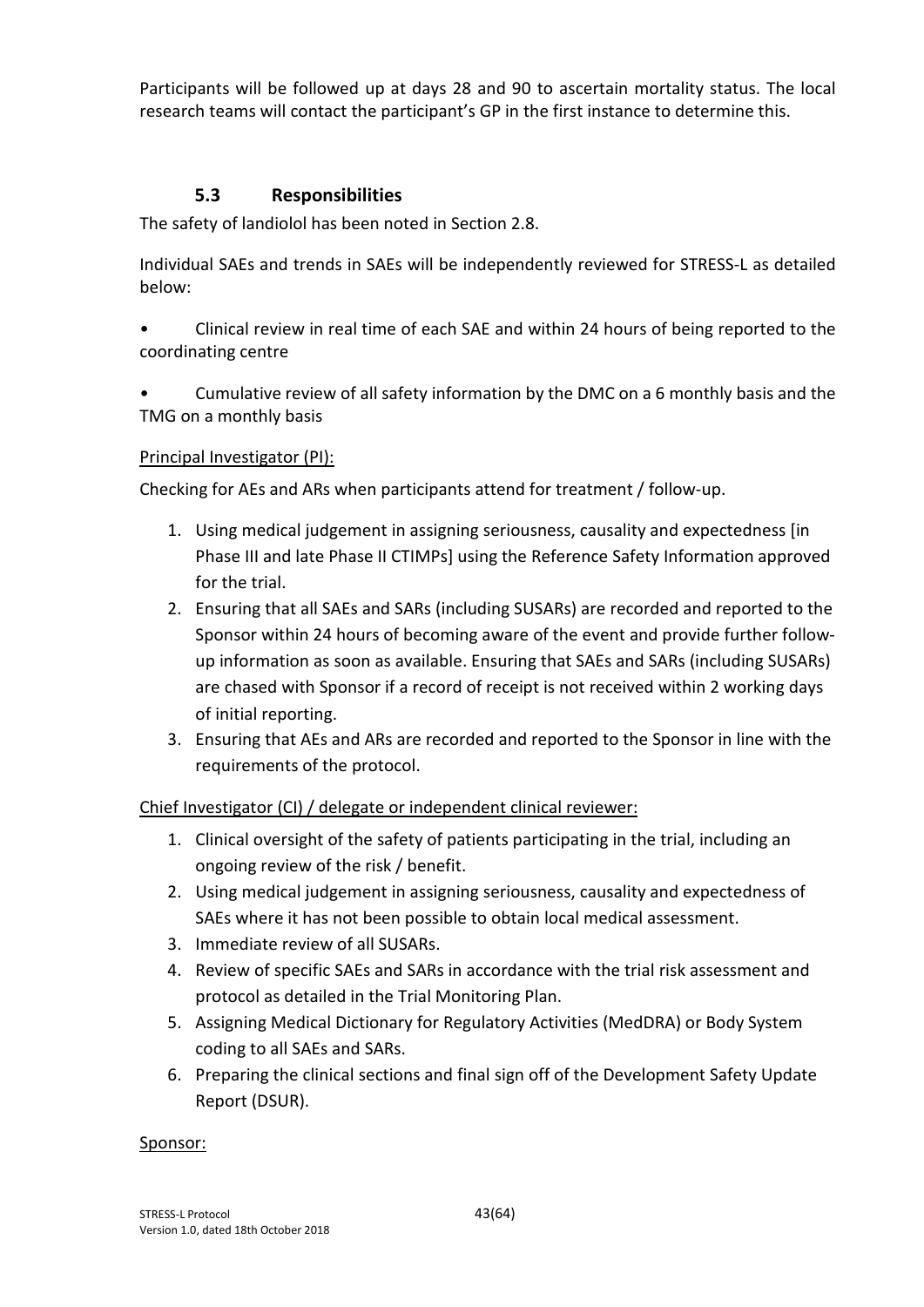Participants will be followed up at days 28 and 90 to ascertain mortality status. The local research teams will contact the participant's GP in the first instance to determine this.

### 5.3 Responsibilities

The safety of landiolol has been noted in Section 2.8.

Individual SAEs and trends in SAEs will be independently reviewed for STRESS-L as detailed below:

- Clinical review in real time of each SAE and within 24 hours of being reported to the coordinating centre
- Cumulative review of all safety information by the DMC on a 6 monthly basis and the TMG on a monthly basis

Principal Investigator (PI):

Checking for AEs and ARs when participants attend for treatment / follow-up.

1. Using medical judgement in assigning seriousness, causality and expectedness [in Phase III and late Phase II CTIMPs] using the Reference Safety Information approved for the trial.
2. Ensuring that all SAEs and SARs (including SUSARs) are recorded and reported to the Sponsor within 24 hours of becoming aware of the event and provide further follow-up information as soon as available. Ensuring that SAEs and SARs (including SUSARs) are chased with Sponsor if a record of receipt is not received within 2 working days of initial reporting.
3. Ensuring that AEs and ARs are recorded and reported to the Sponsor in line with the requirements of the protocol.

Chief Investigator (CI) / delegate or independent clinical reviewer:

1. Clinical oversight of the safety of patients participating in the trial, including an ongoing review of the risk / benefit.
2. Using medical judgement in assigning seriousness, causality and expectedness of SAEs where it has not been possible to obtain local medical assessment.
3. Immediate review of all SUSARs.
4. Review of specific SAEs and SARs in accordance with the trial risk assessment and protocol as detailed in the Trial Monitoring Plan.
5. Assigning Medical Dictionary for Regulatory Activities (MedDRA) or Body System coding to all SAEs and SARs.
6. Preparing the clinical sections and final sign off of the Development Safety Update Report (DSUR).

Sponsor: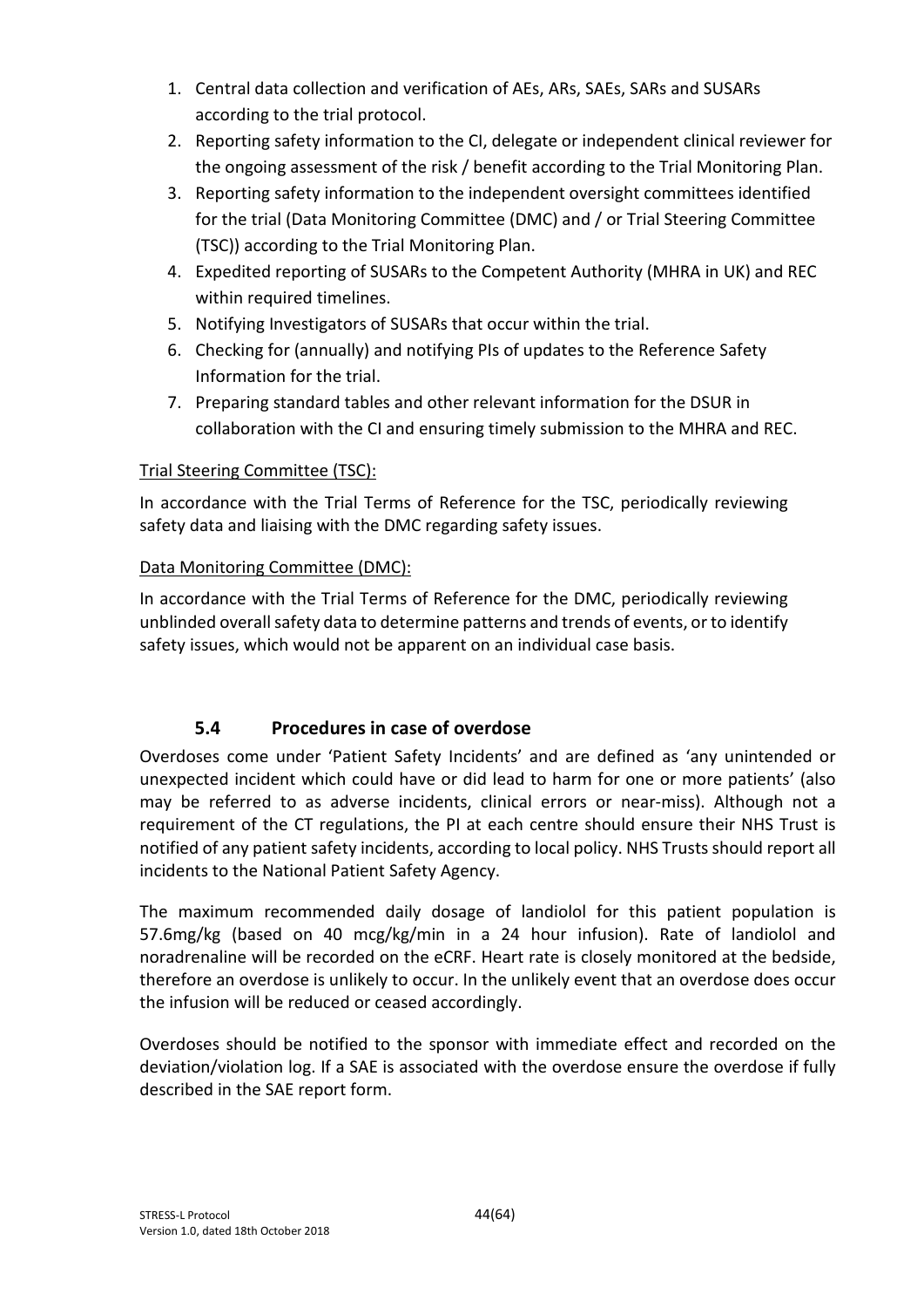1. Central data collection and verification of AEs, ARs, SAEs, SARs and SUSARs according to the trial protocol.
2. Reporting safety information to the CI, delegate or independent clinical reviewer for the ongoing assessment of the risk / benefit according to the Trial Monitoring Plan.
3. Reporting safety information to the independent oversight committees identified for the trial (Data Monitoring Committee (DMC) and / or Trial Steering Committee (TSC)) according to the Trial Monitoring Plan.
4. Expedited reporting of SUSARs to the Competent Authority (MHRA in UK) and REC within required timelines.
5. Notifying Investigators of SUSARs that occur within the trial.
6. Checking for (annually) and notifying PIs of updates to the Reference Safety Information for the trial.
7. Preparing standard tables and other relevant information for the DSUR in collaboration with the CI and ensuring timely submission to the MHRA and REC.

Trial Steering Committee (TSC):

In accordance with the Trial Terms of Reference for the TSC, periodically reviewing safety data and liaising with the DMC regarding safety issues.

Data Monitoring Committee (DMC):

In accordance with the Trial Terms of Reference for the DMC, periodically reviewing unblinded overall safety data to determine patterns and trends of events, or to identify safety issues, which would not be apparent on an individual case basis.

## 5.4 Procedures in case of overdose

Overdoses come under 'Patient Safety Incidents' and are defined as 'any unintended or unexpected incident which could have or did lead to harm for one or more patients' (also may be referred to as adverse incidents, clinical errors or near-miss). Although not a requirement of the CT regulations, the PI at each centre should ensure their NHS Trust is notified of any patient safety incidents, according to local policy. NHS Trusts should report all incidents to the National Patient Safety Agency.

The maximum recommended daily dosage of landiolol for this patient population is 57.6mg/kg (based on 40 mcg/kg/min in a 24 hour infusion). Rate of landiolol and noradrenaline will be recorded on the eCRF. Heart rate is closely monitored at the bedside, therefore an overdose is unlikely to occur. In the unlikely event that an overdose does occur the infusion will be reduced or ceased accordingly.

Overdoses should be notified to the sponsor with immediate effect and recorded on the deviation/violation log. If a SAE is associated with the overdose ensure the overdose if fully described in the SAE report form.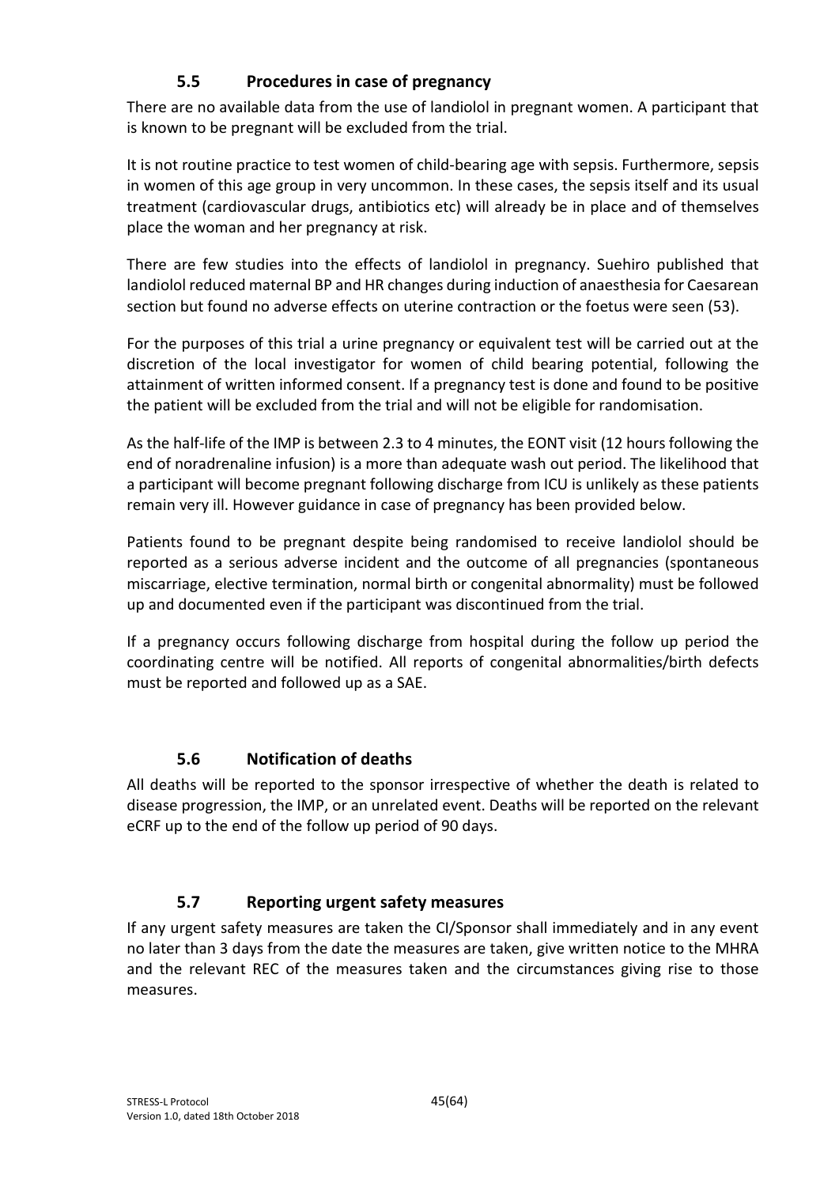### 5.5 Procedures in case of pregnancy

There are no available data from the use of landiolol in pregnant women. A participant that is known to be pregnant will be excluded from the trial.

It is not routine practice to test women of child-bearing age with sepsis. Furthermore, sepsis in women of this age group in very uncommon. In these cases, the sepsis itself and its usual treatment (cardiovascular drugs, antibiotics etc) will already be in place and of themselves place the woman and her pregnancy at risk.

There are few studies into the effects of landiolol in pregnancy. Suehiro published that landiolol reduced maternal BP and HR changes during induction of anaesthesia for Caesarean section but found no adverse effects on uterine contraction or the foetus were seen (53).

For the purposes of this trial a urine pregnancy or equivalent test will be carried out at the discretion of the local investigator for women of child bearing potential, following the attainment of written informed consent. If a pregnancy test is done and found to be positive the patient will be excluded from the trial and will not be eligible for randomisation.

As the half-life of the IMP is between 2.3 to 4 minutes, the EONT visit (12 hours following the end of noradrenaline infusion) is a more than adequate wash out period. The likelihood that a participant will become pregnant following discharge from ICU is unlikely as these patients remain very ill. However guidance in case of pregnancy has been provided below.

Patients found to be pregnant despite being randomised to receive landiolol should be reported as a serious adverse incident and the outcome of all pregnancies (spontaneous miscarriage, elective termination, normal birth or congenital abnormality) must be followed up and documented even if the participant was discontinued from the trial.

If a pregnancy occurs following discharge from hospital during the follow up period the coordinating centre will be notified. All reports of congenital abnormalities/birth defects must be reported and followed up as a SAE.

### 5.6 Notification of deaths

All deaths will be reported to the sponsor irrespective of whether the death is related to disease progression, the IMP, or an unrelated event. Deaths will be reported on the relevant eCRF up to the end of the follow up period of 90 days.

### 5.7 Reporting urgent safety measures

If any urgent safety measures are taken the CI/Sponsor shall immediately and in any event no later than 3 days from the date the measures are taken, give written notice to the MHRA and the relevant REC of the measures taken and the circumstances giving rise to those measures.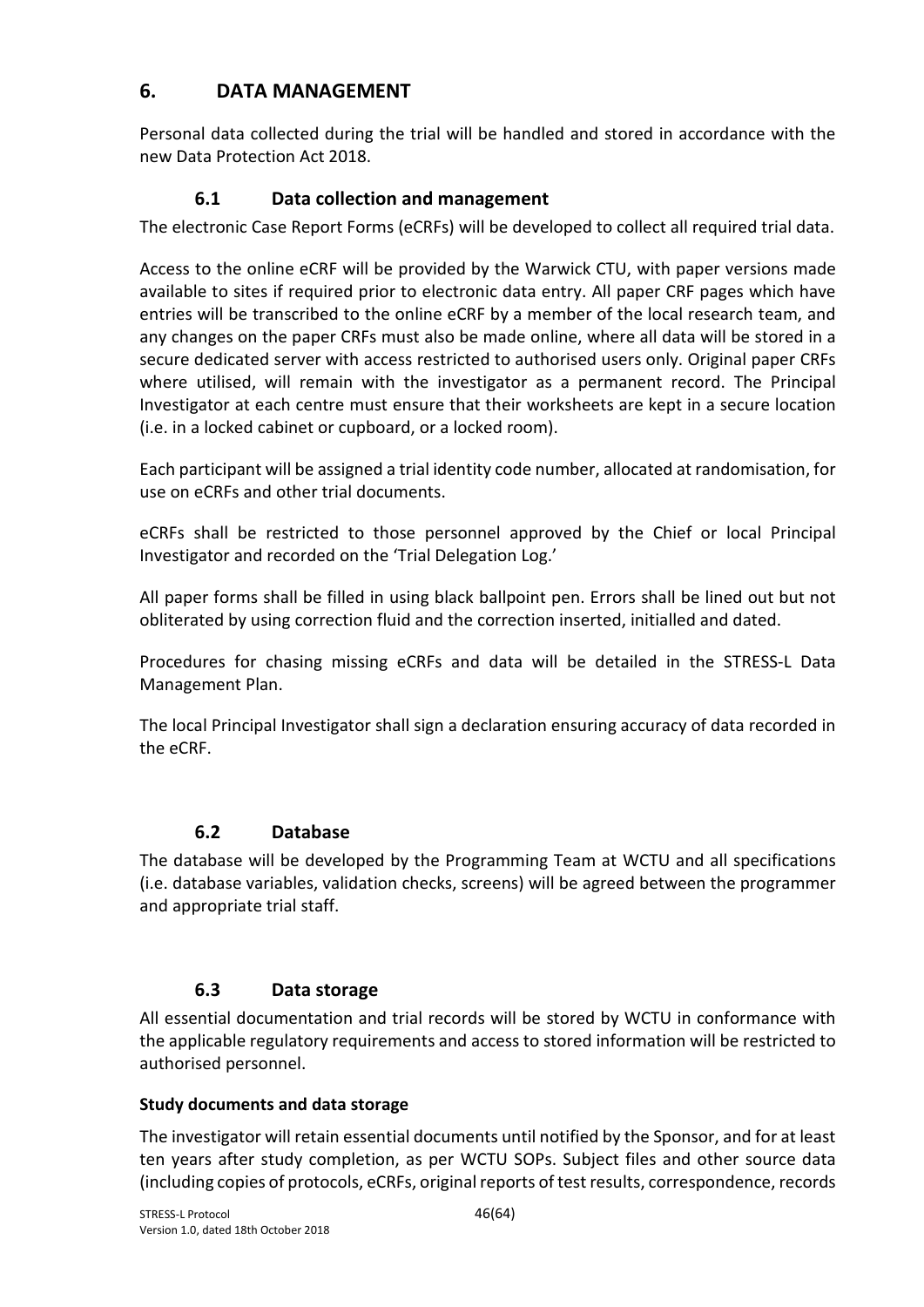# 6. DATA MANAGEMENT

Personal data collected during the trial will be handled and stored in accordance with the new Data Protection Act 2018.

## 6.1 Data collection and management

The electronic Case Report Forms (eCRFs) will be developed to collect all required trial data.

Access to the online eCRF will be provided by the Warwick CTU, with paper versions made available to sites if required prior to electronic data entry. All paper CRF pages which have entries will be transcribed to the online eCRF by a member of the local research team, and any changes on the paper CRFs must also be made online, where all data will be stored in a secure dedicated server with access restricted to authorised users only. Original paper CRFs where utilised, will remain with the investigator as a permanent record. The Principal Investigator at each centre must ensure that their worksheets are kept in a secure location (i.e. in a locked cabinet or cupboard, or a locked room).

Each participant will be assigned a trial identity code number, allocated at randomisation, for use on eCRFs and other trial documents.

eCRFs shall be restricted to those personnel approved by the Chief or local Principal Investigator and recorded on the 'Trial Delegation Log.'

All paper forms shall be filled in using black ballpoint pen. Errors shall be lined out but not obliterated by using correction fluid and the correction inserted, initialled and dated.

Procedures for chasing missing eCRFs and data will be detailed in the STRESS-L Data Management Plan.

The local Principal Investigator shall sign a declaration ensuring accuracy of data recorded in the eCRF.

## 6.2 Database

The database will be developed by the Programming Team at WCTU and all specifications (i.e. database variables, validation checks, screens) will be agreed between the programmer and appropriate trial staff.

## 6.3 Data storage

All essential documentation and trial records will be stored by WCTU in conformance with the applicable regulatory requirements and access to stored information will be restricted to authorised personnel.

**Study documents and data storage**

The investigator will retain essential documents until notified by the Sponsor, and for at least ten years after study completion, as per WCTU SOPs. Subject files and other source data (including copies of protocols, eCRFs, original reports of test results, correspondence, records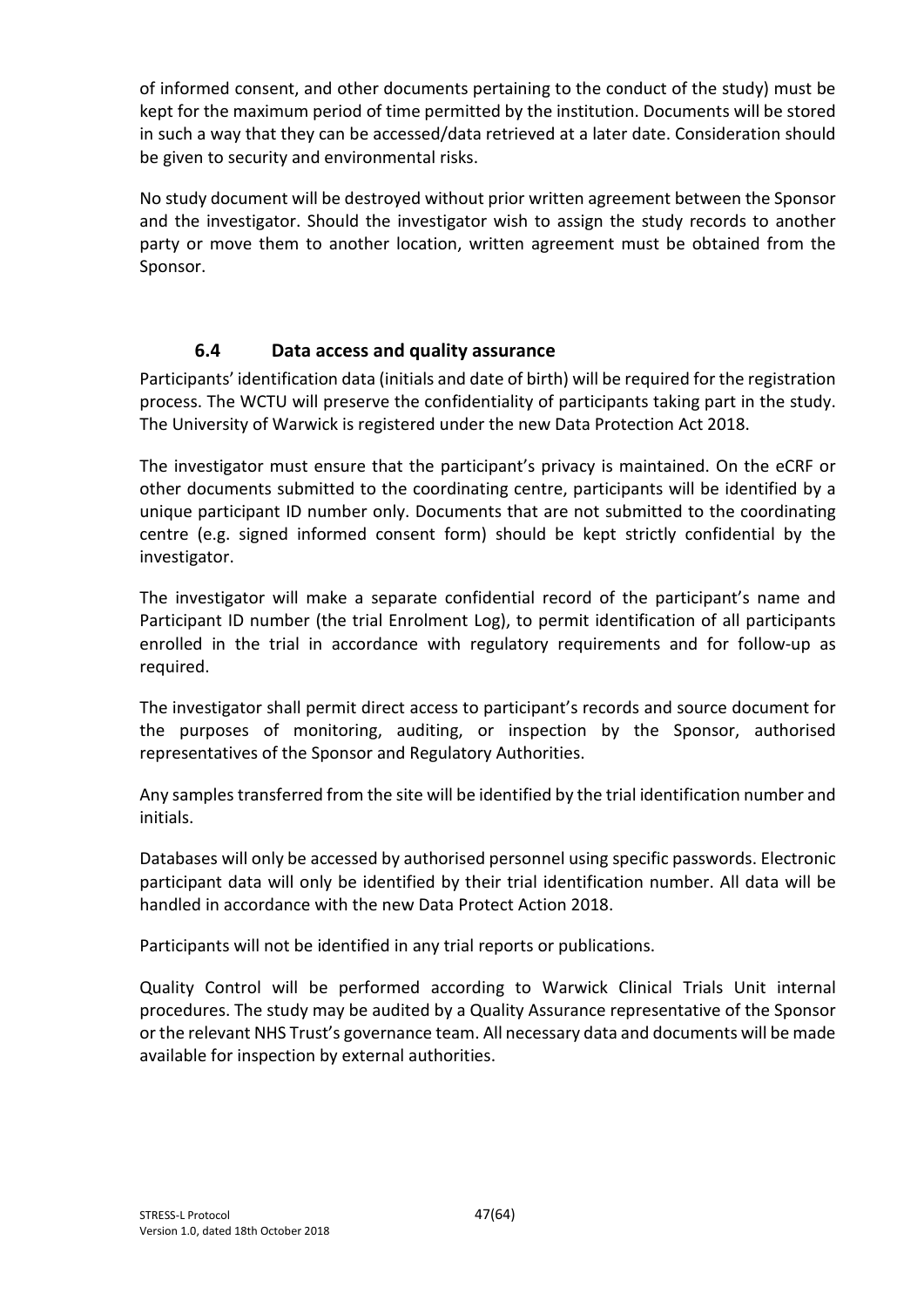of informed consent, and other documents pertaining to the conduct of the study) must be kept for the maximum period of time permitted by the institution. Documents will be stored in such a way that they can be accessed/data retrieved at a later date. Consideration should be given to security and environmental risks.

No study document will be destroyed without prior written agreement between the Sponsor and the investigator. Should the investigator wish to assign the study records to another party or move them to another location, written agreement must be obtained from the Sponsor.

### 6.4 Data access and quality assurance

Participants' identification data (initials and date of birth) will be required for the registration process. The WCTU will preserve the confidentiality of participants taking part in the study. The University of Warwick is registered under the new Data Protection Act 2018.

The investigator must ensure that the participant's privacy is maintained. On the eCRF or other documents submitted to the coordinating centre, participants will be identified by a unique participant ID number only. Documents that are not submitted to the coordinating centre (e.g. signed informed consent form) should be kept strictly confidential by the investigator.

The investigator will make a separate confidential record of the participant's name and Participant ID number (the trial Enrolment Log), to permit identification of all participants enrolled in the trial in accordance with regulatory requirements and for follow-up as required.

The investigator shall permit direct access to participant's records and source document for the purposes of monitoring, auditing, or inspection by the Sponsor, authorised representatives of the Sponsor and Regulatory Authorities.

Any samples transferred from the site will be identified by the trial identification number and initials.

Databases will only be accessed by authorised personnel using specific passwords. Electronic participant data will only be identified by their trial identification number. All data will be handled in accordance with the new Data Protect Action 2018.

Participants will not be identified in any trial reports or publications.

Quality Control will be performed according to Warwick Clinical Trials Unit internal procedures. The study may be audited by a Quality Assurance representative of the Sponsor or the relevant NHS Trust's governance team. All necessary data and documents will be made available for inspection by external authorities.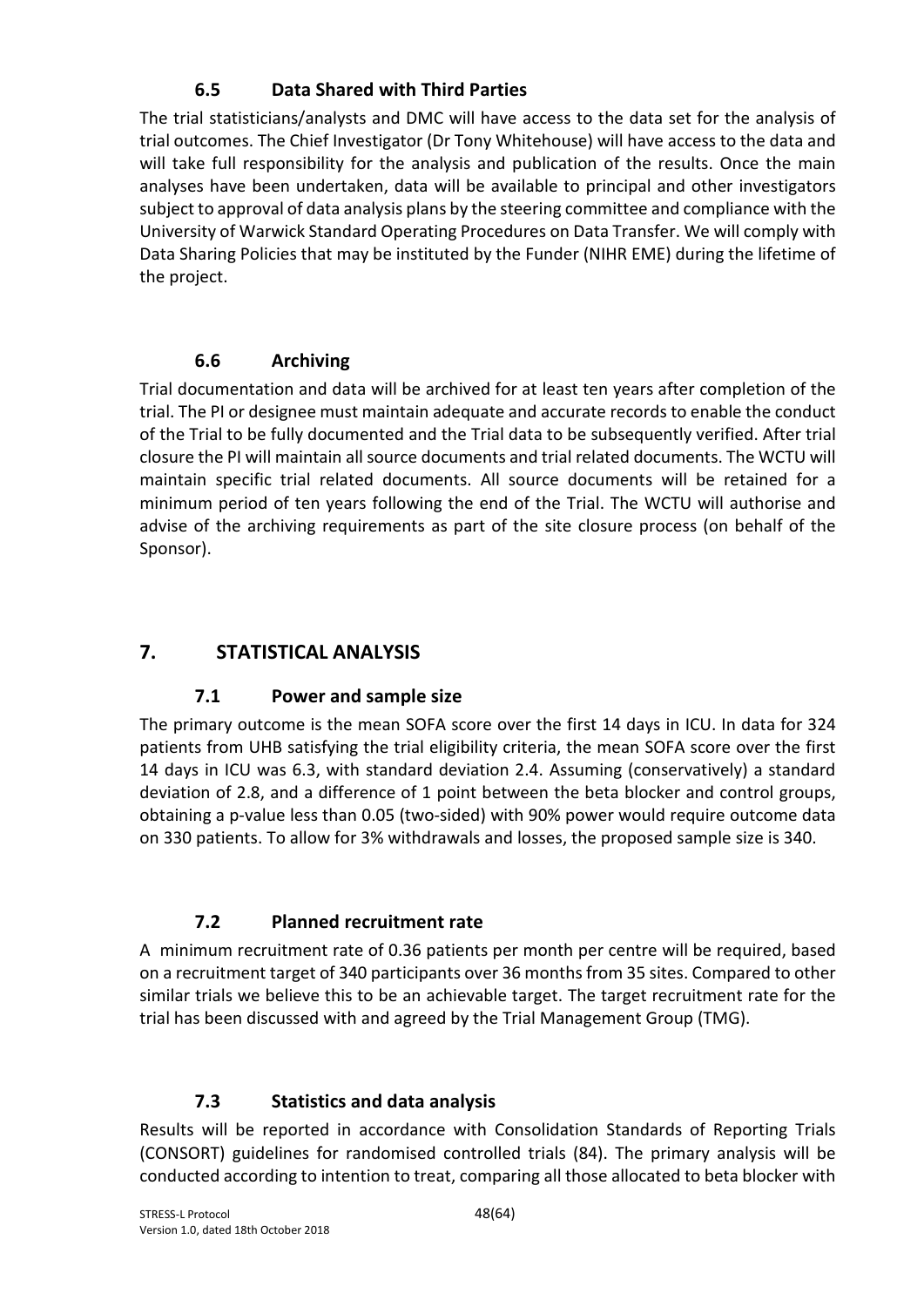### 6.5 Data Shared with Third Parties

The trial statisticians/analysts and DMC will have access to the data set for the analysis of trial outcomes. The Chief Investigator (Dr Tony Whitehouse) will have access to the data and will take full responsibility for the analysis and publication of the results. Once the main analyses have been undertaken, data will be available to principal and other investigators subject to approval of data analysis plans by the steering committee and compliance with the University of Warwick Standard Operating Procedures on Data Transfer. We will comply with Data Sharing Policies that may be instituted by the Funder (NIHR EME) during the lifetime of the project.

### 6.6 Archiving

Trial documentation and data will be archived for at least ten years after completion of the trial. The PI or designee must maintain adequate and accurate records to enable the conduct of the Trial to be fully documented and the Trial data to be subsequently verified. After trial closure the PI will maintain all source documents and trial related documents. The WCTU will maintain specific trial related documents. All source documents will be retained for a minimum period of ten years following the end of the Trial. The WCTU will authorise and advise of the archiving requirements as part of the site closure process (on behalf of the Sponsor).

## 7. STATISTICAL ANALYSIS

### 7.1 Power and sample size

The primary outcome is the mean SOFA score over the first 14 days in ICU. In data for 324 patients from UHB satisfying the trial eligibility criteria, the mean SOFA score over the first 14 days in ICU was 6.3, with standard deviation 2.4. Assuming (conservatively) a standard deviation of 2.8, and a difference of 1 point between the beta blocker and control groups, obtaining a p-value less than 0.05 (two-sided) with 90% power would require outcome data on 330 patients. To allow for 3% withdrawals and losses, the proposed sample size is 340.

### 7.2 Planned recruitment rate

A minimum recruitment rate of 0.36 patients per month per centre will be required, based on a recruitment target of 340 participants over 36 months from 35 sites. Compared to other similar trials we believe this to be an achievable target. The target recruitment rate for the trial has been discussed with and agreed by the Trial Management Group (TMG).

### 7.3 Statistics and data analysis

Results will be reported in accordance with Consolidation Standards of Reporting Trials (CONSORT) guidelines for randomised controlled trials (84). The primary analysis will be conducted according to intention to treat, comparing all those allocated to beta blocker with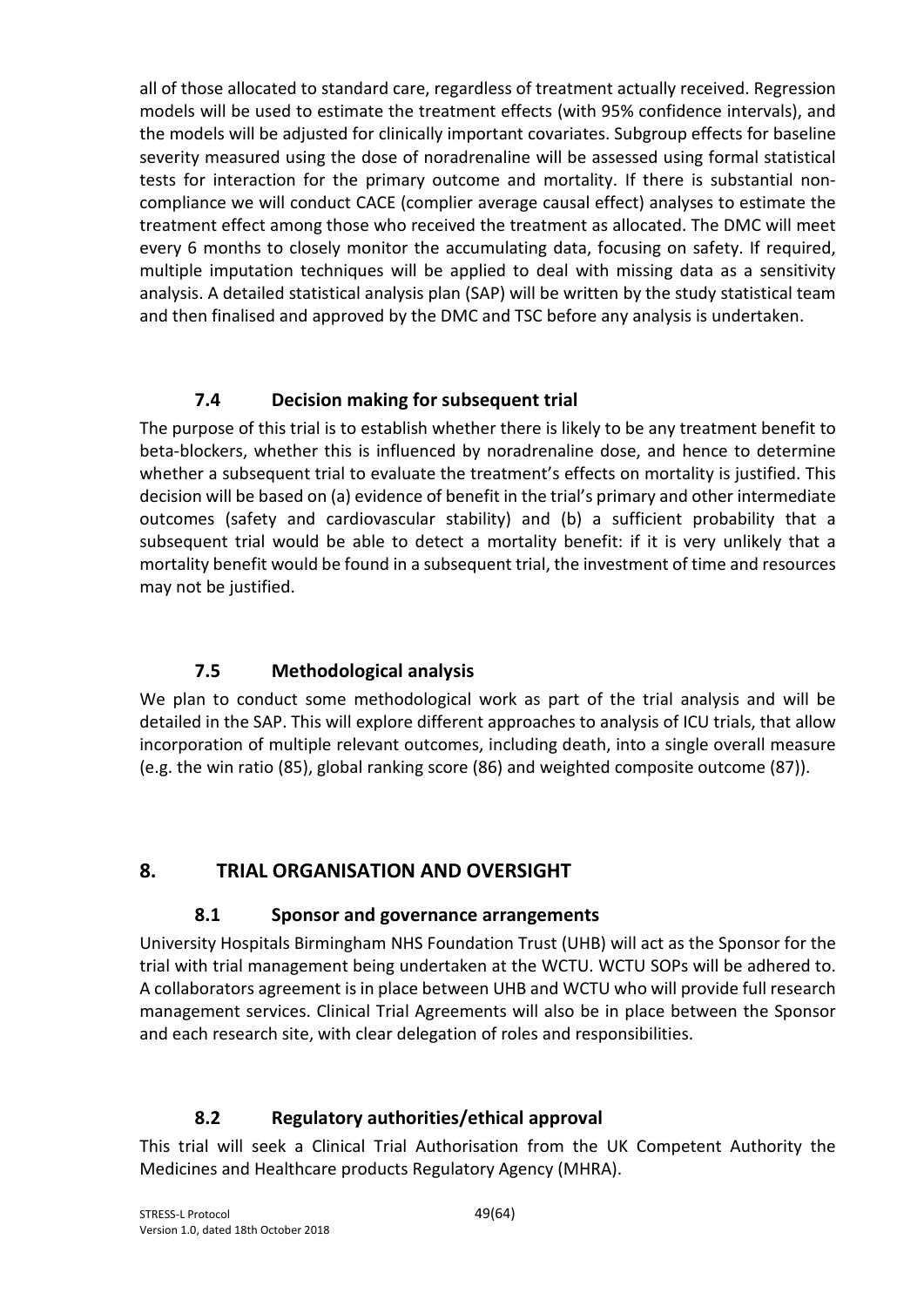all of those allocated to standard care, regardless of treatment actually received. Regression models will be used to estimate the treatment effects (with 95% confidence intervals), and the models will be adjusted for clinically important covariates. Subgroup effects for baseline severity measured using the dose of noradrenaline will be assessed using formal statistical tests for interaction for the primary outcome and mortality. If there is substantial non-compliance we will conduct CACE (complier average causal effect) analyses to estimate the treatment effect among those who received the treatment as allocated. The DMC will meet every 6 months to closely monitor the accumulating data, focusing on safety. If required, multiple imputation techniques will be applied to deal with missing data as a sensitivity analysis. A detailed statistical analysis plan (SAP) will be written by the study statistical team and then finalised and approved by the DMC and TSC before any analysis is undertaken.

### 7.4 Decision making for subsequent trial

The purpose of this trial is to establish whether there is likely to be any treatment benefit to beta-blockers, whether this is influenced by noradrenaline dose, and hence to determine whether a subsequent trial to evaluate the treatment's effects on mortality is justified. This decision will be based on (a) evidence of benefit in the trial's primary and other intermediate outcomes (safety and cardiovascular stability) and (b) a sufficient probability that a subsequent trial would be able to detect a mortality benefit: if it is very unlikely that a mortality benefit would be found in a subsequent trial, the investment of time and resources may not be justified.

### 7.5 Methodological analysis

We plan to conduct some methodological work as part of the trial analysis and will be detailed in the SAP. This will explore different approaches to analysis of ICU trials, that allow incorporation of multiple relevant outcomes, including death, into a single overall measure (e.g. the win ratio (85), global ranking score (86) and weighted composite outcome (87)).

## 8. TRIAL ORGANISATION AND OVERSIGHT

### 8.1 Sponsor and governance arrangements

University Hospitals Birmingham NHS Foundation Trust (UHB) will act as the Sponsor for the trial with trial management being undertaken at the WCTU. WCTU SOPs will be adhered to. A collaborators agreement is in place between UHB and WCTU who will provide full research management services. Clinical Trial Agreements will also be in place between the Sponsor and each research site, with clear delegation of roles and responsibilities.

### 8.2 Regulatory authorities/ethical approval

This trial will seek a Clinical Trial Authorisation from the UK Competent Authority the Medicines and Healthcare products Regulatory Agency (MHRA).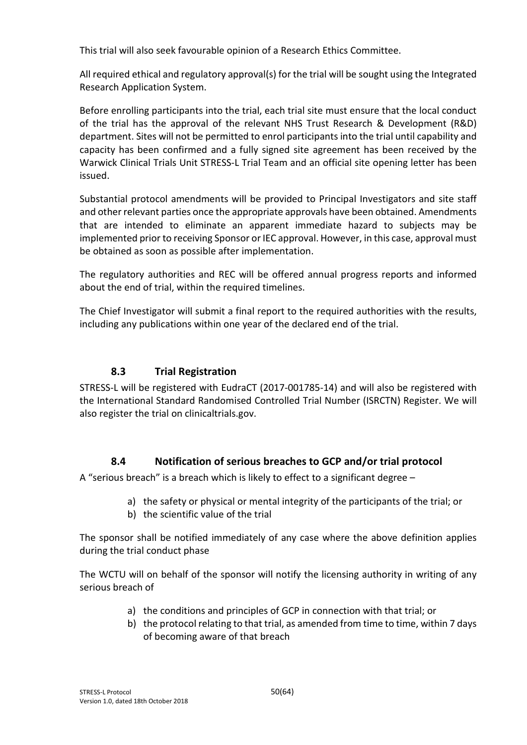This trial will also seek favourable opinion of a Research Ethics Committee.

All required ethical and regulatory approval(s) for the trial will be sought using the Integrated Research Application System.

Before enrolling participants into the trial, each trial site must ensure that the local conduct of the trial has the approval of the relevant NHS Trust Research & Development (R&D) department. Sites will not be permitted to enrol participants into the trial until capability and capacity has been confirmed and a fully signed site agreement has been received by the Warwick Clinical Trials Unit STRESS-L Trial Team and an official site opening letter has been issued.

Substantial protocol amendments will be provided to Principal Investigators and site staff and other relevant parties once the appropriate approvals have been obtained. Amendments that are intended to eliminate an apparent immediate hazard to subjects may be implemented prior to receiving Sponsor or IEC approval. However, in this case, approval must be obtained as soon as possible after implementation.

The regulatory authorities and REC will be offered annual progress reports and informed about the end of trial, within the required timelines.

The Chief Investigator will submit a final report to the required authorities with the results, including any publications within one year of the declared end of the trial.

## 8.3 Trial Registration

STRESS-L will be registered with EudraCT (2017-001785-14) and will also be registered with the International Standard Randomised Controlled Trial Number (ISRCTN) Register. We will also register the trial on clinicaltrials.gov.

## 8.4 Notification of serious breaches to GCP and/or trial protocol

A "serious breach" is a breach which is likely to effect to a significant degree –

a) the safety or physical or mental integrity of the participants of the trial; or
b) the scientific value of the trial

The sponsor shall be notified immediately of any case where the above definition applies during the trial conduct phase

The WCTU will on behalf of the sponsor will notify the licensing authority in writing of any serious breach of

a) the conditions and principles of GCP in connection with that trial; or
b) the protocol relating to that trial, as amended from time to time, within 7 days of becoming aware of that breach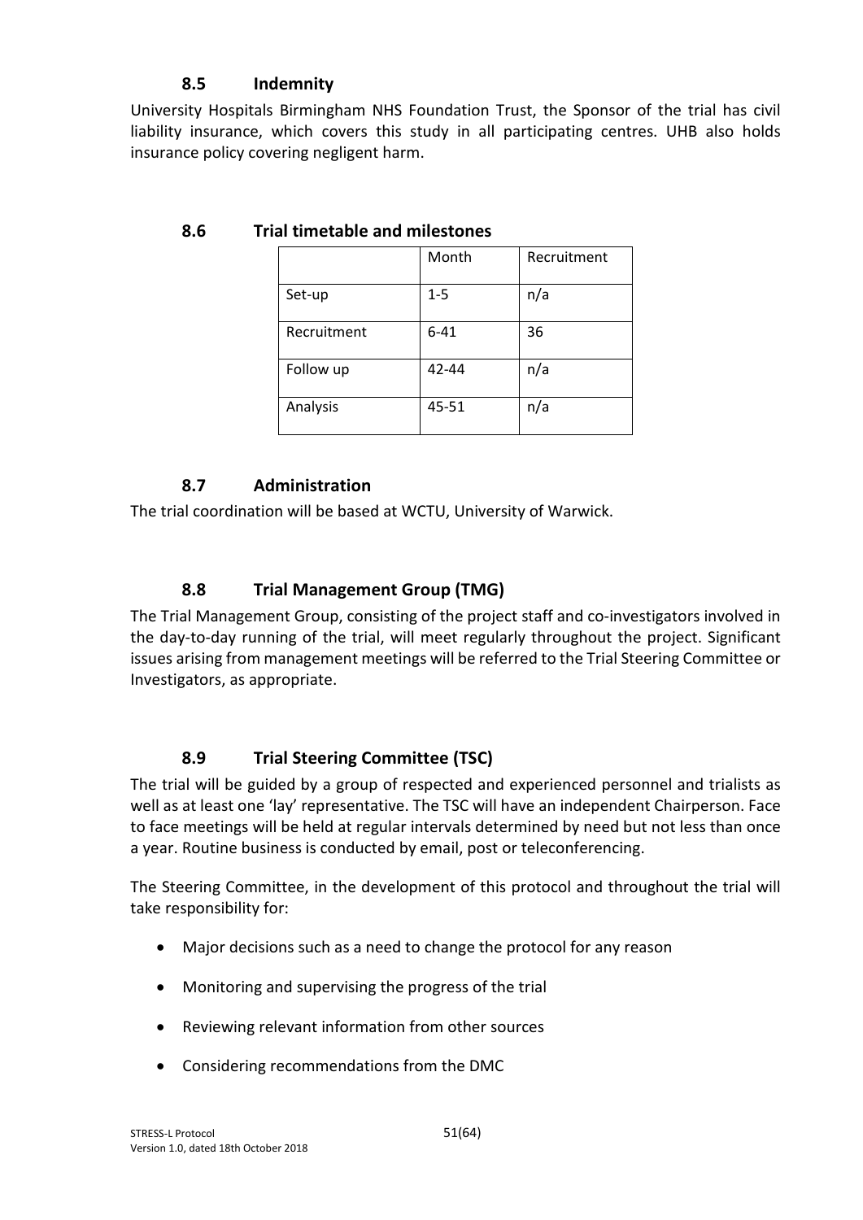### 8.5 Indemnity

University Hospitals Birmingham NHS Foundation Trust, the Sponsor of the trial has civil liability insurance, which covers this study in all participating centres. UHB also holds insurance policy covering negligent harm.

### 8.6 Trial timetable and milestones

| | Month | Recruitment |
|---|---|---|
| Set-up | 1-5 | n/a |
| Recruitment | 6-41 | 36 |
| Follow up | 42-44 | n/a |
| Analysis | 45-51 | n/a |

### 8.7 Administration

The trial coordination will be based at WCTU, University of Warwick.

### 8.8 Trial Management Group (TMG)

The Trial Management Group, consisting of the project staff and co-investigators involved in the day-to-day running of the trial, will meet regularly throughout the project. Significant issues arising from management meetings will be referred to the Trial Steering Committee or Investigators, as appropriate.

### 8.9 Trial Steering Committee (TSC)

The trial will be guided by a group of respected and experienced personnel and trialists as well as at least one 'lay' representative. The TSC will have an independent Chairperson. Face to face meetings will be held at regular intervals determined by need but not less than once a year. Routine business is conducted by email, post or teleconferencing.

The Steering Committee, in the development of this protocol and throughout the trial will take responsibility for:

- Major decisions such as a need to change the protocol for any reason
- Monitoring and supervising the progress of the trial
- Reviewing relevant information from other sources
- Considering recommendations from the DMC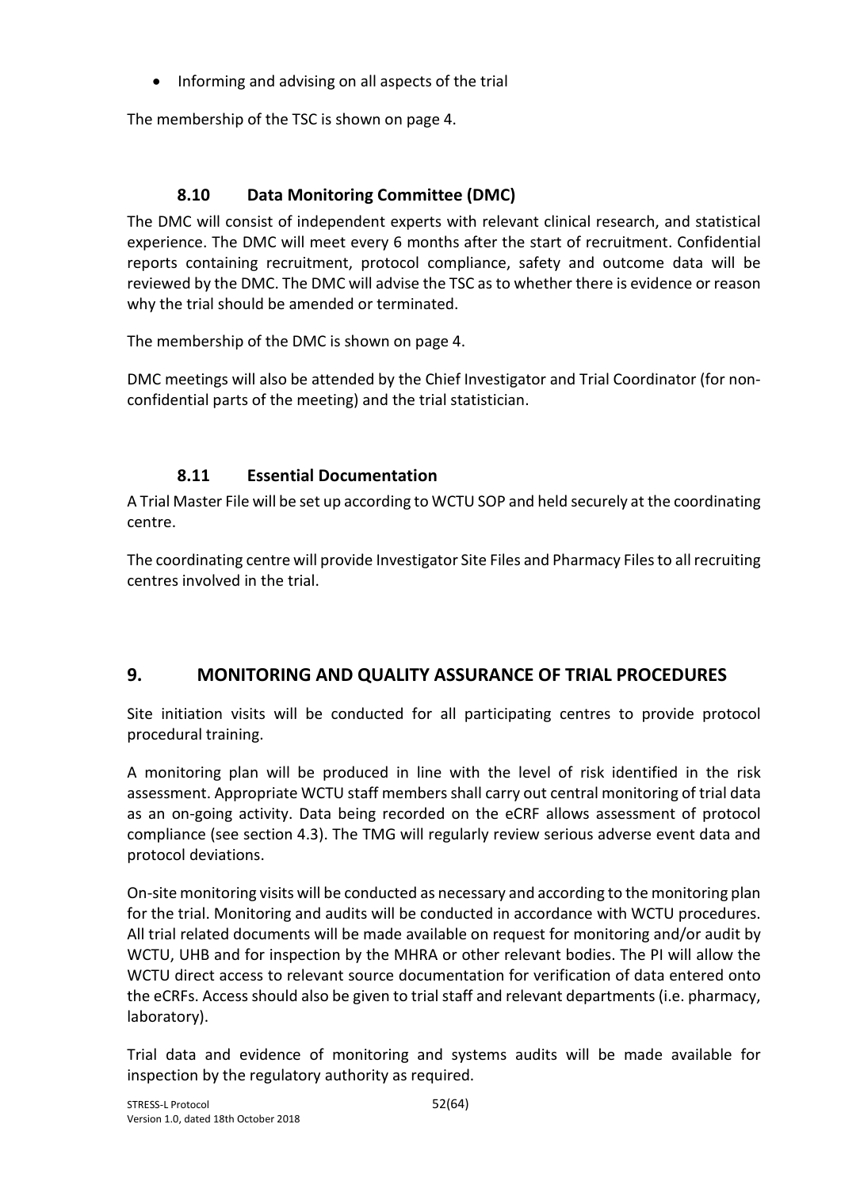- Informing and advising on all aspects of the trial

The membership of the TSC is shown on page 4.

### 8.10 Data Monitoring Committee (DMC)

The DMC will consist of independent experts with relevant clinical research, and statistical experience. The DMC will meet every 6 months after the start of recruitment. Confidential reports containing recruitment, protocol compliance, safety and outcome data will be reviewed by the DMC. The DMC will advise the TSC as to whether there is evidence or reason why the trial should be amended or terminated.

The membership of the DMC is shown on page 4.

DMC meetings will also be attended by the Chief Investigator and Trial Coordinator (for non-confidential parts of the meeting) and the trial statistician.

### 8.11 Essential Documentation

A Trial Master File will be set up according to WCTU SOP and held securely at the coordinating centre.

The coordinating centre will provide Investigator Site Files and Pharmacy Files to all recruiting centres involved in the trial.

## 9. MONITORING AND QUALITY ASSURANCE OF TRIAL PROCEDURES

Site initiation visits will be conducted for all participating centres to provide protocol procedural training.

A monitoring plan will be produced in line with the level of risk identified in the risk assessment. Appropriate WCTU staff members shall carry out central monitoring of trial data as an on-going activity. Data being recorded on the eCRF allows assessment of protocol compliance (see section 4.3). The TMG will regularly review serious adverse event data and protocol deviations.

On-site monitoring visits will be conducted as necessary and according to the monitoring plan for the trial. Monitoring and audits will be conducted in accordance with WCTU procedures. All trial related documents will be made available on request for monitoring and/or audit by WCTU, UHB and for inspection by the MHRA or other relevant bodies. The PI will allow the WCTU direct access to relevant source documentation for verification of data entered onto the eCRFs. Access should also be given to trial staff and relevant departments (i.e. pharmacy, laboratory).

Trial data and evidence of monitoring and systems audits will be made available for inspection by the regulatory authority as required.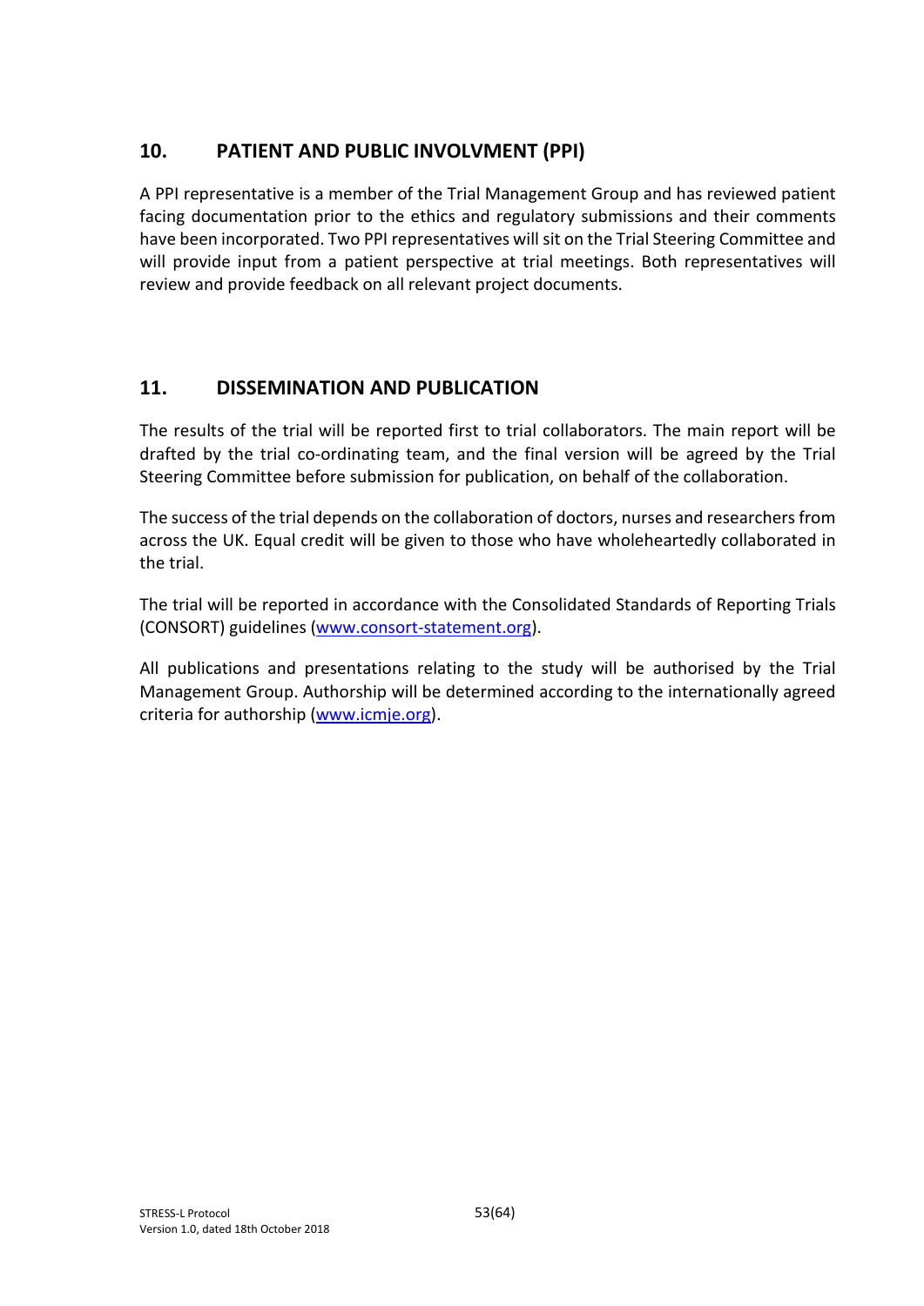## 10. PATIENT AND PUBLIC INVOLVMENT (PPI)

A PPI representative is a member of the Trial Management Group and has reviewed patient facing documentation prior to the ethics and regulatory submissions and their comments have been incorporated. Two PPI representatives will sit on the Trial Steering Committee and will provide input from a patient perspective at trial meetings. Both representatives will review and provide feedback on all relevant project documents.

## 11. DISSEMINATION AND PUBLICATION

The results of the trial will be reported first to trial collaborators. The main report will be drafted by the trial co-ordinating team, and the final version will be agreed by the Trial Steering Committee before submission for publication, on behalf of the collaboration.

The success of the trial depends on the collaboration of doctors, nurses and researchers from across the UK. Equal credit will be given to those who have wholeheartedly collaborated in the trial.

The trial will be reported in accordance with the Consolidated Standards of Reporting Trials (CONSORT) guidelines (www.consort-statement.org).

All publications and presentations relating to the study will be authorised by the Trial Management Group. Authorship will be determined according to the internationally agreed criteria for authorship (www.icmje.org).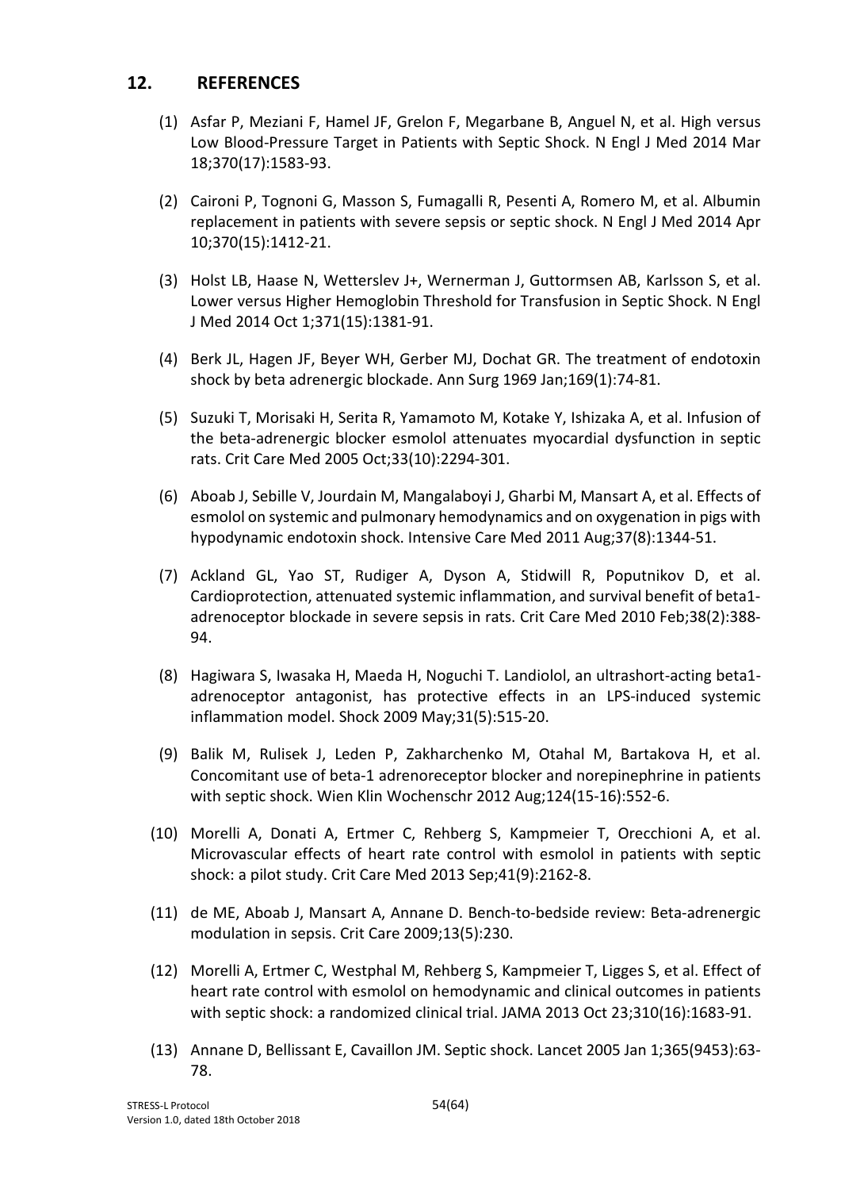## 12. REFERENCES

(1) Asfar P, Meziani F, Hamel JF, Grelon F, Megarbane B, Anguel N, et al. High versus Low Blood-Pressure Target in Patients with Septic Shock. N Engl J Med 2014 Mar 18;370(17):1583-93.

(2) Caironi P, Tognoni G, Masson S, Fumagalli R, Pesenti A, Romero M, et al. Albumin replacement in patients with severe sepsis or septic shock. N Engl J Med 2014 Apr 10;370(15):1412-21.

(3) Holst LB, Haase N, Wetterslev J+, Wernerman J, Guttormsen AB, Karlsson S, et al. Lower versus Higher Hemoglobin Threshold for Transfusion in Septic Shock. N Engl J Med 2014 Oct 1;371(15):1381-91.

(4) Berk JL, Hagen JF, Beyer WH, Gerber MJ, Dochat GR. The treatment of endotoxin shock by beta adrenergic blockade. Ann Surg 1969 Jan;169(1):74-81.

(5) Suzuki T, Morisaki H, Serita R, Yamamoto M, Kotake Y, Ishizaka A, et al. Infusion of the beta-adrenergic blocker esmolol attenuates myocardial dysfunction in septic rats. Crit Care Med 2005 Oct;33(10):2294-301.

(6) Aboab J, Sebille V, Jourdain M, Mangalaboyi J, Gharbi M, Mansart A, et al. Effects of esmolol on systemic and pulmonary hemodynamics and on oxygenation in pigs with hypodynamic endotoxin shock. Intensive Care Med 2011 Aug;37(8):1344-51.

(7) Ackland GL, Yao ST, Rudiger A, Dyson A, Stidwill R, Poputnikov D, et al. Cardioprotection, attenuated systemic inflammation, and survival benefit of beta1-adrenoceptor blockade in severe sepsis in rats. Crit Care Med 2010 Feb;38(2):388-94.

(8) Hagiwara S, Iwasaka H, Maeda H, Noguchi T. Landiolol, an ultrashort-acting beta1-adrenoceptor antagonist, has protective effects in an LPS-induced systemic inflammation model. Shock 2009 May;31(5):515-20.

(9) Balik M, Rulisek J, Leden P, Zakharchenko M, Otahal M, Bartakova H, et al. Concomitant use of beta-1 adrenoreceptor blocker and norepinephrine in patients with septic shock. Wien Klin Wochenschr 2012 Aug;124(15-16):552-6.

(10) Morelli A, Donati A, Ertmer C, Rehberg S, Kampmeier T, Orecchioni A, et al. Microvascular effects of heart rate control with esmolol in patients with septic shock: a pilot study. Crit Care Med 2013 Sep;41(9):2162-8.

(11) de ME, Aboab J, Mansart A, Annane D. Bench-to-bedside review: Beta-adrenergic modulation in sepsis. Crit Care 2009;13(5):230.

(12) Morelli A, Ertmer C, Westphal M, Rehberg S, Kampmeier T, Ligges S, et al. Effect of heart rate control with esmolol on hemodynamic and clinical outcomes in patients with septic shock: a randomized clinical trial. JAMA 2013 Oct 23;310(16):1683-91.

(13) Annane D, Bellissant E, Cavaillon JM. Septic shock. Lancet 2005 Jan 1;365(9453):63-78.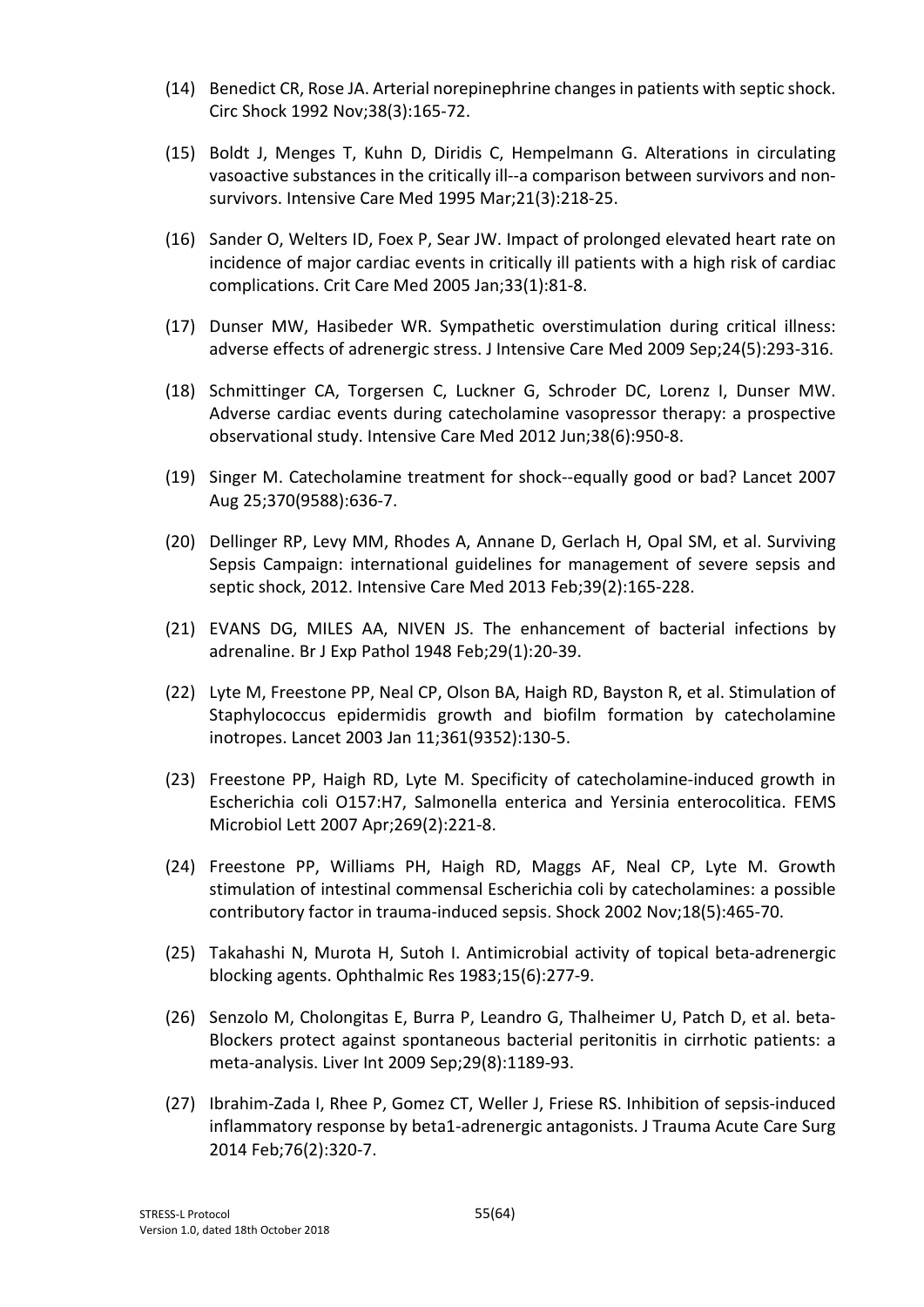(14) Benedict CR, Rose JA. Arterial norepinephrine changes in patients with septic shock. Circ Shock 1992 Nov;38(3):165-72.

(15) Boldt J, Menges T, Kuhn D, Diridis C, Hempelmann G. Alterations in circulating vasoactive substances in the critically ill--a comparison between survivors and non-survivors. Intensive Care Med 1995 Mar;21(3):218-25.

(16) Sander O, Welters ID, Foex P, Sear JW. Impact of prolonged elevated heart rate on incidence of major cardiac events in critically ill patients with a high risk of cardiac complications. Crit Care Med 2005 Jan;33(1):81-8.

(17) Dunser MW, Hasibeder WR. Sympathetic overstimulation during critical illness: adverse effects of adrenergic stress. J Intensive Care Med 2009 Sep;24(5):293-316.

(18) Schmittinger CA, Torgersen C, Luckner G, Schroder DC, Lorenz I, Dunser MW. Adverse cardiac events during catecholamine vasopressor therapy: a prospective observational study. Intensive Care Med 2012 Jun;38(6):950-8.

(19) Singer M. Catecholamine treatment for shock--equally good or bad? Lancet 2007 Aug 25;370(9588):636-7.

(20) Dellinger RP, Levy MM, Rhodes A, Annane D, Gerlach H, Opal SM, et al. Surviving Sepsis Campaign: international guidelines for management of severe sepsis and septic shock, 2012. Intensive Care Med 2013 Feb;39(2):165-228.

(21) EVANS DG, MILES AA, NIVEN JS. The enhancement of bacterial infections by adrenaline. Br J Exp Pathol 1948 Feb;29(1):20-39.

(22) Lyte M, Freestone PP, Neal CP, Olson BA, Haigh RD, Bayston R, et al. Stimulation of Staphylococcus epidermidis growth and biofilm formation by catecholamine inotropes. Lancet 2003 Jan 11;361(9352):130-5.

(23) Freestone PP, Haigh RD, Lyte M. Specificity of catecholamine-induced growth in Escherichia coli O157:H7, Salmonella enterica and Yersinia enterocolitica. FEMS Microbiol Lett 2007 Apr;269(2):221-8.

(24) Freestone PP, Williams PH, Haigh RD, Maggs AF, Neal CP, Lyte M. Growth stimulation of intestinal commensal Escherichia coli by catecholamines: a possible contributory factor in trauma-induced sepsis. Shock 2002 Nov;18(5):465-70.

(25) Takahashi N, Murota H, Sutoh I. Antimicrobial activity of topical beta-adrenergic blocking agents. Ophthalmic Res 1983;15(6):277-9.

(26) Senzolo M, Cholongitas E, Burra P, Leandro G, Thalheimer U, Patch D, et al. beta-Blockers protect against spontaneous bacterial peritonitis in cirrhotic patients: a meta-analysis. Liver Int 2009 Sep;29(8):1189-93.

(27) Ibrahim-Zada I, Rhee P, Gomez CT, Weller J, Friese RS. Inhibition of sepsis-induced inflammatory response by beta1-adrenergic antagonists. J Trauma Acute Care Surg 2014 Feb;76(2):320-7.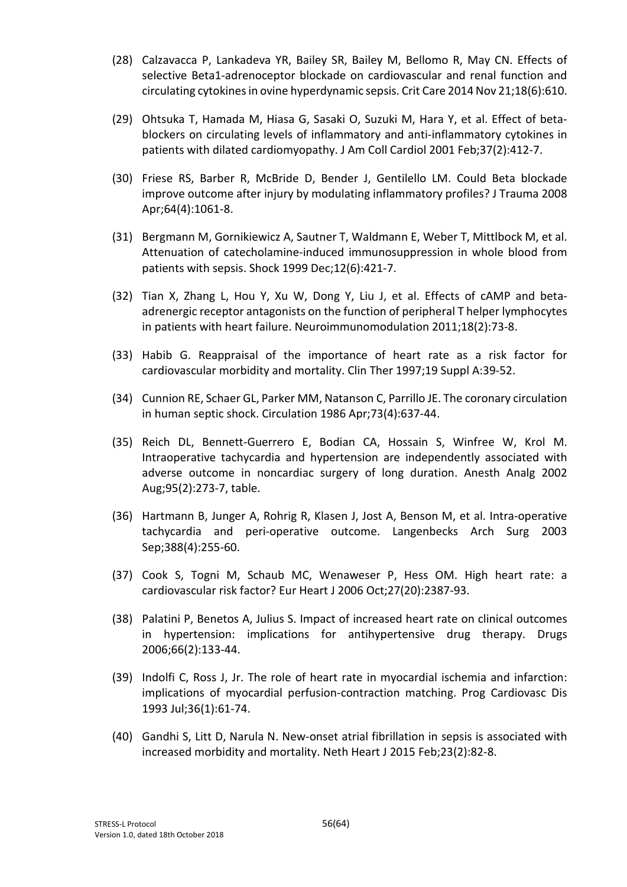(28) Calzavacca P, Lankadeva YR, Bailey SR, Bailey M, Bellomo R, May CN. Effects of selective Beta1-adrenoceptor blockade on cardiovascular and renal function and circulating cytokines in ovine hyperdynamic sepsis. Crit Care 2014 Nov 21;18(6):610.

(29) Ohtsuka T, Hamada M, Hiasa G, Sasaki O, Suzuki M, Hara Y, et al. Effect of beta-blockers on circulating levels of inflammatory and anti-inflammatory cytokines in patients with dilated cardiomyopathy. J Am Coll Cardiol 2001 Feb;37(2):412-7.

(30) Friese RS, Barber R, McBride D, Bender J, Gentilello LM. Could Beta blockade improve outcome after injury by modulating inflammatory profiles? J Trauma 2008 Apr;64(4):1061-8.

(31) Bergmann M, Gornikiewicz A, Sautner T, Waldmann E, Weber T, Mittlbock M, et al. Attenuation of catecholamine-induced immunosuppression in whole blood from patients with sepsis. Shock 1999 Dec;12(6):421-7.

(32) Tian X, Zhang L, Hou Y, Xu W, Dong Y, Liu J, et al. Effects of cAMP and beta-adrenergic receptor antagonists on the function of peripheral T helper lymphocytes in patients with heart failure. Neuroimmunomodulation 2011;18(2):73-8.

(33) Habib G. Reappraisal of the importance of heart rate as a risk factor for cardiovascular morbidity and mortality. Clin Ther 1997;19 Suppl A:39-52.

(34) Cunnion RE, Schaer GL, Parker MM, Natanson C, Parrillo JE. The coronary circulation in human septic shock. Circulation 1986 Apr;73(4):637-44.

(35) Reich DL, Bennett-Guerrero E, Bodian CA, Hossain S, Winfree W, Krol M. Intraoperative tachycardia and hypertension are independently associated with adverse outcome in noncardiac surgery of long duration. Anesth Analg 2002 Aug;95(2):273-7, table.

(36) Hartmann B, Junger A, Rohrig R, Klasen J, Jost A, Benson M, et al. Intra-operative tachycardia and peri-operative outcome. Langenbecks Arch Surg 2003 Sep;388(4):255-60.

(37) Cook S, Togni M, Schaub MC, Wenaweser P, Hess OM. High heart rate: a cardiovascular risk factor? Eur Heart J 2006 Oct;27(20):2387-93.

(38) Palatini P, Benetos A, Julius S. Impact of increased heart rate on clinical outcomes in hypertension: implications for antihypertensive drug therapy. Drugs 2006;66(2):133-44.

(39) Indolfi C, Ross J, Jr. The role of heart rate in myocardial ischemia and infarction: implications of myocardial perfusion-contraction matching. Prog Cardiovasc Dis 1993 Jul;36(1):61-74.

(40) Gandhi S, Litt D, Narula N. New-onset atrial fibrillation in sepsis is associated with increased morbidity and mortality. Neth Heart J 2015 Feb;23(2):82-8.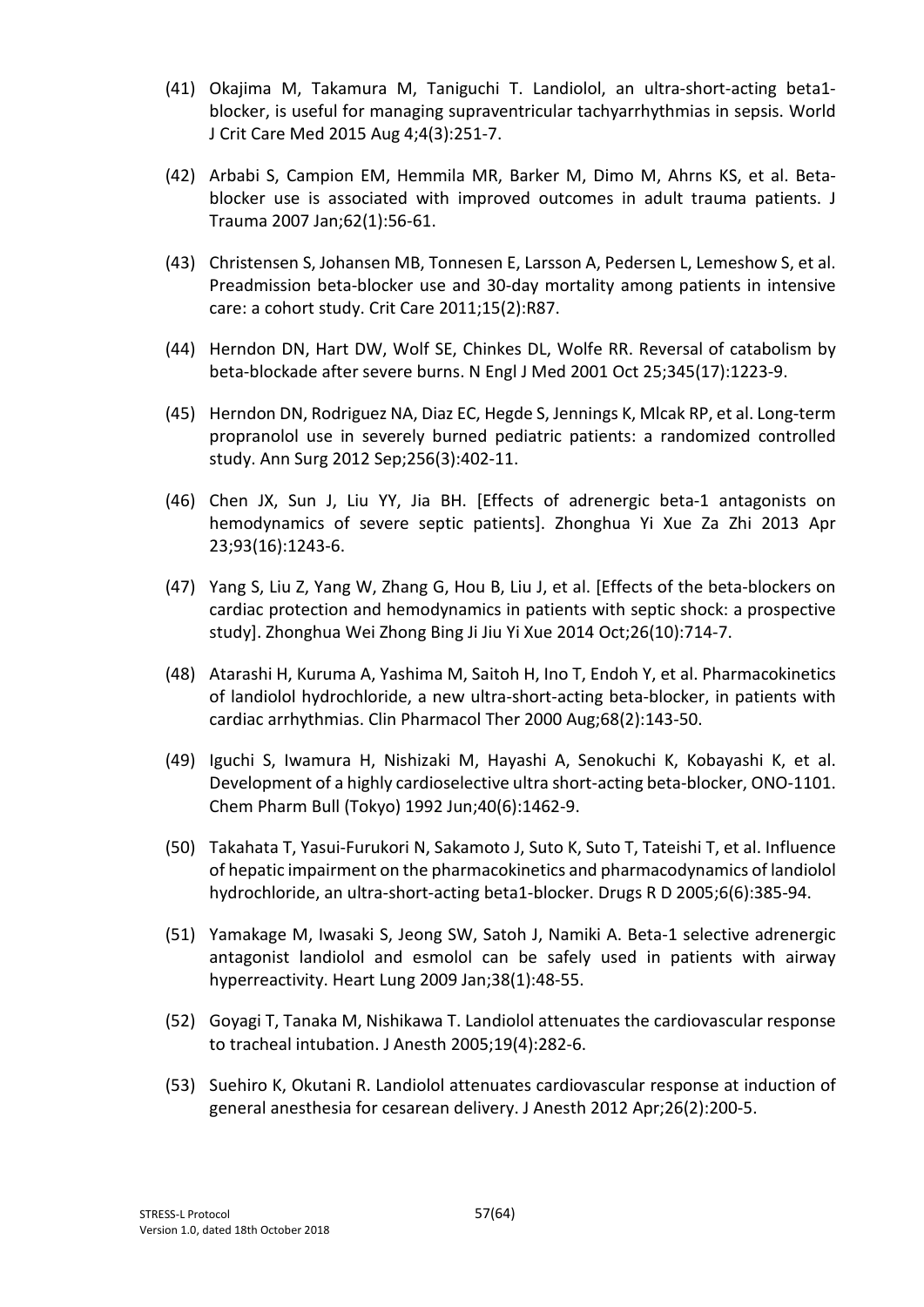(41) Okajima M, Takamura M, Taniguchi T. Landiolol, an ultra-short-acting beta1-blocker, is useful for managing supraventricular tachyarrhythmias in sepsis. World J Crit Care Med 2015 Aug 4;4(3):251-7.

(42) Arbabi S, Campion EM, Hemmila MR, Barker M, Dimo M, Ahrns KS, et al. Beta-blocker use is associated with improved outcomes in adult trauma patients. J Trauma 2007 Jan;62(1):56-61.

(43) Christensen S, Johansen MB, Tonnesen E, Larsson A, Pedersen L, Lemeshow S, et al. Preadmission beta-blocker use and 30-day mortality among patients in intensive care: a cohort study. Crit Care 2011;15(2):R87.

(44) Herndon DN, Hart DW, Wolf SE, Chinkes DL, Wolfe RR. Reversal of catabolism by beta-blockade after severe burns. N Engl J Med 2001 Oct 25;345(17):1223-9.

(45) Herndon DN, Rodriguez NA, Diaz EC, Hegde S, Jennings K, Mlcak RP, et al. Long-term propranolol use in severely burned pediatric patients: a randomized controlled study. Ann Surg 2012 Sep;256(3):402-11.

(46) Chen JX, Sun J, Liu YY, Jia BH. [Effects of adrenergic beta-1 antagonists on hemodynamics of severe septic patients]. Zhonghua Yi Xue Za Zhi 2013 Apr 23;93(16):1243-6.

(47) Yang S, Liu Z, Yang W, Zhang G, Hou B, Liu J, et al. [Effects of the beta-blockers on cardiac protection and hemodynamics in patients with septic shock: a prospective study]. Zhonghua Wei Zhong Bing Ji Jiu Yi Xue 2014 Oct;26(10):714-7.

(48) Atarashi H, Kuruma A, Yashima M, Saitoh H, Ino T, Endoh Y, et al. Pharmacokinetics of landiolol hydrochloride, a new ultra-short-acting beta-blocker, in patients with cardiac arrhythmias. Clin Pharmacol Ther 2000 Aug;68(2):143-50.

(49) Iguchi S, Iwamura H, Nishizaki M, Hayashi A, Senokuchi K, Kobayashi K, et al. Development of a highly cardioselective ultra short-acting beta-blocker, ONO-1101. Chem Pharm Bull (Tokyo) 1992 Jun;40(6):1462-9.

(50) Takahata T, Yasui-Furukori N, Sakamoto J, Suto K, Suto T, Tateishi T, et al. Influence of hepatic impairment on the pharmacokinetics and pharmacodynamics of landiolol hydrochloride, an ultra-short-acting beta1-blocker. Drugs R D 2005;6(6):385-94.

(51) Yamakage M, Iwasaki S, Jeong SW, Satoh J, Namiki A. Beta-1 selective adrenergic antagonist landiolol and esmolol can be safely used in patients with airway hyperreactivity. Heart Lung 2009 Jan;38(1):48-55.

(52) Goyagi T, Tanaka M, Nishikawa T. Landiolol attenuates the cardiovascular response to tracheal intubation. J Anesth 2005;19(4):282-6.

(53) Suehiro K, Okutani R. Landiolol attenuates cardiovascular response at induction of general anesthesia for cesarean delivery. J Anesth 2012 Apr;26(2):200-5.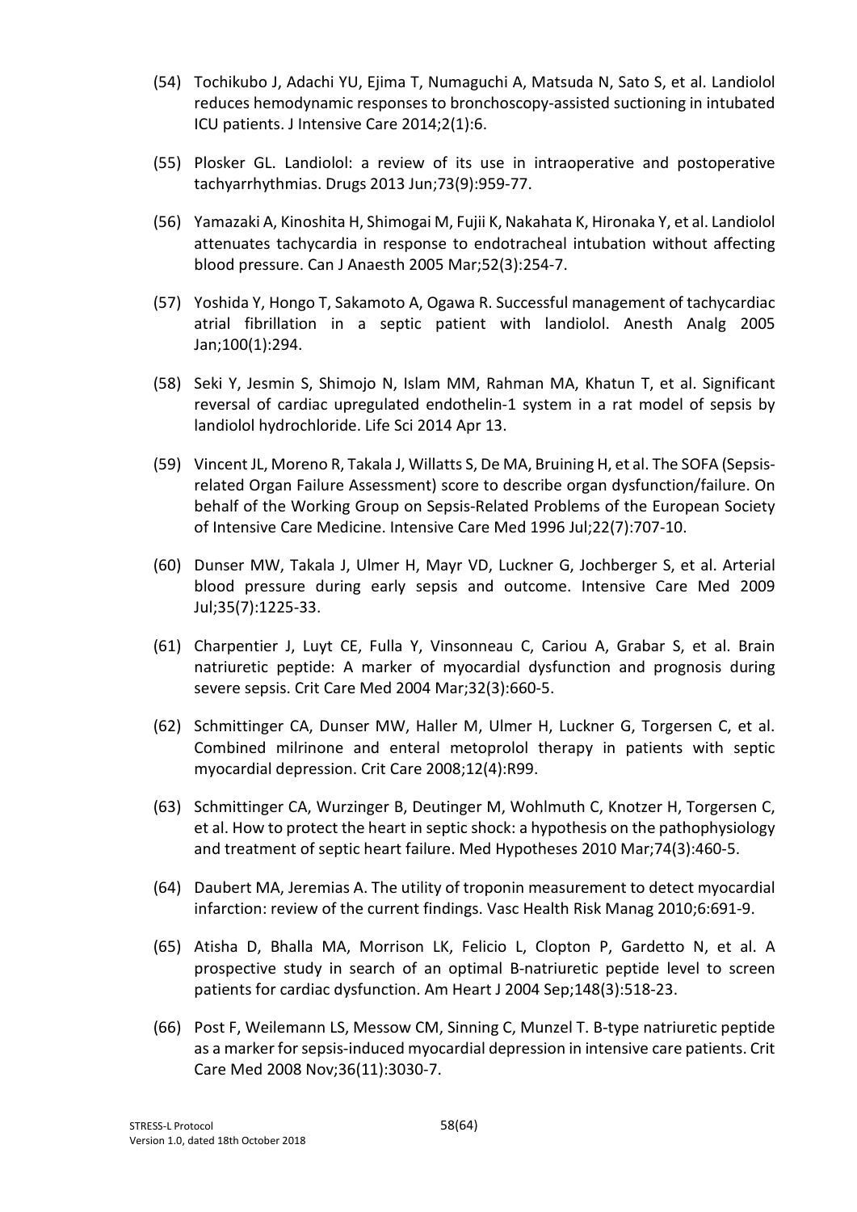(54) Tochikubo J, Adachi YU, Ejima T, Numaguchi A, Matsuda N, Sato S, et al. Landiolol reduces hemodynamic responses to bronchoscopy-assisted suctioning in intubated ICU patients. J Intensive Care 2014;2(1):6.

(55) Plosker GL. Landiolol: a review of its use in intraoperative and postoperative tachyarrhythmias. Drugs 2013 Jun;73(9):959-77.

(56) Yamazaki A, Kinoshita H, Shimogai M, Fujii K, Nakahata K, Hironaka Y, et al. Landiolol attenuates tachycardia in response to endotracheal intubation without affecting blood pressure. Can J Anaesth 2005 Mar;52(3):254-7.

(57) Yoshida Y, Hongo T, Sakamoto A, Ogawa R. Successful management of tachycardiac atrial fibrillation in a septic patient with landiolol. Anesth Analg 2005 Jan;100(1):294.

(58) Seki Y, Jesmin S, Shimojo N, Islam MM, Rahman MA, Khatun T, et al. Significant reversal of cardiac upregulated endothelin-1 system in a rat model of sepsis by landiolol hydrochloride. Life Sci 2014 Apr 13.

(59) Vincent JL, Moreno R, Takala J, Willatts S, De MA, Bruining H, et al. The SOFA (Sepsis-related Organ Failure Assessment) score to describe organ dysfunction/failure. On behalf of the Working Group on Sepsis-Related Problems of the European Society of Intensive Care Medicine. Intensive Care Med 1996 Jul;22(7):707-10.

(60) Dunser MW, Takala J, Ulmer H, Mayr VD, Luckner G, Jochberger S, et al. Arterial blood pressure during early sepsis and outcome. Intensive Care Med 2009 Jul;35(7):1225-33.

(61) Charpentier J, Luyt CE, Fulla Y, Vinsonneau C, Cariou A, Grabar S, et al. Brain natriuretic peptide: A marker of myocardial dysfunction and prognosis during severe sepsis. Crit Care Med 2004 Mar;32(3):660-5.

(62) Schmittinger CA, Dunser MW, Haller M, Ulmer H, Luckner G, Torgersen C, et al. Combined milrinone and enteral metoprolol therapy in patients with septic myocardial depression. Crit Care 2008;12(4):R99.

(63) Schmittinger CA, Wurzinger B, Deutinger M, Wohlmuth C, Knotzer H, Torgersen C, et al. How to protect the heart in septic shock: a hypothesis on the pathophysiology and treatment of septic heart failure. Med Hypotheses 2010 Mar;74(3):460-5.

(64) Daubert MA, Jeremias A. The utility of troponin measurement to detect myocardial infarction: review of the current findings. Vasc Health Risk Manag 2010;6:691-9.

(65) Atisha D, Bhalla MA, Morrison LK, Felicio L, Clopton P, Gardetto N, et al. A prospective study in search of an optimal B-natriuretic peptide level to screen patients for cardiac dysfunction. Am Heart J 2004 Sep;148(3):518-23.

(66) Post F, Weilemann LS, Messow CM, Sinning C, Munzel T. B-type natriuretic peptide as a marker for sepsis-induced myocardial depression in intensive care patients. Crit Care Med 2008 Nov;36(11):3030-7.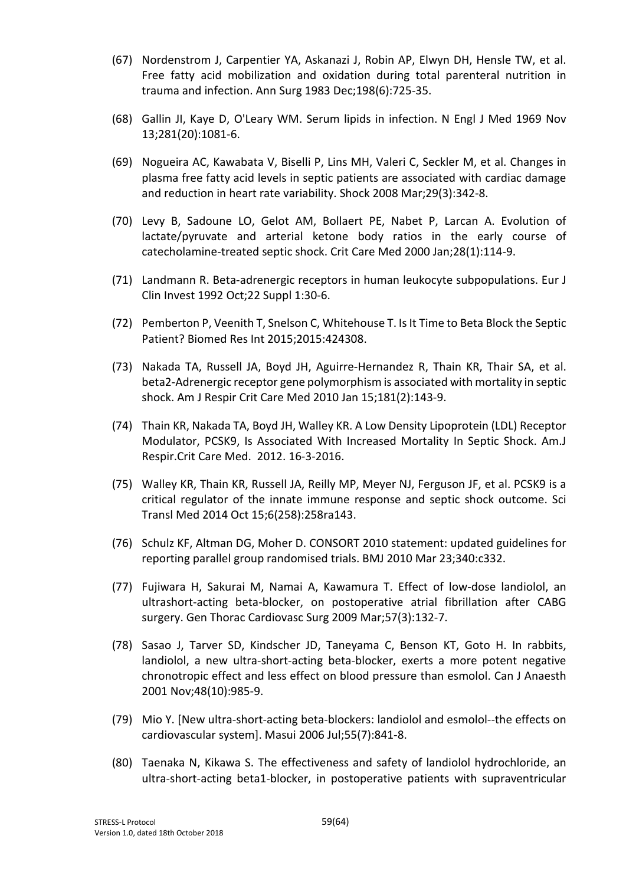(67) Nordenstrom J, Carpentier YA, Askanazi J, Robin AP, Elwyn DH, Hensle TW, et al. Free fatty acid mobilization and oxidation during total parenteral nutrition in trauma and infection. Ann Surg 1983 Dec;198(6):725-35.

(68) Gallin JI, Kaye D, O'Leary WM. Serum lipids in infection. N Engl J Med 1969 Nov 13;281(20):1081-6.

(69) Nogueira AC, Kawabata V, Biselli P, Lins MH, Valeri C, Seckler M, et al. Changes in plasma free fatty acid levels in septic patients are associated with cardiac damage and reduction in heart rate variability. Shock 2008 Mar;29(3):342-8.

(70) Levy B, Sadoune LO, Gelot AM, Bollaert PE, Nabet P, Larcan A. Evolution of lactate/pyruvate and arterial ketone body ratios in the early course of catecholamine-treated septic shock. Crit Care Med 2000 Jan;28(1):114-9.

(71) Landmann R. Beta-adrenergic receptors in human leukocyte subpopulations. Eur J Clin Invest 1992 Oct;22 Suppl 1:30-6.

(72) Pemberton P, Veenith T, Snelson C, Whitehouse T. Is It Time to Beta Block the Septic Patient? Biomed Res Int 2015;2015:424308.

(73) Nakada TA, Russell JA, Boyd JH, Aguirre-Hernandez R, Thain KR, Thair SA, et al. beta2-Adrenergic receptor gene polymorphism is associated with mortality in septic shock. Am J Respir Crit Care Med 2010 Jan 15;181(2):143-9.

(74) Thain KR, Nakada TA, Boyd JH, Walley KR. A Low Density Lipoprotein (LDL) Receptor Modulator, PCSK9, Is Associated With Increased Mortality In Septic Shock. Am.J Respir.Crit Care Med. 2012. 16-3-2016.

(75) Walley KR, Thain KR, Russell JA, Reilly MP, Meyer NJ, Ferguson JF, et al. PCSK9 is a critical regulator of the innate immune response and septic shock outcome. Sci Transl Med 2014 Oct 15;6(258):258ra143.

(76) Schulz KF, Altman DG, Moher D. CONSORT 2010 statement: updated guidelines for reporting parallel group randomised trials. BMJ 2010 Mar 23;340:c332.

(77) Fujiwara H, Sakurai M, Namai A, Kawamura T. Effect of low-dose landiolol, an ultrashort-acting beta-blocker, on postoperative atrial fibrillation after CABG surgery. Gen Thorac Cardiovasc Surg 2009 Mar;57(3):132-7.

(78) Sasao J, Tarver SD, Kindscher JD, Taneyama C, Benson KT, Goto H. In rabbits, landiolol, a new ultra-short-acting beta-blocker, exerts a more potent negative chronotropic effect and less effect on blood pressure than esmolol. Can J Anaesth 2001 Nov;48(10):985-9.

(79) Mio Y. [New ultra-short-acting beta-blockers: landiolol and esmolol--the effects on cardiovascular system]. Masui 2006 Jul;55(7):841-8.

(80) Taenaka N, Kikawa S. The effectiveness and safety of landiolol hydrochloride, an ultra-short-acting beta1-blocker, in postoperative patients with supraventricular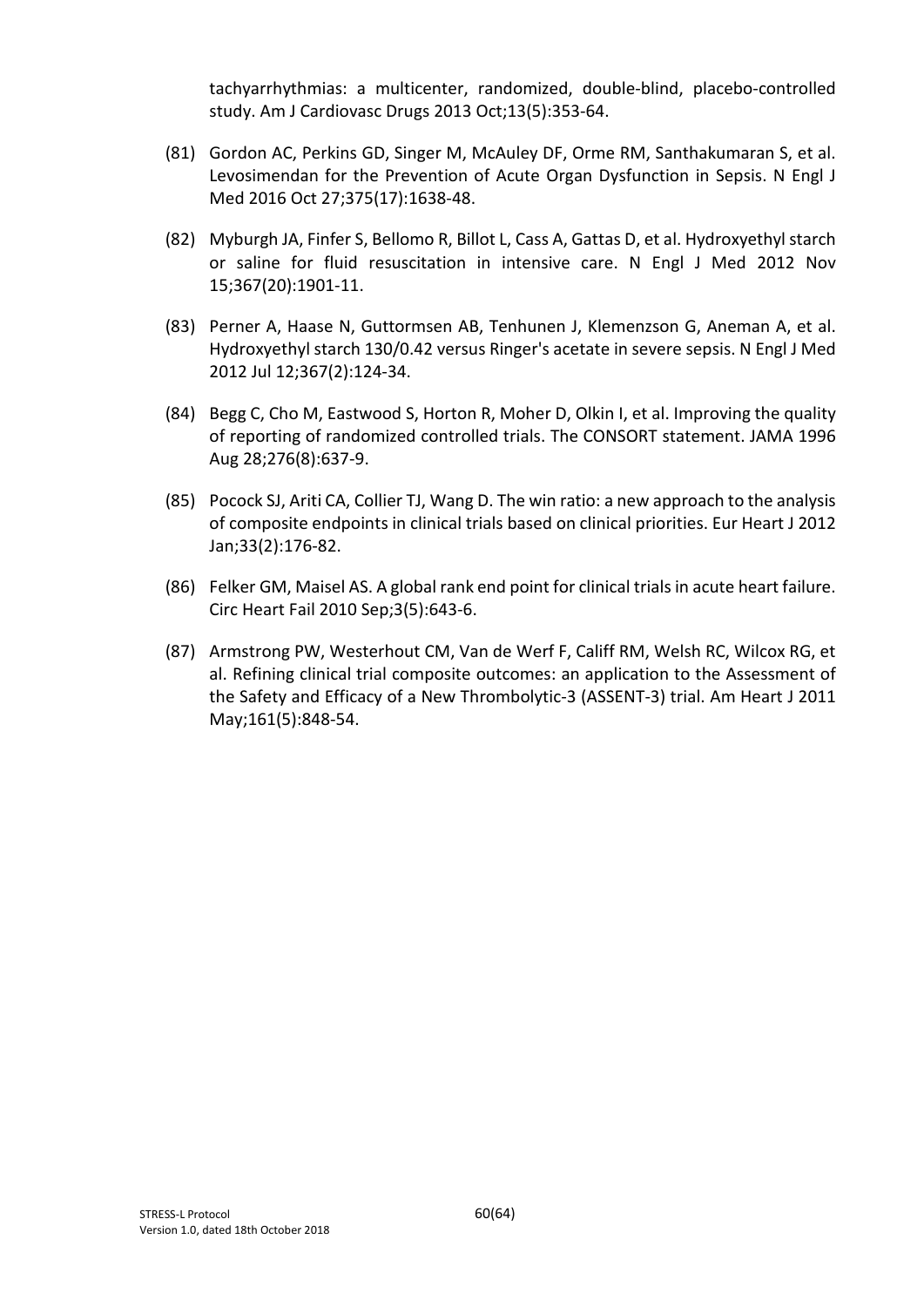tachyarrhythmias: a multicenter, randomized, double-blind, placebo-controlled study. Am J Cardiovasc Drugs 2013 Oct;13(5):353-64.

(81) Gordon AC, Perkins GD, Singer M, McAuley DF, Orme RM, Santhakumaran S, et al. Levosimendan for the Prevention of Acute Organ Dysfunction in Sepsis. N Engl J Med 2016 Oct 27;375(17):1638-48.

(82) Myburgh JA, Finfer S, Bellomo R, Billot L, Cass A, Gattas D, et al. Hydroxyethyl starch or saline for fluid resuscitation in intensive care. N Engl J Med 2012 Nov 15;367(20):1901-11.

(83) Perner A, Haase N, Guttormsen AB, Tenhunen J, Klemenzson G, Aneman A, et al. Hydroxyethyl starch 130/0.42 versus Ringer's acetate in severe sepsis. N Engl J Med 2012 Jul 12;367(2):124-34.

(84) Begg C, Cho M, Eastwood S, Horton R, Moher D, Olkin I, et al. Improving the quality of reporting of randomized controlled trials. The CONSORT statement. JAMA 1996 Aug 28;276(8):637-9.

(85) Pocock SJ, Ariti CA, Collier TJ, Wang D. The win ratio: a new approach to the analysis of composite endpoints in clinical trials based on clinical priorities. Eur Heart J 2012 Jan;33(2):176-82.

(86) Felker GM, Maisel AS. A global rank end point for clinical trials in acute heart failure. Circ Heart Fail 2010 Sep;3(5):643-6.

(87) Armstrong PW, Westerhout CM, Van de Werf F, Califf RM, Welsh RC, Wilcox RG, et al. Refining clinical trial composite outcomes: an application to the Assessment of the Safety and Efficacy of a New Thrombolytic-3 (ASSENT-3) trial. Am Heart J 2011 May;161(5):848-54.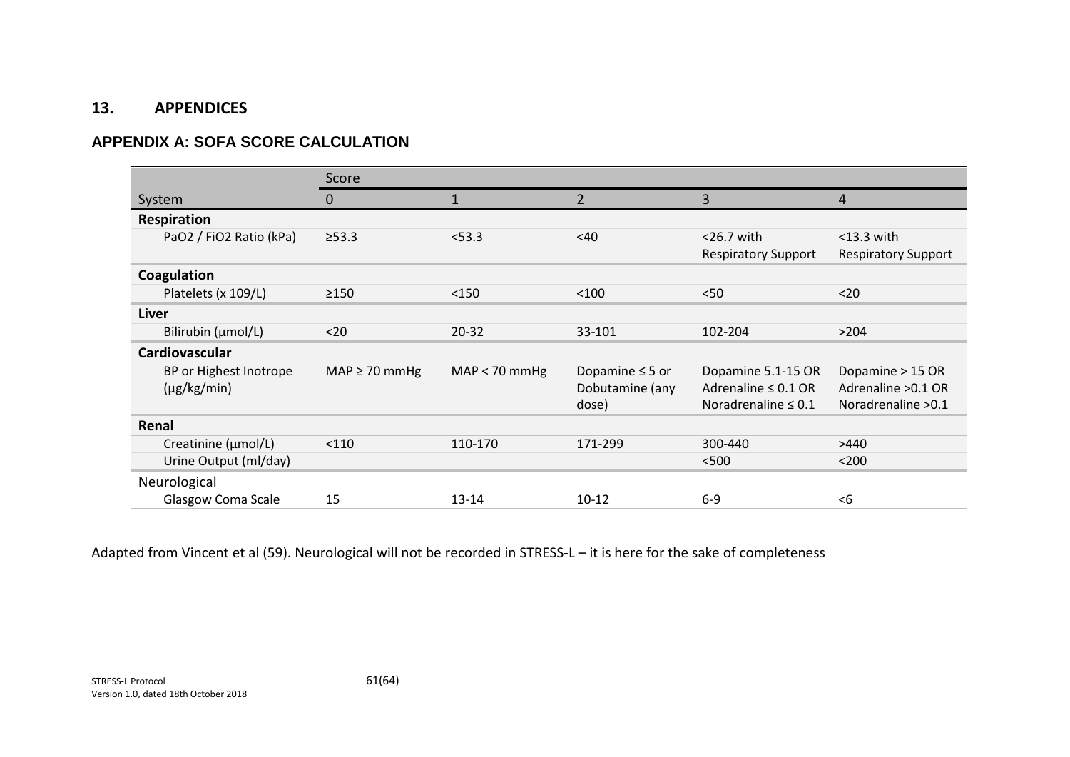## 13. APPENDICES

### APPENDIX A: SOFA SCORE CALCULATION

| | Score | | | | |
|---|---|---|---|---|---|
| System | 0 | 1 | 2 | 3 | 4 |
| **Respiration** | | | | | |
| PaO2 / FiO2 Ratio (kPa) | ≥53.3 | <53.3 | <40 | <26.7 with Respiratory Support | <13.3 with Respiratory Support |
| **Coagulation** | | | | | |
| Platelets (x 109/L) | ≥150 | <150 | <100 | <50 | <20 |
| **Liver** | | | | | |
| Bilirubin (µmol/L) | <20 | 20-32 | 33-101 | 102-204 | >204 |
| **Cardiovascular** | | | | | |
| BP or Highest Inotrope (µg/kg/min) | MAP ≥ 70 mmHg | MAP < 70 mmHg | Dopamine ≤ 5 or Dobutamine (any dose) | Dopamine 5.1-15 OR Adrenaline ≤ 0.1 OR Noradrenaline ≤ 0.1 | Dopamine > 15 OR Adrenaline >0.1 OR Noradrenaline >0.1 |
| **Renal** | | | | | |
| Creatinine (µmol/L) | <110 | 110-170 | 171-299 | 300-440 | >440 |
| Urine Output (ml/day) | | | | <500 | <200 |
| Neurological | | | | | |
| Glasgow Coma Scale | 15 | 13-14 | 10-12 | 6-9 | <6 |

Adapted from Vincent et al (59). Neurological will not be recorded in STRESS-L – it is here for the sake of completeness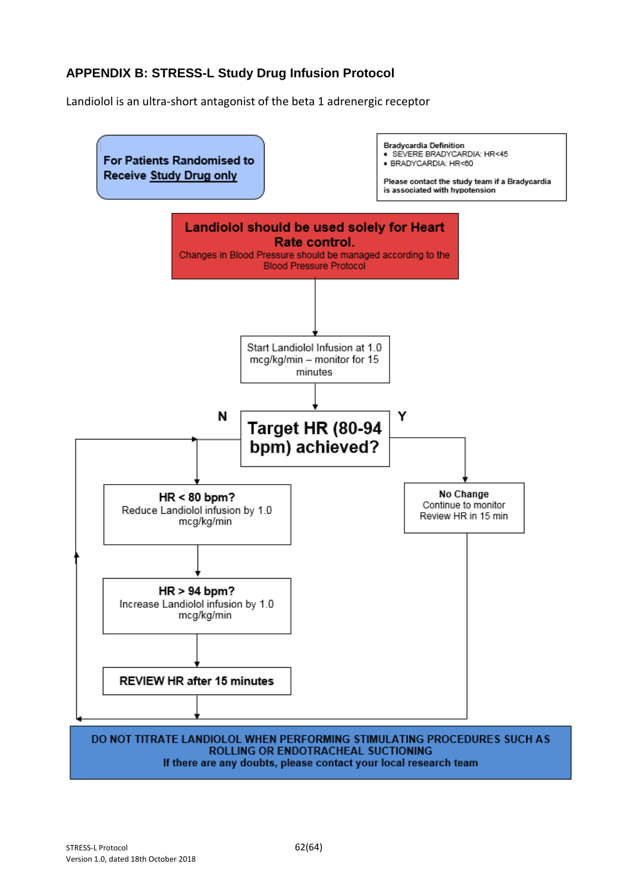### APPENDIX B: STRESS-L Study Drug Infusion Protocol

Landiolol is an ultra-short antagonist of the beta 1 adrenergic receptor

**For Patients Randomised to Receive Study Drug only**

Bradycardia Definition

- SEVERE BRADYCARDIA: HR<45
- BRADYCARDIA: HR<60

Please contact the study team if a Bradycardia is associated with hypotension

**Landiolol should be used solely for Heart Rate control.**
Changes in Blood Pressure should be managed according to the Blood Pressure Protocol

Start Landiolol Infusion at 1.0 mcg/kg/min – monitor for 15 minutes

**Target HR (80-94 bpm) achieved?**

**N**

**HR < 80 bpm?**
Reduce Landiolol infusion by 1.0 mcg/kg/min

**HR > 94 bpm?**
Increase Landiolol infusion by 1.0 mcg/kg/min

**REVIEW HR after 15 minutes**

**Y**

**No Change**
Continue to monitor
Review HR in 15 min

**DO NOT TITRATE LANDIOLOL WHEN PERFORMING STIMULATING PROCEDURES SUCH AS ROLLING OR ENDOTRACHEAL SUCTIONING**
**If there are any doubts, please contact your local research team**

STRESS-L Protocol
Version 1.0, dated 18th October 2018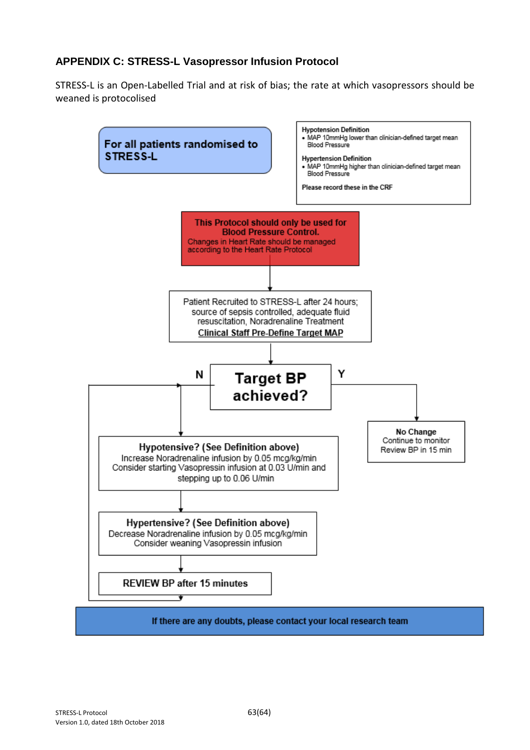## APPENDIX C: STRESS-L Vasopressor Infusion Protocol

STRESS-L is an Open-Labelled Trial and at risk of bias; the rate at which vasopressors should be weaned is protocolised

**For all patients randomised to STRESS-L**

**Hypotension Definition**
- MAP 10mmHg lower than clinician-defined target mean Blood Pressure

**Hypertension Definition**
- MAP 10mmHg higher than clinician-defined target mean Blood Pressure

Please record these in the CRF

**This Protocol should only be used for Blood Pressure Control.**
Changes in Heart Rate should be managed according to the Heart Rate Protocol

Patient Recruited to STRESS-L after 24 hours; source of sepsis controlled, adequate fluid resuscitation, Noradrenaline Treatment
**Clinical Staff Pre-Define Target MAP**

**Target BP achieved?**

**Y:** **No Change**
Continue to monitor
Review BP in 15 min

**N:**

**Hypotensive? (See Definition above)**
Increase Noradrenaline infusion by 0.05 mcg/kg/min
Consider starting Vasopressin infusion at 0.03 U/min and stepping up to 0.06 U/min

**Hypertensive? (See Definition above)**
Decrease Noradrenaline infusion by 0.05 mcg/kg/min
Consider weaning Vasopressin infusion

**REVIEW BP after 15 minutes**

**If there are any doubts, please contact your local research team**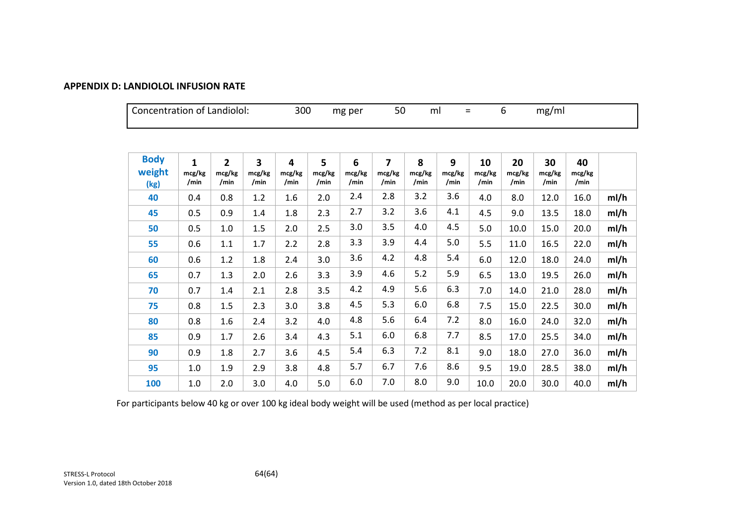## APPENDIX D: LANDIOLOL INFUSION RATE

| Concentration of Landiolol: | 300 | mg per | 50 | ml | = | 6 | mg/ml |
|---|---|---|---|---|---|---|---|

| Body weight (kg) | 1 mcg/kg /min | 2 mcg/kg /min | 3 mcg/kg /min | 4 mcg/kg /min | 5 mcg/kg /min | 6 mcg/kg /min | 7 mcg/kg /min | 8 mcg/kg /min | 9 mcg/kg /min | 10 mcg/kg /min | 20 mcg/kg /min | 30 mcg/kg /min | 40 mcg/kg /min | |
|---|---|---|---|---|---|---|---|---|---|---|---|---|---|---|
| 40 | 0.4 | 0.8 | 1.2 | 1.6 | 2.0 | 2.4 | 2.8 | 3.2 | 3.6 | 4.0 | 8.0 | 12.0 | 16.0 | ml/h |
| 45 | 0.5 | 0.9 | 1.4 | 1.8 | 2.3 | 2.7 | 3.2 | 3.6 | 4.1 | 4.5 | 9.0 | 13.5 | 18.0 | ml/h |
| 50 | 0.5 | 1.0 | 1.5 | 2.0 | 2.5 | 3.0 | 3.5 | 4.0 | 4.5 | 5.0 | 10.0 | 15.0 | 20.0 | ml/h |
| 55 | 0.6 | 1.1 | 1.7 | 2.2 | 2.8 | 3.3 | 3.9 | 4.4 | 5.0 | 5.5 | 11.0 | 16.5 | 22.0 | ml/h |
| 60 | 0.6 | 1.2 | 1.8 | 2.4 | 3.0 | 3.6 | 4.2 | 4.8 | 5.4 | 6.0 | 12.0 | 18.0 | 24.0 | ml/h |
| 65 | 0.7 | 1.3 | 2.0 | 2.6 | 3.3 | 3.9 | 4.6 | 5.2 | 5.9 | 6.5 | 13.0 | 19.5 | 26.0 | ml/h |
| 70 | 0.7 | 1.4 | 2.1 | 2.8 | 3.5 | 4.2 | 4.9 | 5.6 | 6.3 | 7.0 | 14.0 | 21.0 | 28.0 | ml/h |
| 75 | 0.8 | 1.5 | 2.3 | 3.0 | 3.8 | 4.5 | 5.3 | 6.0 | 6.8 | 7.5 | 15.0 | 22.5 | 30.0 | ml/h |
| 80 | 0.8 | 1.6 | 2.4 | 3.2 | 4.0 | 4.8 | 5.6 | 6.4 | 7.2 | 8.0 | 16.0 | 24.0 | 32.0 | ml/h |
| 85 | 0.9 | 1.7 | 2.6 | 3.4 | 4.3 | 5.1 | 6.0 | 6.8 | 7.7 | 8.5 | 17.0 | 25.5 | 34.0 | ml/h |
| 90 | 0.9 | 1.8 | 2.7 | 3.6 | 4.5 | 5.4 | 6.3 | 7.2 | 8.1 | 9.0 | 18.0 | 27.0 | 36.0 | ml/h |
| 95 | 1.0 | 1.9 | 2.9 | 3.8 | 4.8 | 5.7 | 6.7 | 7.6 | 8.6 | 9.5 | 19.0 | 28.5 | 38.0 | ml/h |
| 100 | 1.0 | 2.0 | 3.0 | 4.0 | 5.0 | 6.0 | 7.0 | 8.0 | 9.0 | 10.0 | 20.0 | 30.0 | 40.0 | ml/h |

For participants below 40 kg or over 100 kg ideal body weight will be used (method as per local practice)